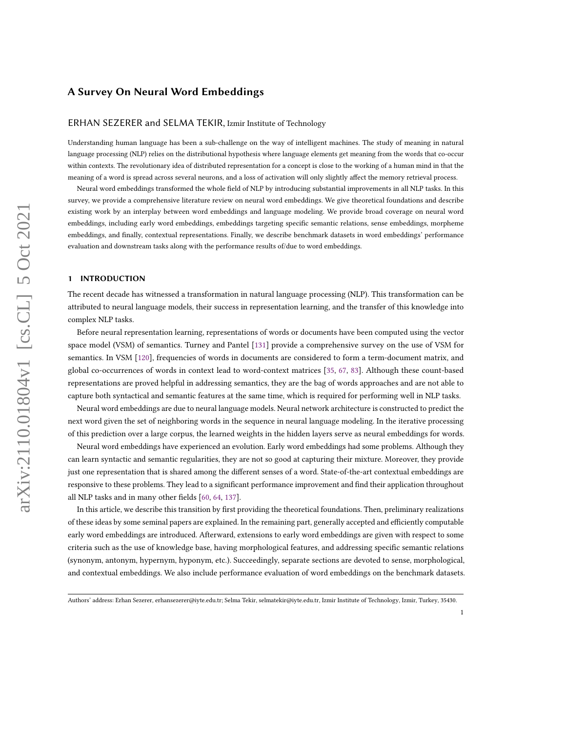# A Survey On Neural Word Embeddings

ERHAN SEZERER and SELMA TEKIR, Izmir Institute of Technology

Understanding human language has been a sub-challenge on the way of intelligent machines. The study of meaning in natural language processing (NLP) relies on the distributional hypothesis where language elements get meaning from the words that co-occur within contexts. The revolutionary idea of distributed representation for a concept is close to the working of a human mind in that the meaning of a word is spread across several neurons, and a loss of activation will only slightly affect the memory retrieval process.

Neural word embeddings transformed the whole field of NLP by introducing substantial improvements in all NLP tasks. In this survey, we provide a comprehensive literature review on neural word embeddings. We give theoretical foundations and describe existing work by an interplay between word embeddings and language modeling. We provide broad coverage on neural word embeddings, including early word embeddings, embeddings targeting specific semantic relations, sense embeddings, morpheme embeddings, and finally, contextual representations. Finally, we describe benchmark datasets in word embeddings' performance evaluation and downstream tasks along with the performance results of/due to word embeddings.

## 1 INTRODUCTION

The recent decade has witnessed a transformation in natural language processing (NLP). This transformation can be attributed to neural language models, their success in representation learning, and the transfer of this knowledge into complex NLP tasks.

Before neural representation learning, representations of words or documents have been computed using the vector space model (VSM) of semantics. Turney and Pantel [131] provide a comprehensive survey on the use of VSM for semantics. In VSM [120], frequencies of words in documents are considered to form a term-document matrix, and global co-occurrences of words in context lead to word-context matrices [35, 67, 83]. Although these count-based representations are proved helpful in addressing semantics, they are the bag of words approaches and are not able to capture both syntactical and semantic features at the same time, which is required for performing well in NLP tasks.

Neural word embeddings are due to neural language models. Neural network architecture is constructed to predict the next word given the set of neighboring words in the sequence in neural language modeling. In the iterative processing of this prediction over a large corpus, the learned weights in the hidden layers serve as neural embeddings for words.

Neural word embeddings have experienced an evolution. Early word embeddings had some problems. Although they can learn syntactic and semantic regularities, they are not so good at capturing their mixture. Moreover, they provide just one representation that is shared among the different senses of a word. State-of-the-art contextual embeddings are responsive to these problems. They lead to a significant performance improvement and find their application throughout all NLP tasks and in many other fields [60, 64, 137].

In this article, we describe this transition by first providing the theoretical foundations. Then, preliminary realizations of these ideas by some seminal papers are explained. In the remaining part, generally accepted and efficiently computable early word embeddings are introduced. Afterward, extensions to early word embeddings are given with respect to some criteria such as the use of knowledge base, having morphological features, and addressing specific semantic relations (synonym, antonym, hypernym, hyponym, etc.). Succeedingly, separate sections are devoted to sense, morphological, and contextual embeddings. We also include performance evaluation of word embeddings on the benchmark datasets.

Authors' address: Erhan Sezerer, erhansezerer@iyte.edu.tr; Selma Tekir, selmatekir@iyte.edu.tr, Izmir Institute of Technology, Izmir, Turkey, 35430.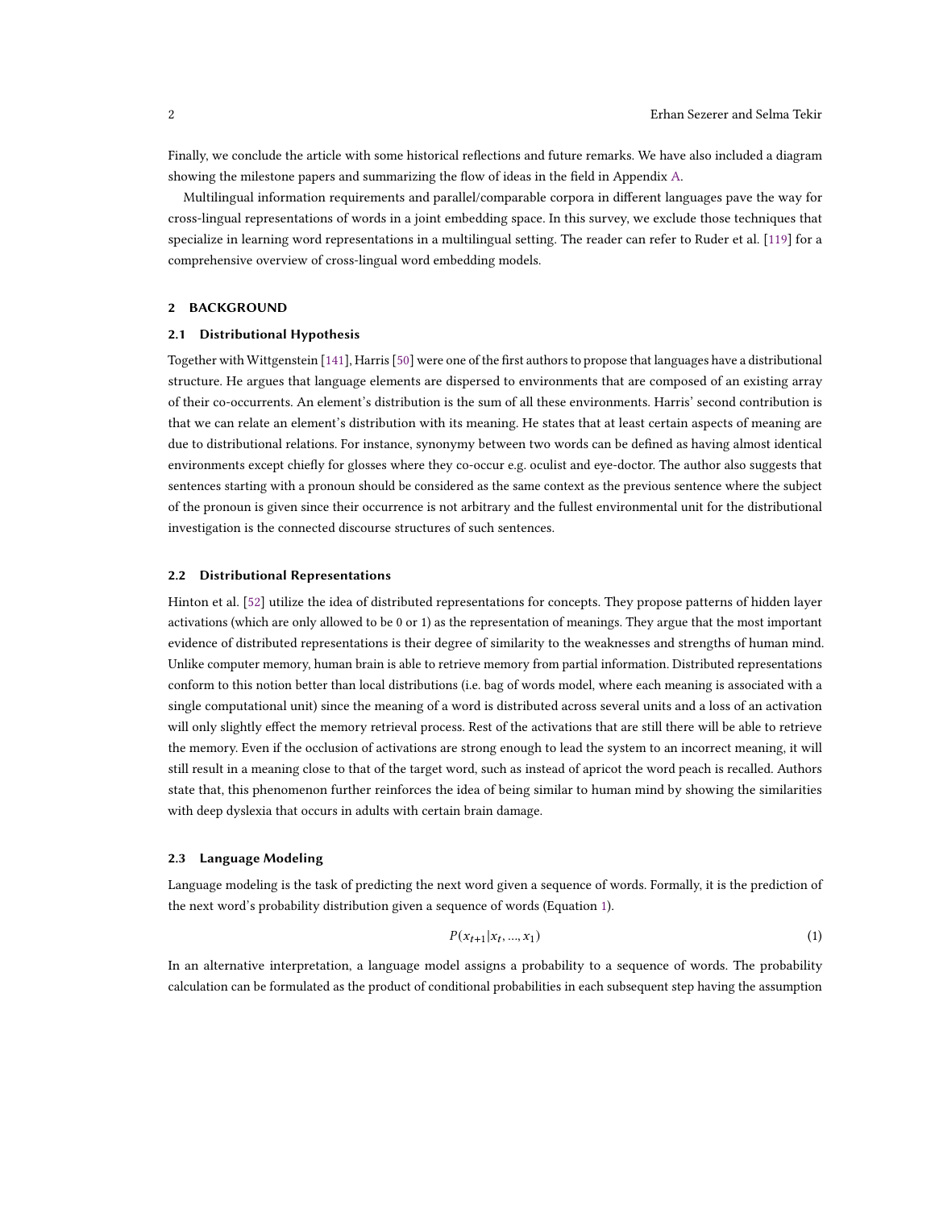Finally, we conclude the article with some historical reflections and future remarks. We have also included a diagram showing the milestone papers and summarizing the flow of ideas in the field in Appendix A.

Multilingual information requirements and parallel/comparable corpora in different languages pave the way for cross-lingual representations of words in a joint embedding space. In this survey, we exclude those techniques that specialize in learning word representations in a multilingual setting. The reader can refer to Ruder et al. [119] for a comprehensive overview of cross-lingual word embedding models.

## 2 BACKGROUND

### 2.1 Distributional Hypothesis

Together with Wittgenstein [141], Harris [50] were one of the first authors to propose that languages have a distributional structure. He argues that language elements are dispersed to environments that are composed of an existing array of their co-occurrents. An element's distribution is the sum of all these environments. Harris' second contribution is that we can relate an element's distribution with its meaning. He states that at least certain aspects of meaning are due to distributional relations. For instance, synonymy between two words can be defined as having almost identical environments except chiefly for glosses where they co-occur e.g. oculist and eye-doctor. The author also suggests that sentences starting with a pronoun should be considered as the same context as the previous sentence where the subject of the pronoun is given since their occurrence is not arbitrary and the fullest environmental unit for the distributional investigation is the connected discourse structures of such sentences.

### 2.2 Distributional Representations

Hinton et al. [52] utilize the idea of distributed representations for concepts. They propose patterns of hidden layer activations (which are only allowed to be 0 or 1) as the representation of meanings. They argue that the most important evidence of distributed representations is their degree of similarity to the weaknesses and strengths of human mind. Unlike computer memory, human brain is able to retrieve memory from partial information. Distributed representations conform to this notion better than local distributions (i.e. bag of words model, where each meaning is associated with a single computational unit) since the meaning of a word is distributed across several units and a loss of an activation will only slightly effect the memory retrieval process. Rest of the activations that are still there will be able to retrieve the memory. Even if the occlusion of activations are strong enough to lead the system to an incorrect meaning, it will still result in a meaning close to that of the target word, such as instead of apricot the word peach is recalled. Authors state that, this phenomenon further reinforces the idea of being similar to human mind by showing the similarities with deep dyslexia that occurs in adults with certain brain damage.

### 2.3 Language Modeling

Language modeling is the task of predicting the next word given a sequence of words. Formally, it is the prediction of the next word's probability distribution given a sequence of words (Equation 1).

$$P(x_{t+1}|x_t, ..., x_1) \tag{1}$$

In an alternative interpretation, a language model assigns a probability to a sequence of words. The probability calculation can be formulated as the product of conditional probabilities in each subsequent step having the assumption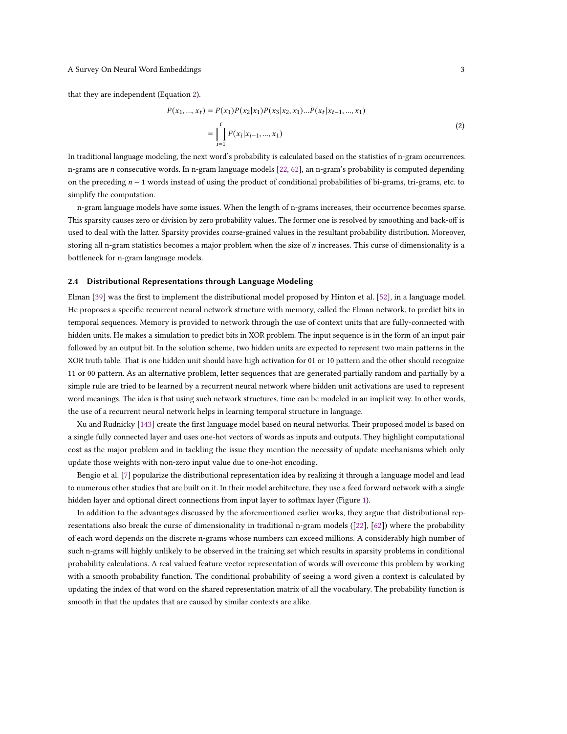that they are independent (Equation 2).

$$
\begin{aligned}
P(x_1, ..., x_t) &= P(x_1)P(x_2|x_1)P(x_3|x_2, x_1)...P(x_t|x_{t-1}, ..., x_1) \\
&= \prod_{i=1}^{t} P(x_i|x_{i-1}, ..., x_1)
\end{aligned}
\tag{2}
$$

In traditional language modeling, the next word's probability is calculated based on the statistics of n-gram occurrences. n-grams are $n$ consecutive words. In n-gram language models [22, 62], an n-gram's probability is computed depending on the preceding $n - 1$ words instead of using the product of conditional probabilities of bi-grams, tri-grams, etc. to simplify the computation.

n-gram language models have some issues. When the length of n-grams increases, their occurrence becomes sparse. This sparsity causes zero or division by zero probability values. The former one is resolved by smoothing and back-off is used to deal with the latter. Sparsity provides coarse-grained values in the resultant probability distribution. Moreover, storing all n-gram statistics becomes a major problem when the size of $n$ increases. This curse of dimensionality is a bottleneck for n-gram language models.

### 2.4 Distributional Representations through Language Modeling

Elman [39] was the first to implement the distributional model proposed by Hinton et al. [52], in a language model. He proposes a specific recurrent neural network structure with memory, called the Elman network, to predict bits in temporal sequences. Memory is provided to network through the use of context units that are fully-connected with hidden units. He makes a simulation to predict bits in XOR problem. The input sequence is in the form of an input pair followed by an output bit. In the solution scheme, two hidden units are expected to represent two main patterns in the XOR truth table. That is one hidden unit should have high activation for 01 or 10 pattern and the other should recognize 11 or 00 pattern. As an alternative problem, letter sequences that are generated partially random and partially by a simple rule are tried to be learned by a recurrent neural network where hidden unit activations are used to represent word meanings. The idea is that using such network structures, time can be modeled in an implicit way. In other words, the use of a recurrent neural network helps in learning temporal structure in language.

Xu and Rudnicky [143] create the first language model based on neural networks. Their proposed model is based on a single fully connected layer and uses one-hot vectors of words as inputs and outputs. They highlight computational cost as the major problem and in tackling the issue they mention the necessity of update mechanisms which only update those weights with non-zero input value due to one-hot encoding.

Bengio et al. [7] popularize the distributional representation idea by realizing it through a language model and lead to numerous other studies that are built on it. In their model architecture, they use a feed forward network with a single hidden layer and optional direct connections from input layer to softmax layer (Figure 1).

In addition to the advantages discussed by the aforementioned earlier works, they argue that distributional representations also break the curse of dimensionality in traditional n-gram models ([22], [62]) where the probability of each word depends on the discrete n-grams whose numbers can exceed millions. A considerably high number of such n-grams will highly unlikely to be observed in the training set which results in sparsity problems in conditional probability calculations. A real valued feature vector representation of words will overcome this problem by working with a smooth probability function. The conditional probability of seeing a word given a context is calculated by updating the index of that word on the shared representation matrix of all the vocabulary. The probability function is smooth in that the updates that are caused by similar contexts are alike.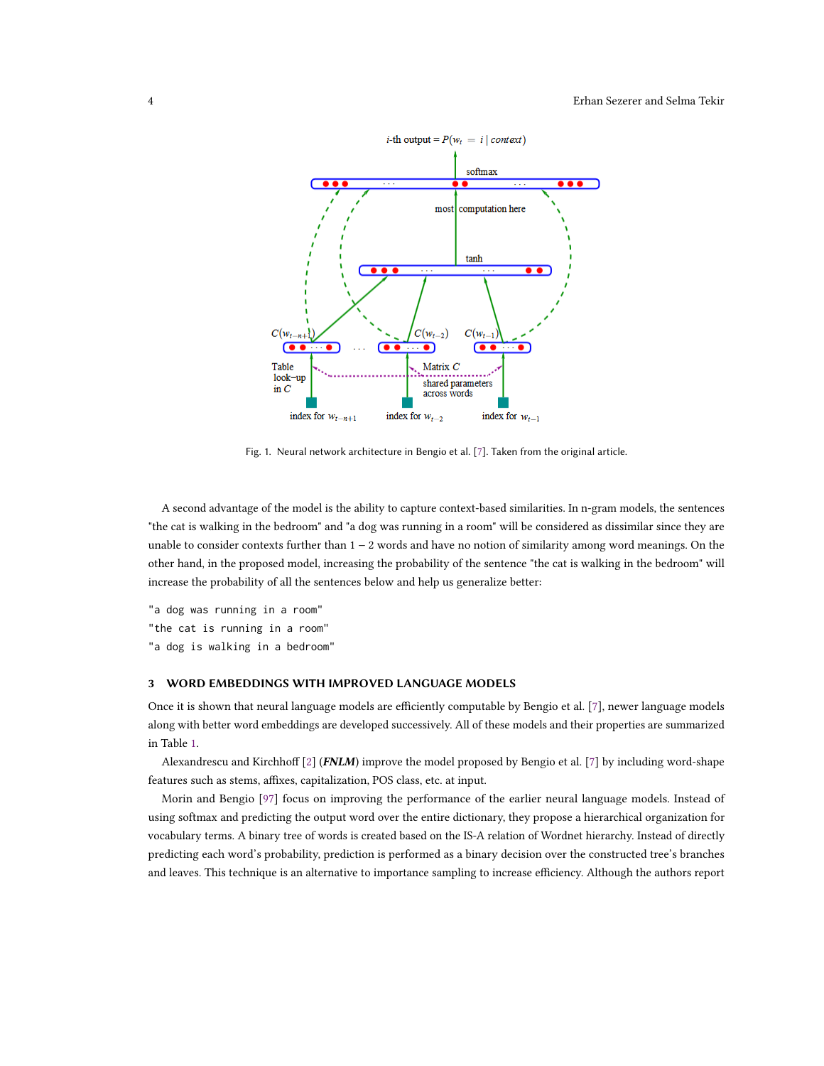Fig. 1. Neural network architecture in Bengio et al. [7]. Taken from the original article.

A second advantage of the model is the ability to capture context-based similarities. In n-gram models, the sentences "the cat is walking in the bedroom" and "a dog was running in a room" will be considered as dissimilar since they are unable to consider contexts further than $1-2$ words and have no notion of similarity among word meanings. On the other hand, in the proposed model, increasing the probability of the sentence "the cat is walking in the bedroom" will increase the probability of all the sentences below and help us generalize better:

```
"a dog was running in a room"
"the cat is running in a room"
"a dog is walking in a bedroom"
```

## 3 WORD EMBEDDINGS WITH IMPROVED LANGUAGE MODELS

Once it is shown that neural language models are efficiently computable by Bengio et al. [7], newer language models along with better word embeddings are developed successively. All of these models and their properties are summarized in Table 1.

Alexandrescu and Kirchhoff [2] (***FNLM***) improve the model proposed by Bengio et al. [7] by including word-shape features such as stems, affixes, capitalization, POS class, etc. at input.

Morin and Bengio [97] focus on improving the performance of the earlier neural language models. Instead of using softmax and predicting the output word over the entire dictionary, they propose a hierarchical organization for vocabulary terms. A binary tree of words is created based on the IS-A relation of Wordnet hierarchy. Instead of directly predicting each word's probability, prediction is performed as a binary decision over the constructed tree's branches and leaves. This technique is an alternative to importance sampling to increase efficiency. Although the authors report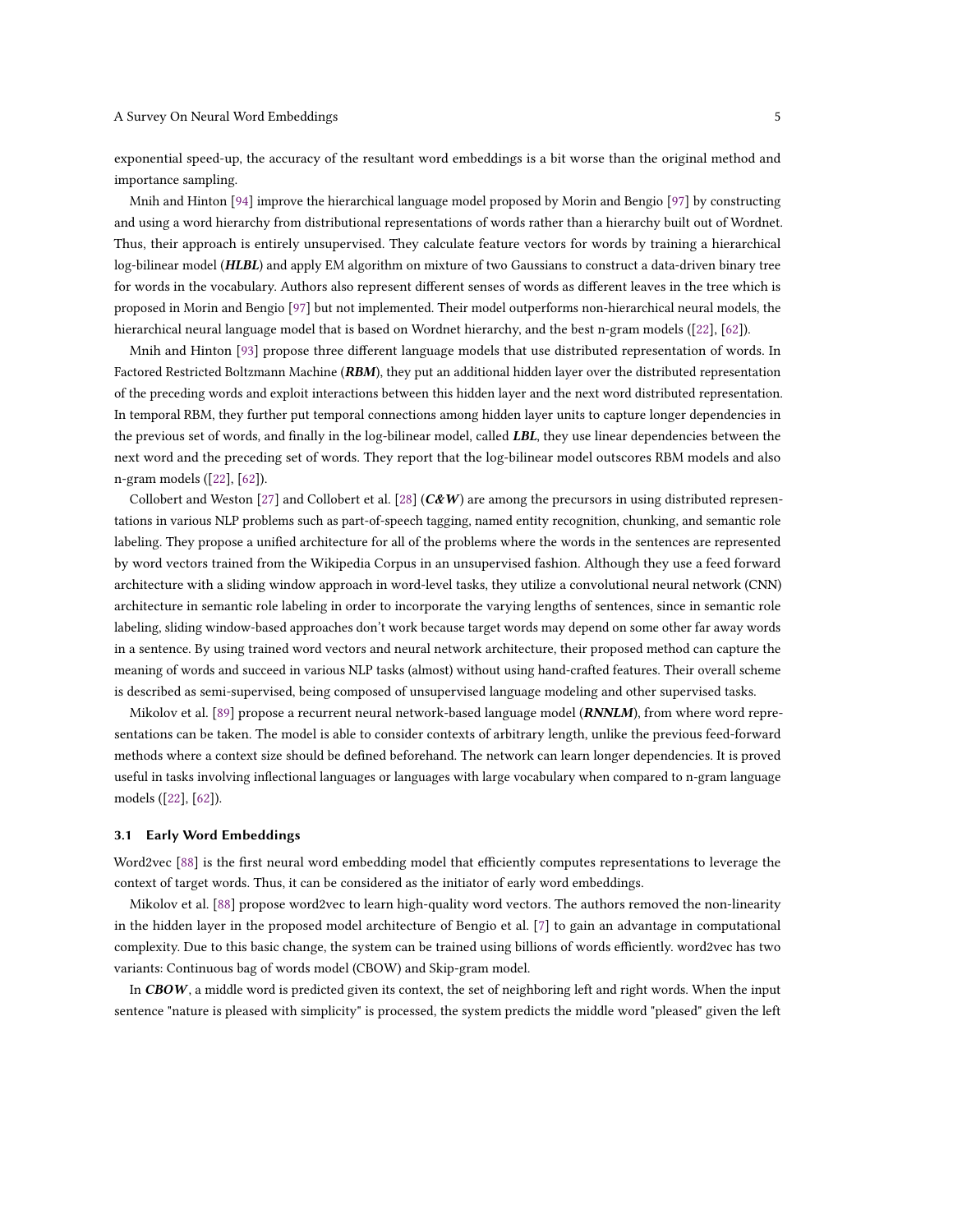exponential speed-up, the accuracy of the resultant word embeddings is a bit worse than the original method and importance sampling.

Mnih and Hinton [94] improve the hierarchical language model proposed by Morin and Bengio [97] by constructing and using a word hierarchy from distributional representations of words rather than a hierarchy built out of Wordnet. Thus, their approach is entirely unsupervised. They calculate feature vectors for words by training a hierarchical log-bilinear model (***HLBL***) and apply EM algorithm on mixture of two Gaussians to construct a data-driven binary tree for words in the vocabulary. Authors also represent different senses of words as different leaves in the tree which is proposed in Morin and Bengio [97] but not implemented. Their model outperforms non-hierarchical neural models, the hierarchical neural language model that is based on Wordnet hierarchy, and the best n-gram models ([22], [62]).

Mnih and Hinton [93] propose three different language models that use distributed representation of words. In Factored Restricted Boltzmann Machine (***RBM***), they put an additional hidden layer over the distributed representation of the preceding words and exploit interactions between this hidden layer and the next word distributed representation. In temporal RBM, they further put temporal connections among hidden layer units to capture longer dependencies in the previous set of words, and finally in the log-bilinear model, called ***LBL***, they use linear dependencies between the next word and the preceding set of words. They report that the log-bilinear model outscores RBM models and also n-gram models ([22], [62]).

Collobert and Weston [27] and Collobert et al. [28] (***C&W***) are among the precursors in using distributed representations in various NLP problems such as part-of-speech tagging, named entity recognition, chunking, and semantic role labeling. They propose a unified architecture for all of the problems where the words in the sentences are represented by word vectors trained from the Wikipedia Corpus in an unsupervised fashion. Although they use a feed forward architecture with a sliding window approach in word-level tasks, they utilize a convolutional neural network (CNN) architecture in semantic role labeling in order to incorporate the varying lengths of sentences, since in semantic role labeling, sliding window-based approaches don't work because target words may depend on some other far away words in a sentence. By using trained word vectors and neural network architecture, their proposed method can capture the meaning of words and succeed in various NLP tasks (almost) without using hand-crafted features. Their overall scheme is described as semi-supervised, being composed of unsupervised language modeling and other supervised tasks.

Mikolov et al. [89] propose a recurrent neural network-based language model (***RNNLM***), from where word representations can be taken. The model is able to consider contexts of arbitrary length, unlike the previous feed-forward methods where a context size should be defined beforehand. The network can learn longer dependencies. It is proved useful in tasks involving inflectional languages or languages with large vocabulary when compared to n-gram language models ([22], [62]).

### 3.1 Early Word Embeddings

Word2vec [88] is the first neural word embedding model that efficiently computes representations to leverage the context of target words. Thus, it can be considered as the initiator of early word embeddings.

Mikolov et al. [88] propose word2vec to learn high-quality word vectors. The authors removed the non-linearity in the hidden layer in the proposed model architecture of Bengio et al. [7] to gain an advantage in computational complexity. Due to this basic change, the system can be trained using billions of words efficiently. word2vec has two variants: Continuous bag of words model (CBOW) and Skip-gram model.

In ***CBOW***, a middle word is predicted given its context, the set of neighboring left and right words. When the input sentence "nature is pleased with simplicity" is processed, the system predicts the middle word "pleased" given the left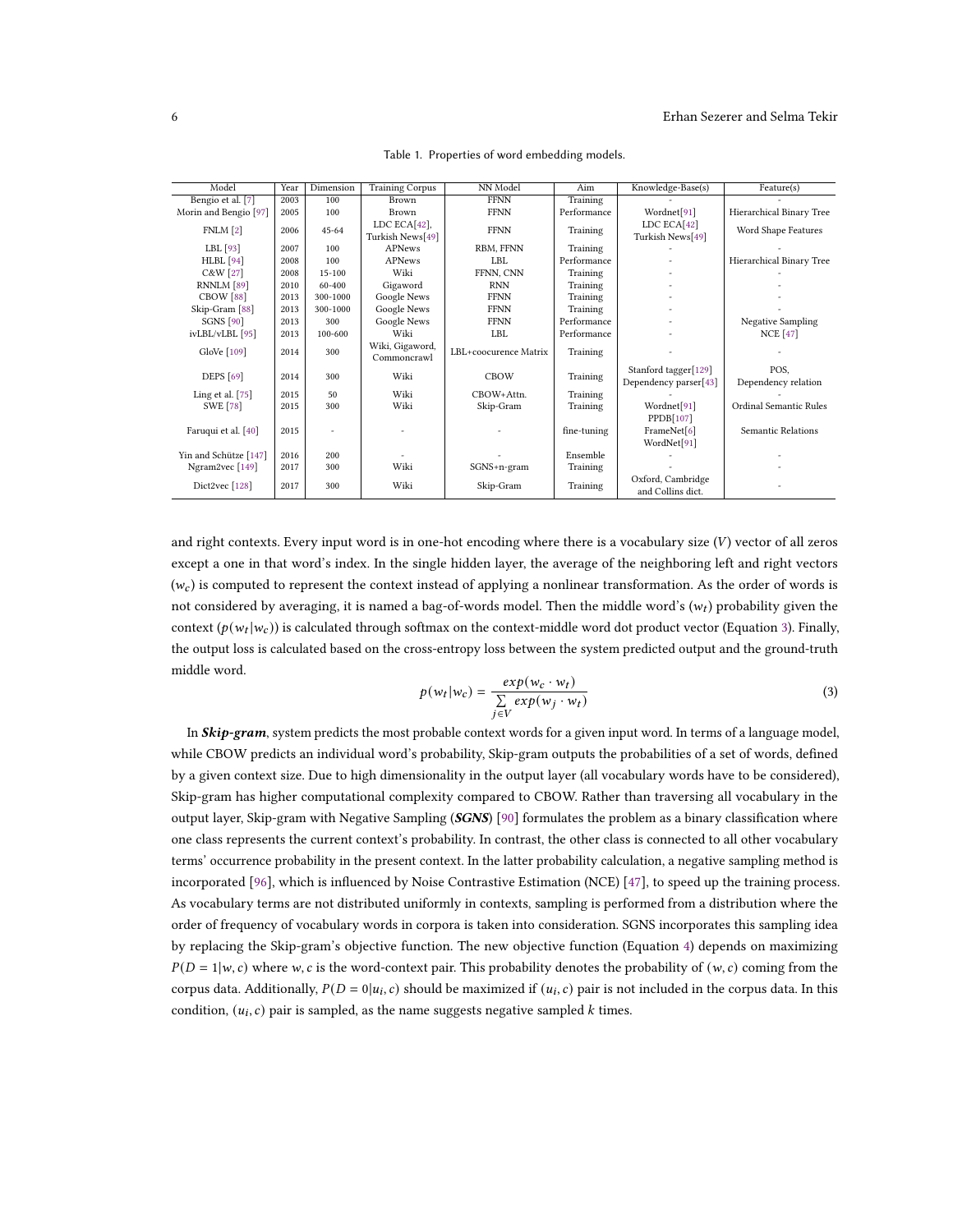Table 1. Properties of word embedding models.

| Model | Year | Dimension | Training Corpus | NN Model | Aim | Knowledge-Base(s) | Feature(s) |
|---|---|---|---|---|---|---|---|
| Bengio et al. [7] | 2003 | 100 | Brown | FFNN | Training | - | - |
| Morin and Bengio [97] | 2005 | 100 | Brown | FFNN | Performance | Wordnet[91] | Hierarchical Binary Tree |
| FNLM [2] | 2006 | 45-64 | LDC ECA[42], Turkish News[49] | FFNN | Training | LDC ECA[42] Turkish News[49] | Word Shape Features |
| LBL [93] | 2007 | 100 | APNews | RBM, FFNN | Training | - | - |
| HLBL [94] | 2008 | 100 | APNews | LBL | Performance | - | Hierarchical Binary Tree |
| C&W [27] | 2008 | 15-100 | Wiki | FFNN, CNN | Training | - | - |
| RNNLM [89] | 2010 | 60-400 | Gigaword | RNN | Training | - | - |
| CBOW [88] | 2013 | 300-1000 | Google News | FFNN | Training | - | - |
| Skip-Gram [88] | 2013 | 300-1000 | Google News | FFNN | Training | - | - |
| SGNS [90] | 2013 | 300 | Google News | FFNN | Performance | - | Negative Sampling |
| ivLBL/vLBL [95] | 2013 | 100-600 | Wiki | LBL | Performance | - | NCE [47] |
| GloVe [109] | 2014 | 300 | Wiki, Gigaword, Commoncrawl | LBL+coocurence Matrix | Training | - | - |
| DEPS [69] | 2014 | 300 | Wiki | CBOW | Training | Stanford tagger[129] Dependency parser[43] | POS, Dependency relation |
| Ling et al. [75] | 2015 | 50 | Wiki | CBOW+Attn. | Training | - | - |
| SWE [78] | 2015 | 300 | Wiki | Skip-Gram | Training | Wordnet[91] | Ordinal Semantic Rules |
| Faruqui et al. [40] | 2015 | - | - | - | fine-tuning | PPDB[107] FrameNet[6] WordNet[91] | Semantic Relations |
| Yin and Schütze [147] | 2016 | 200 | - | - | Ensemble | - | - |
| Ngram2vec [149] | 2017 | 300 | Wiki | SGNS+n-gram | Training | - | - |
| Dict2vec [128] | 2017 | 300 | Wiki | Skip-Gram | Training | Oxford, Cambridge and Collins dict. | - |

and right contexts. Every input word is in one-hot encoding where there is a vocabulary size ($V$) vector of all zeros except a one in that word's index. In the single hidden layer, the average of the neighboring left and right vectors ($w_c$) is computed to represent the context instead of applying a nonlinear transformation. As the order of words is not considered by averaging, it is named a bag-of-words model. Then the middle word's ($w_t$) probability given the context ($p(w_t|w_c)$) is calculated through softmax on the context-middle word dot product vector (Equation 3). Finally, the output loss is calculated based on the cross-entropy loss between the system predicted output and the ground-truth middle word.

$$p(w_t|w_c) = \frac{exp(w_c \cdot w_t)}{\sum_{j \in V} exp(w_j \cdot w_t)} \tag{3}$$

In ***Skip-gram***, system predicts the most probable context words for a given input word. In terms of a language model, while CBOW predicts an individual word's probability, Skip-gram outputs the probabilities of a set of words, defined by a given context size. Due to high dimensionality in the output layer (all vocabulary words have to be considered), Skip-gram has higher computational complexity compared to CBOW. Rather than traversing all vocabulary in the output layer, Skip-gram with Negative Sampling (***SGNS***) [90] formulates the problem as a binary classification where one class represents the current context's probability. In contrast, the other class is connected to all other vocabulary terms' occurrence probability in the present context. In the latter probability calculation, a negative sampling method is incorporated [96], which is influenced by Noise Contrastive Estimation (NCE) [47], to speed up the training process. As vocabulary terms are not distributed uniformly in contexts, sampling is performed from a distribution where the order of frequency of vocabulary words in corpora is taken into consideration. SGNS incorporates this sampling idea by replacing the Skip-gram's objective function. The new objective function (Equation 4) depends on maximizing $P(D = 1|w, c)$ where $w, c$ is the word-context pair. This probability denotes the probability of $(w, c)$ coming from the corpus data. Additionally, $P(D = 0|u_i, c)$ should be maximized if $(u_i, c)$ pair is not included in the corpus data. In this condition, $(u_i, c)$ pair is sampled, as the name suggests negative sampled $k$ times.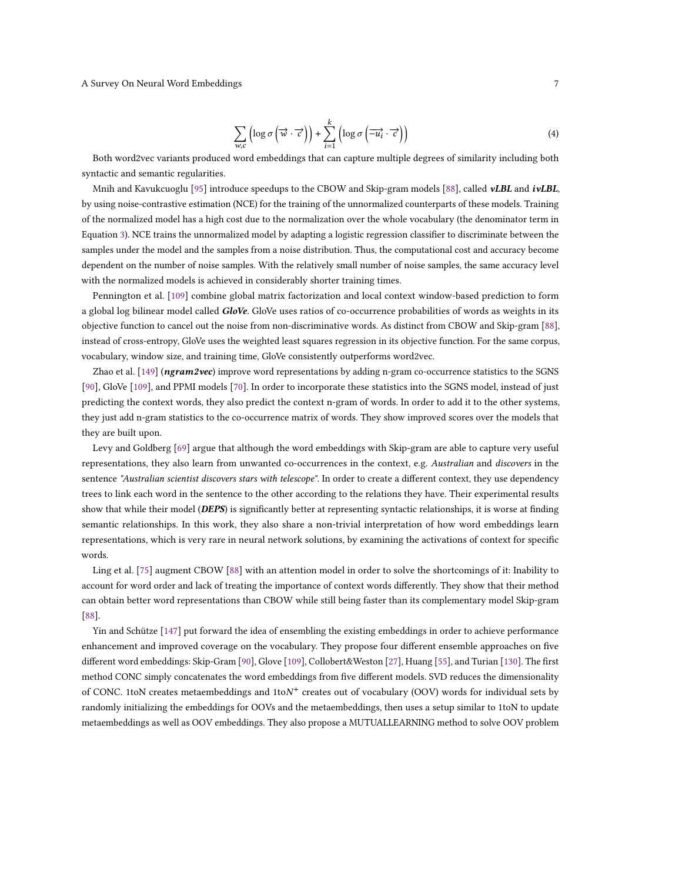$$\sum_{w,c} \left( \log \sigma \left( \overrightarrow{w} \cdot \overrightarrow{c} \right) \right) + \sum_{i=1}^{k} \left( \log \sigma \left( \overrightarrow{-u_i} \cdot \overrightarrow{c} \right) \right) \tag{4}$$

Both word2vec variants produced word embeddings that can capture multiple degrees of similarity including both syntactic and semantic regularities.

Mnih and Kavukcuoglu [95] introduce speedups to the CBOW and Skip-gram models [88], called ***vLBL*** and ***ivLBL***, by using noise-contrastive estimation (NCE) for the training of the unnormalized counterparts of these models. Training of the normalized model has a high cost due to the normalization over the whole vocabulary (the denominator term in Equation 3). NCE trains the unnormalized model by adapting a logistic regression classifier to discriminate between the samples under the model and the samples from a noise distribution. Thus, the computational cost and accuracy become dependent on the number of noise samples. With the relatively small number of noise samples, the same accuracy level with the normalized models is achieved in considerably shorter training times.

Pennington et al. [109] combine global matrix factorization and local context window-based prediction to form a global log bilinear model called ***GloVe***. GloVe uses ratios of co-occurrence probabilities of words as weights in its objective function to cancel out the noise from non-discriminative words. As distinct from CBOW and Skip-gram [88], instead of cross-entropy, GloVe uses the weighted least squares regression in its objective function. For the same corpus, vocabulary, window size, and training time, GloVe consistently outperforms word2vec.

Zhao et al. [149] (***ngram2vec***) improve word representations by adding n-gram co-occurrence statistics to the SGNS [90], GloVe [109], and PPMI models [70]. In order to incorporate these statistics into the SGNS model, instead of just predicting the context words, they also predict the context n-gram of words. In order to add it to the other systems, they just add n-gram statistics to the co-occurrence matrix of words. They show improved scores over the models that they are built upon.

Levy and Goldberg [69] argue that although the word embeddings with Skip-gram are able to capture very useful representations, they also learn from unwanted co-occurrences in the context, e.g. *Australian* and *discovers* in the sentence *"Australian scientist discovers stars with telescope"*. In order to create a different context, they use dependency trees to link each word in the sentence to the other according to the relations they have. Their experimental results show that while their model (***DEPS***) is significantly better at representing syntactic relationships, it is worse at finding semantic relationships. In this work, they also share a non-trivial interpretation of how word embeddings learn representations, which is very rare in neural network solutions, by examining the activations of context for specific words.

Ling et al. [75] augment CBOW [88] with an attention model in order to solve the shortcomings of it: Inability to account for word order and lack of treating the importance of context words differently. They show that their method can obtain better word representations than CBOW while still being faster than its complementary model Skip-gram [88].

Yin and Schütze [147] put forward the idea of ensembling the existing embeddings in order to achieve performance enhancement and improved coverage on the vocabulary. They propose four different ensemble approaches on five different word embeddings: Skip-Gram [90], Glove [109], Collobert&Weston [27], Huang [55], and Turian [130]. The first method CONC simply concatenates the word embeddings from five different models. SVD reduces the dimensionality of CONC. 1toN creates metaembeddings and 1to$N^+$ creates out of vocabulary (OOV) words for individual sets by randomly initializing the embeddings for OOVs and the metaembeddings, then uses a setup similar to 1toN to update metaembeddings as well as OOV embeddings. They also propose a MUTUALLEARNING method to solve OOV problem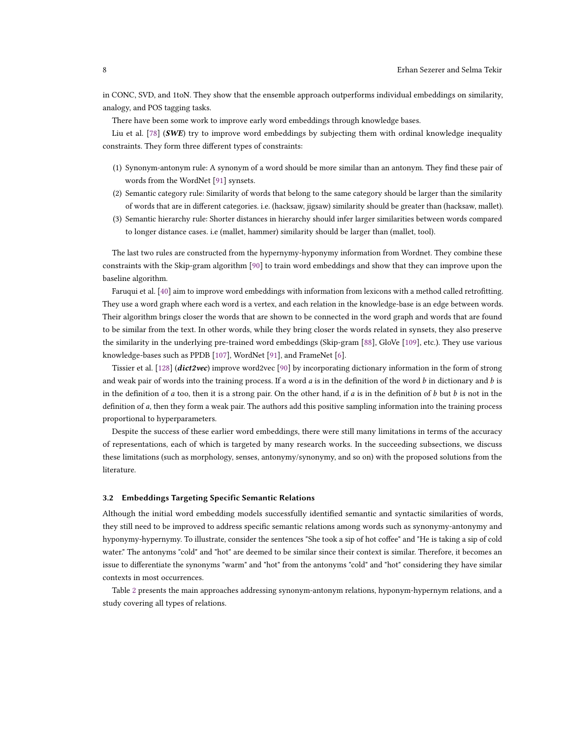in CONC, SVD, and 1toN. They show that the ensemble approach outperforms individual embeddings on similarity, analogy, and POS tagging tasks.

There have been some work to improve early word embeddings through knowledge bases.

Liu et al. [78] (***SWE***) try to improve word embeddings by subjecting them with ordinal knowledge inequality constraints. They form three different types of constraints:

(1) Synonym-antonym rule: A synonym of a word should be more similar than an antonym. They find these pair of words from the WordNet [91] synsets.
(2) Semantic category rule: Similarity of words that belong to the same category should be larger than the similarity of words that are in different categories. i.e. (hacksaw, jigsaw) similarity should be greater than (hacksaw, mallet).
(3) Semantic hierarchy rule: Shorter distances in hierarchy should infer larger similarities between words compared to longer distance cases. i.e (mallet, hammer) similarity should be larger than (mallet, tool).

The last two rules are constructed from the hypernymy-hyponymy information from Wordnet. They combine these constraints with the Skip-gram algorithm [90] to train word embeddings and show that they can improve upon the baseline algorithm.

Faruqui et al. [40] aim to improve word embeddings with information from lexicons with a method called retrofitting. They use a word graph where each word is a vertex, and each relation in the knowledge-base is an edge between words. Their algorithm brings closer the words that are shown to be connected in the word graph and words that are found to be similar from the text. In other words, while they bring closer the words related in synsets, they also preserve the similarity in the underlying pre-trained word embeddings (Skip-gram [88], GloVe [109], etc.). They use various knowledge-bases such as PPDB [107], WordNet [91], and FrameNet [6].

Tissier et al. [128] (***dict2vec***) improve word2vec [90] by incorporating dictionary information in the form of strong and weak pair of words into the training process. If a word $a$ is in the definition of the word $b$ in dictionary and $b$ is in the definition of $a$ too, then it is a strong pair. On the other hand, if $a$ is in the definition of $b$ but $b$ is not in the definition of $a$, then they form a weak pair. The authors add this positive sampling information into the training process proportional to hyperparameters.

Despite the success of these earlier word embeddings, there were still many limitations in terms of the accuracy of representations, each of which is targeted by many research works. In the succeeding subsections, we discuss these limitations (such as morphology, senses, antonymy/synonymy, and so on) with the proposed solutions from the literature.

### 3.2 Embeddings Targeting Specific Semantic Relations

Although the initial word embedding models successfully identified semantic and syntactic similarities of words, they still need to be improved to address specific semantic relations among words such as synonymy-antonymy and hyponymy-hypernymy. To illustrate, consider the sentences "She took a sip of hot coffee" and "He is taking a sip of cold water." The antonyms "cold" and "hot" are deemed to be similar since their context is similar. Therefore, it becomes an issue to differentiate the synonyms "warm" and "hot" from the antonyms "cold" and "hot" considering they have similar contexts in most occurrences.

Table 2 presents the main approaches addressing synonym-antonym relations, hyponym-hypernym relations, and a study covering all types of relations.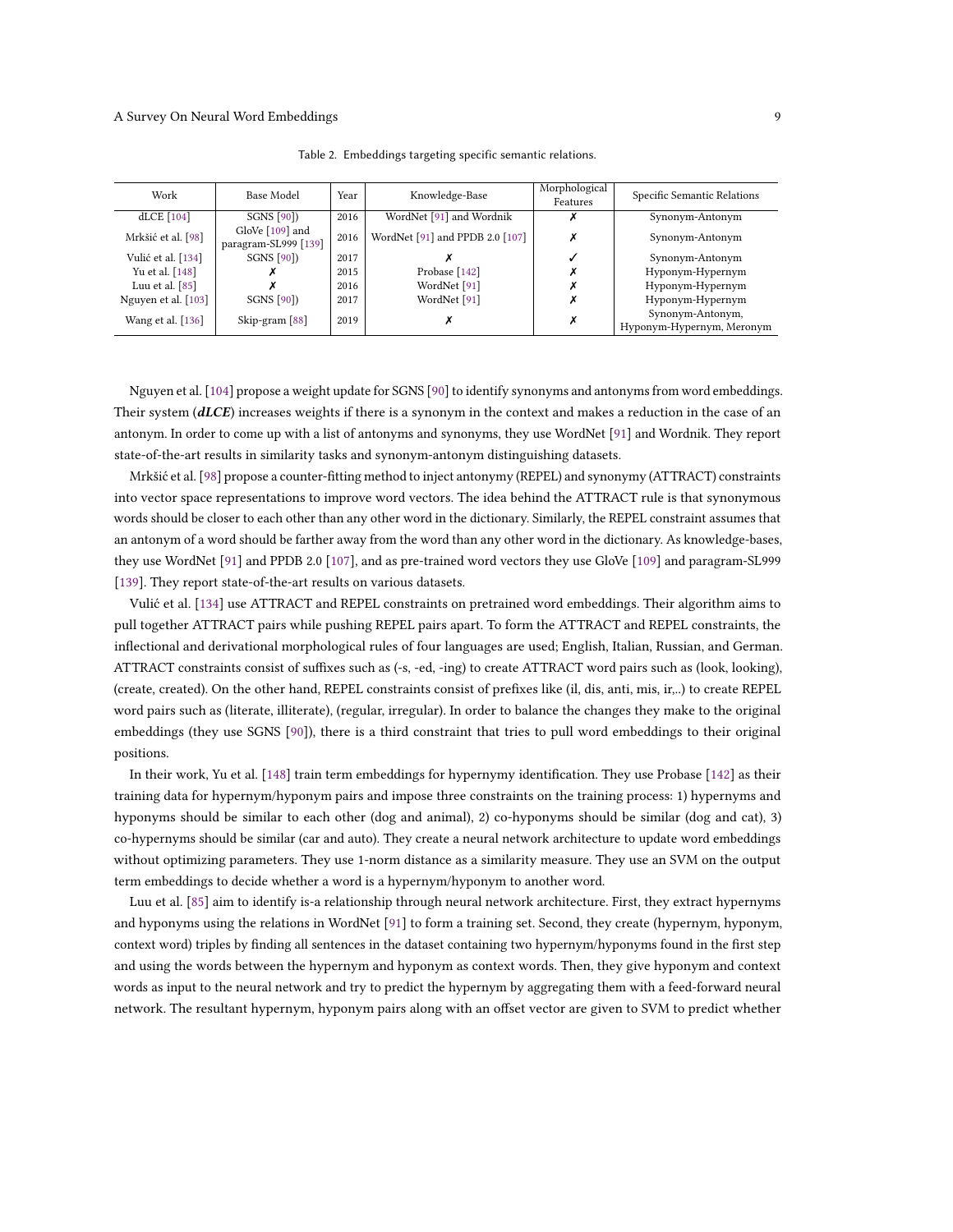Table 2. Embeddings targeting specific semantic relations.

| Work | Base Model | Year | Knowledge-Base | Morphological Features | Specific Semantic Relations |
|---|---|---|---|---|---|
| dLCE [104] | SGNS [90]) | 2016 | WordNet [91] and Wordnik | ✗ | Synonym-Antonym |
| Mrkšić et al. [98] | GloVe [109] and paragram-SL999 [139] | 2016 | WordNet [91] and PPDB 2.0 [107] | ✗ | Synonym-Antonym |
| Vulić et al. [134] | SGNS [90]) | 2017 | ✗ | ✓ | Synonym-Antonym |
| Yu et al. [148] | ✗ | 2015 | Probase [142] | ✗ | Hyponym-Hypernym |
| Luu et al. [85] | ✗ | 2016 | WordNet [91] | ✗ | Hyponym-Hypernym |
| Nguyen et al. [103] | SGNS [90]) | 2017 | WordNet [91] | ✗ | Hyponym-Hypernym |
| Wang et al. [136] | Skip-gram [88] | 2019 | ✗ | ✗ | Synonym-Antonym, Hyponym-Hypernym, Meronym |

Nguyen et al. [104] propose a weight update for SGNS [90] to identify synonyms and antonyms from word embeddings. Their system (***dLCE***) increases weights if there is a synonym in the context and makes a reduction in the case of an antonym. In order to come up with a list of antonyms and synonyms, they use WordNet [91] and Wordnik. They report state-of-the-art results in similarity tasks and synonym-antonym distinguishing datasets.

Mrkšić et al. [98] propose a counter-fitting method to inject antonymy (REPEL) and synonymy (ATTRACT) constraints into vector space representations to improve word vectors. The idea behind the ATTRACT rule is that synonymous words should be closer to each other than any other word in the dictionary. Similarly, the REPEL constraint assumes that an antonym of a word should be farther away from the word than any other word in the dictionary. As knowledge-bases, they use WordNet [91] and PPDB 2.0 [107], and as pre-trained word vectors they use GloVe [109] and paragram-SL999 [139]. They report state-of-the-art results on various datasets.

Vulić et al. [134] use ATTRACT and REPEL constraints on pretrained word embeddings. Their algorithm aims to pull together ATTRACT pairs while pushing REPEL pairs apart. To form the ATTRACT and REPEL constraints, the inflectional and derivational morphological rules of four languages are used; English, Italian, Russian, and German. ATTRACT constraints consist of suffixes such as (-s, -ed, -ing) to create ATTRACT word pairs such as (look, looking), (create, created). On the other hand, REPEL constraints consist of prefixes like (il, dis, anti, mis, ir,..) to create REPEL word pairs such as (literate, illiterate), (regular, irregular). In order to balance the changes they make to the original embeddings (they use SGNS [90]), there is a third constraint that tries to pull word embeddings to their original positions.

In their work, Yu et al. [148] train term embeddings for hypernymy identification. They use Probase [142] as their training data for hypernym/hyponym pairs and impose three constraints on the training process: 1) hypernyms and hyponyms should be similar to each other (dog and animal), 2) co-hyponyms should be similar (dog and cat), 3) co-hypernyms should be similar (car and auto). They create a neural network architecture to update word embeddings without optimizing parameters. They use 1-norm distance as a similarity measure. They use an SVM on the output term embeddings to decide whether a word is a hypernym/hyponym to another word.

Luu et al. [85] aim to identify is-a relationship through neural network architecture. First, they extract hypernyms and hyponyms using the relations in WordNet [91] to form a training set. Second, they create (hypernym, hyponym, context word) triples by finding all sentences in the dataset containing two hypernym/hyponyms found in the first step and using the words between the hypernym and hyponym as context words. Then, they give hyponym and context words as input to the neural network and try to predict the hypernym by aggregating them with a feed-forward neural network. The resultant hypernym, hyponym pairs along with an offset vector are given to SVM to predict whether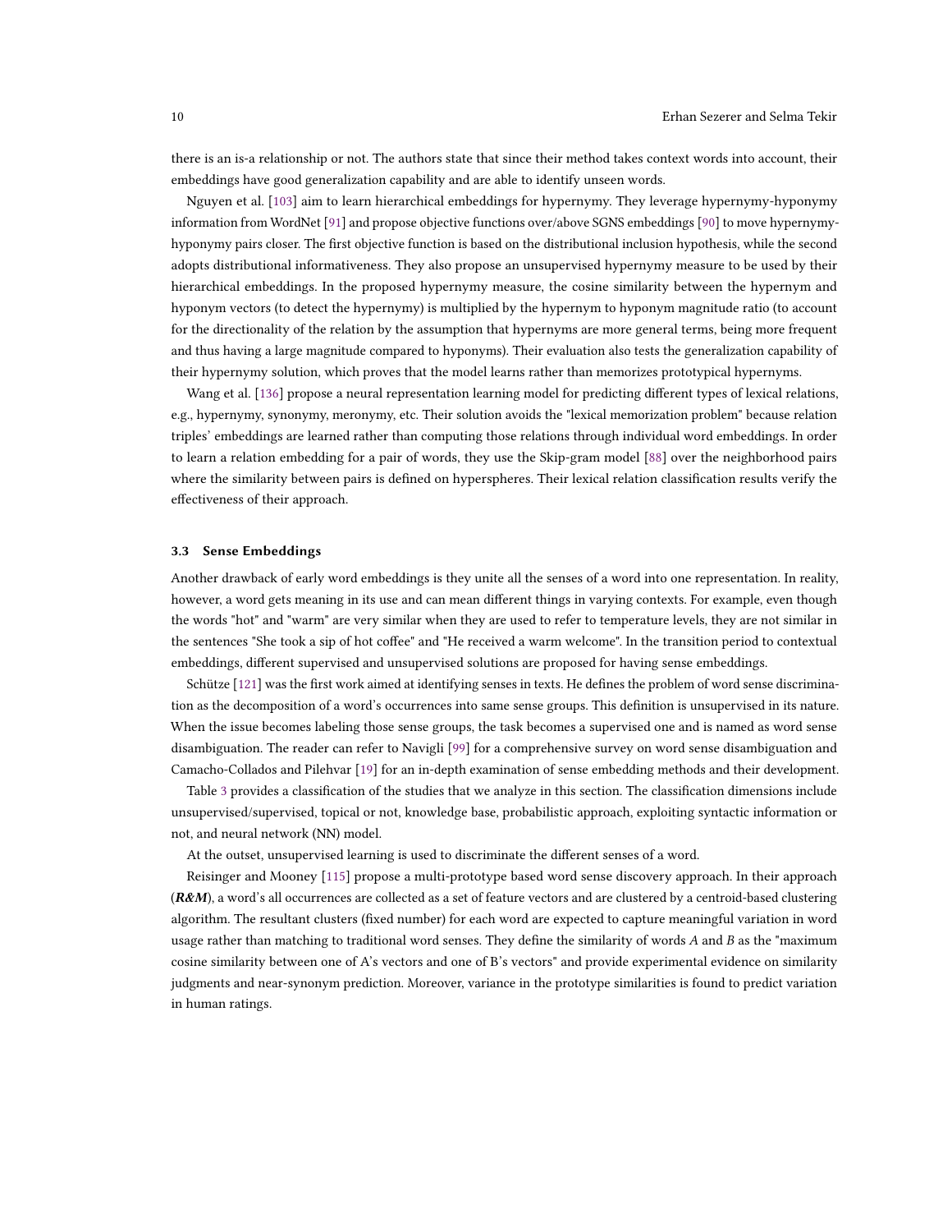there is an is-a relationship or not. The authors state that since their method takes context words into account, their embeddings have good generalization capability and are able to identify unseen words.

Nguyen et al. [103] aim to learn hierarchical embeddings for hypernymy. They leverage hypernymy-hyponymy information from WordNet [91] and propose objective functions over/above SGNS embeddings [90] to move hypernymy-hyponymy pairs closer. The first objective function is based on the distributional inclusion hypothesis, while the second adopts distributional informativeness. They also propose an unsupervised hypernymy measure to be used by their hierarchical embeddings. In the proposed hypernymy measure, the cosine similarity between the hypernym and hyponym vectors (to detect the hypernymy) is multiplied by the hypernym to hyponym magnitude ratio (to account for the directionality of the relation by the assumption that hypernyms are more general terms, being more frequent and thus having a large magnitude compared to hyponyms). Their evaluation also tests the generalization capability of their hypernymy solution, which proves that the model learns rather than memorizes prototypical hypernyms.

Wang et al. [136] propose a neural representation learning model for predicting different types of lexical relations, e.g., hypernymy, synonymy, meronymy, etc. Their solution avoids the "lexical memorization problem" because relation triples' embeddings are learned rather than computing those relations through individual word embeddings. In order to learn a relation embedding for a pair of words, they use the Skip-gram model [88] over the neighborhood pairs where the similarity between pairs is defined on hyperspheres. Their lexical relation classification results verify the effectiveness of their approach.

### 3.3 Sense Embeddings

Another drawback of early word embeddings is they unite all the senses of a word into one representation. In reality, however, a word gets meaning in its use and can mean different things in varying contexts. For example, even though the words "hot" and "warm" are very similar when they are used to refer to temperature levels, they are not similar in the sentences "She took a sip of hot coffee" and "He received a warm welcome". In the transition period to contextual embeddings, different supervised and unsupervised solutions are proposed for having sense embeddings.

Schütze [121] was the first work aimed at identifying senses in texts. He defines the problem of word sense discrimination as the decomposition of a word's occurrences into same sense groups. This definition is unsupervised in its nature. When the issue becomes labeling those sense groups, the task becomes a supervised one and is named as word sense disambiguation. The reader can refer to Navigli [99] for a comprehensive survey on word sense disambiguation and Camacho-Collados and Pilehvar [19] for an in-depth examination of sense embedding methods and their development.

Table 3 provides a classification of the studies that we analyze in this section. The classification dimensions include unsupervised/supervised, topical or not, knowledge base, probabilistic approach, exploiting syntactic information or not, and neural network (NN) model.

At the outset, unsupervised learning is used to discriminate the different senses of a word.

Reisinger and Mooney [115] propose a multi-prototype based word sense discovery approach. In their approach (***R&M***), a word's all occurrences are collected as a set of feature vectors and are clustered by a centroid-based clustering algorithm. The resultant clusters (fixed number) for each word are expected to capture meaningful variation in word usage rather than matching to traditional word senses. They define the similarity of words *A* and *B* as the "maximum cosine similarity between one of A's vectors and one of B's vectors" and provide experimental evidence on similarity judgments and near-synonym prediction. Moreover, variance in the prototype similarities is found to predict variation in human ratings.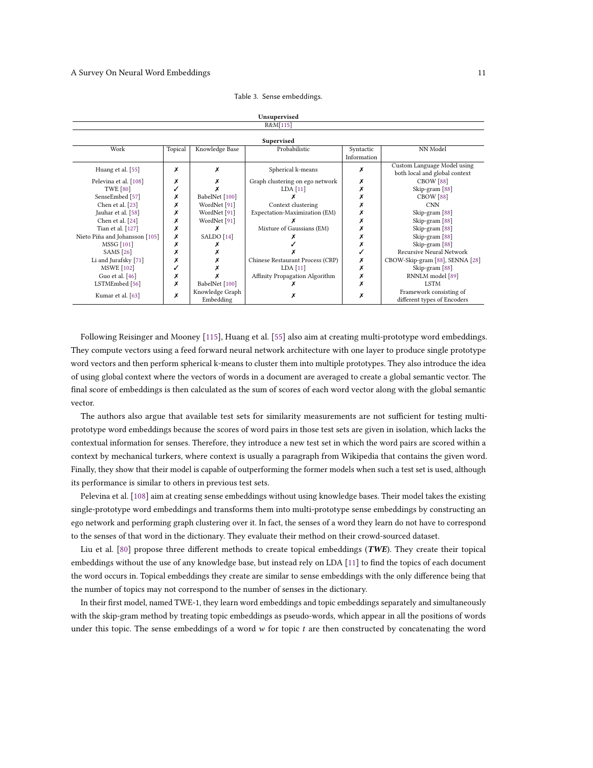Table 3. Sense embeddings.

**Unsupervised**

R&M[115]

**Supervised**

| Work | Topical | Knowledge Base | Probabilistic | Syntactic Information | NN Model |
|---|---|---|---|---|---|
| Huang et al. [55] | ✗ | ✗ | Spherical k-means | ✗ | Custom Language Model using both local and global context |
| Pelevina et al. [108] | ✗ | ✗ | Graph clustering on ego network | ✗ | CBOW [88] |
| TWE [80] | ✓ | ✗ | LDA [11] | ✗ | Skip-gram [88] |
| SenseEmbed [57] | ✗ | BabelNet [100] | ✗ | ✗ | CBOW [88] |
| Chen et al. [23] | ✗ | WordNet [91] | Context clustering | ✗ | CNN |
| Jauhar et al. [58] | ✗ | WordNet [91] | Expectation-Maximization (EM) | ✗ | Skip-gram [88] |
| Chen et al. [24] | ✗ | WordNet [91] | ✗ | ✗ | Skip-gram [88] |
| Tian et al. [127] | ✗ | ✗ | Mixture of Gaussians (EM) | ✗ | Skip-gram [88] |
| Nieto Piña and Johansson [105] | ✗ | SALDO [14] | ✗ | ✗ | Skip-gram [88] |
| MSSG [101] | ✗ | ✗ | ✓ | ✗ | Skip-gram [88] |
| SAMS [26] | ✗ | ✗ | ✗ | ✓ | Recursive Neural Network |
| Li and Jurafsky [71] | ✗ | ✗ | Chinese Restaurant Process (CRP) | ✗ | CBOW-Skip-gram [88], SENNA [28] |
| MSWE [102] | ✓ | ✗ | LDA [11] | ✗ | Skip-gram [88] |
| Guo et al. [46] | ✗ | ✗ | Affinity Propagation Algorithm | ✗ | RNNLM model [89] |
| LSTMEmbed [56] | ✗ | BabelNet [100] | ✗ | ✗ | LSTM |
| Kumar et al. [63] | ✗ | Knowledge Graph Embedding | ✗ | ✗ | Framework consisting of different types of Encoders |

Following Reisinger and Mooney [115], Huang et al. [55] also aim at creating multi-prototype word embeddings. They compute vectors using a feed forward neural network architecture with one layer to produce single prototype word vectors and then perform spherical k-means to cluster them into multiple prototypes. They also introduce the idea of using global context where the vectors of words in a document are averaged to create a global semantic vector. The final score of embeddings is then calculated as the sum of scores of each word vector along with the global semantic vector.

The authors also argue that available test sets for similarity measurements are not sufficient for testing multi-prototype word embeddings because the scores of word pairs in those test sets are given in isolation, which lacks the contextual information for senses. Therefore, they introduce a new test set in which the word pairs are scored within a context by mechanical turkers, where context is usually a paragraph from Wikipedia that contains the given word. Finally, they show that their model is capable of outperforming the former models when such a test set is used, although its performance is similar to others in previous test sets.

Pelevina et al. [108] aim at creating sense embeddings without using knowledge bases. Their model takes the existing single-prototype word embeddings and transforms them into multi-prototype sense embeddings by constructing an ego network and performing graph clustering over it. In fact, the senses of a word they learn do not have to correspond to the senses of that word in the dictionary. They evaluate their method on their crowd-sourced dataset.

Liu et al. [80] propose three different methods to create topical embeddings (***TWE***). They create their topical embeddings without the use of any knowledge base, but instead rely on LDA [11] to find the topics of each document the word occurs in. Topical embeddings they create are similar to sense embeddings with the only difference being that the number of topics may not correspond to the number of senses in the dictionary.

In their first model, named TWE-1, they learn word embeddings and topic embeddings separately and simultaneously with the skip-gram method by treating topic embeddings as pseudo-words, which appear in all the positions of words under this topic. The sense embeddings of a word $w$ for topic $t$ are then constructed by concatenating the word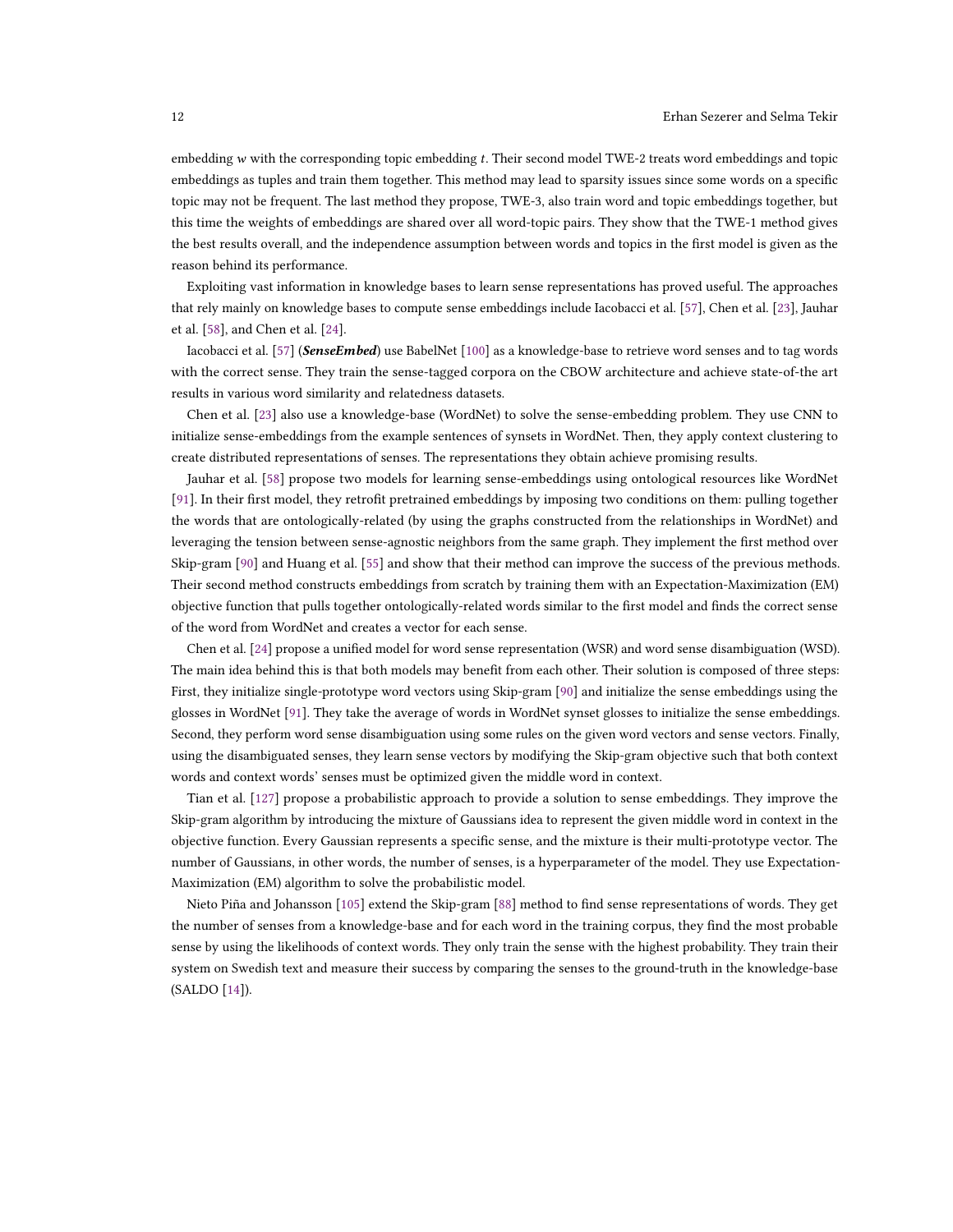embedding $w$ with the corresponding topic embedding $t$. Their second model TWE-2 treats word embeddings and topic embeddings as tuples and train them together. This method may lead to sparsity issues since some words on a specific topic may not be frequent. The last method they propose, TWE-3, also train word and topic embeddings together, but this time the weights of embeddings are shared over all word-topic pairs. They show that the TWE-1 method gives the best results overall, and the independence assumption between words and topics in the first model is given as the reason behind its performance.

Exploiting vast information in knowledge bases to learn sense representations has proved useful. The approaches that rely mainly on knowledge bases to compute sense embeddings include Iacobacci et al. [57], Chen et al. [23], Jauhar et al. [58], and Chen et al. [24].

Iacobacci et al. [57] (***SenseEmbed***) use BabelNet [100] as a knowledge-base to retrieve word senses and to tag words with the correct sense. They train the sense-tagged corpora on the CBOW architecture and achieve state-of-the art results in various word similarity and relatedness datasets.

Chen et al. [23] also use a knowledge-base (WordNet) to solve the sense-embedding problem. They use CNN to initialize sense-embeddings from the example sentences of synsets in WordNet. Then, they apply context clustering to create distributed representations of senses. The representations they obtain achieve promising results.

Jauhar et al. [58] propose two models for learning sense-embeddings using ontological resources like WordNet [91]. In their first model, they retrofit pretrained embeddings by imposing two conditions on them: pulling together the words that are ontologically-related (by using the graphs constructed from the relationships in WordNet) and leveraging the tension between sense-agnostic neighbors from the same graph. They implement the first method over Skip-gram [90] and Huang et al. [55] and show that their method can improve the success of the previous methods. Their second method constructs embeddings from scratch by training them with an Expectation-Maximization (EM) objective function that pulls together ontologically-related words similar to the first model and finds the correct sense of the word from WordNet and creates a vector for each sense.

Chen et al. [24] propose a unified model for word sense representation (WSR) and word sense disambiguation (WSD). The main idea behind this is that both models may benefit from each other. Their solution is composed of three steps: First, they initialize single-prototype word vectors using Skip-gram [90] and initialize the sense embeddings using the glosses in WordNet [91]. They take the average of words in WordNet synset glosses to initialize the sense embeddings. Second, they perform word sense disambiguation using some rules on the given word vectors and sense vectors. Finally, using the disambiguated senses, they learn sense vectors by modifying the Skip-gram objective such that both context words and context words' senses must be optimized given the middle word in context.

Tian et al. [127] propose a probabilistic approach to provide a solution to sense embeddings. They improve the Skip-gram algorithm by introducing the mixture of Gaussians idea to represent the given middle word in context in the objective function. Every Gaussian represents a specific sense, and the mixture is their multi-prototype vector. The number of Gaussians, in other words, the number of senses, is a hyperparameter of the model. They use Expectation-Maximization (EM) algorithm to solve the probabilistic model.

Nieto Piña and Johansson [105] extend the Skip-gram [88] method to find sense representations of words. They get the number of senses from a knowledge-base and for each word in the training corpus, they find the most probable sense by using the likelihoods of context words. They only train the sense with the highest probability. They train their system on Swedish text and measure their success by comparing the senses to the ground-truth in the knowledge-base (SALDO [14]).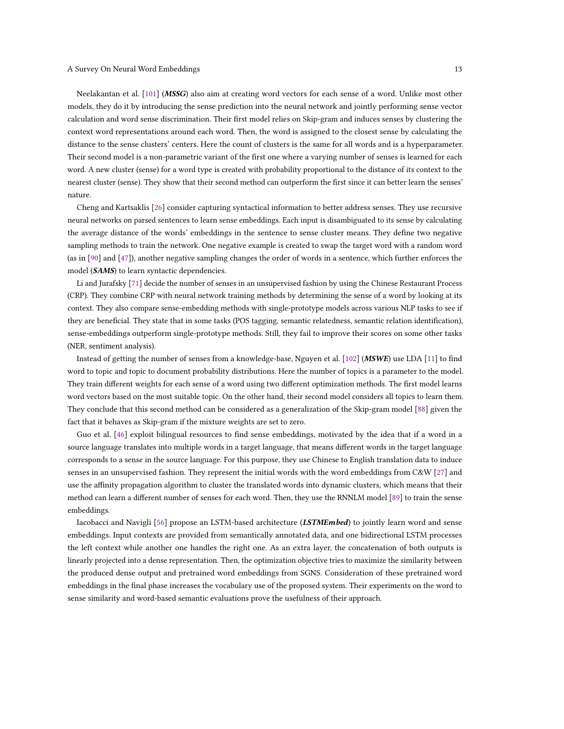Neelakantan et al. [101] (***MSSG***) also aim at creating word vectors for each sense of a word. Unlike most other models, they do it by introducing the sense prediction into the neural network and jointly performing sense vector calculation and word sense discrimination. Their first model relies on Skip-gram and induces senses by clustering the context word representations around each word. Then, the word is assigned to the closest sense by calculating the distance to the sense clusters' centers. Here the count of clusters is the same for all words and is a hyperparameter. Their second model is a non-parametric variant of the first one where a varying number of senses is learned for each word. A new cluster (sense) for a word type is created with probability proportional to the distance of its context to the nearest cluster (sense). They show that their second method can outperform the first since it can better learn the senses' nature.

Cheng and Kartsaklis [26] consider capturing syntactical information to better address senses. They use recursive neural networks on parsed sentences to learn sense embeddings. Each input is disambiguated to its sense by calculating the average distance of the words' embeddings in the sentence to sense cluster means. They define two negative sampling methods to train the network. One negative example is created to swap the target word with a random word (as in [90] and [47]), another negative sampling changes the order of words in a sentence, which further enforces the model (***SAMS***) to learn syntactic dependencies.

Li and Jurafsky [71] decide the number of senses in an unsupervised fashion by using the Chinese Restaurant Process (CRP). They combine CRP with neural network training methods by determining the sense of a word by looking at its context. They also compare sense-embedding methods with single-prototype models across various NLP tasks to see if they are beneficial. They state that in some tasks (POS tagging, semantic relatedness, semantic relation identification), sense-embeddings outperform single-prototype methods. Still, they fail to improve their scores on some other tasks (NER, sentiment analysis).

Instead of getting the number of senses from a knowledge-base, Nguyen et al. [102] (***MSWE***) use LDA [11] to find word to topic and topic to document probability distributions. Here the number of topics is a parameter to the model. They train different weights for each sense of a word using two different optimization methods. The first model learns word vectors based on the most suitable topic. On the other hand, their second model considers all topics to learn them. They conclude that this second method can be considered as a generalization of the Skip-gram model [88] given the fact that it behaves as Skip-gram if the mixture weights are set to zero.

Guo et al. [46] exploit bilingual resources to find sense embeddings, motivated by the idea that if a word in a source language translates into multiple words in a target language, that means different words in the target language corresponds to a sense in the source language. For this purpose, they use Chinese to English translation data to induce senses in an unsupervised fashion. They represent the initial words with the word embeddings from C&W [27] and use the affinity propagation algorithm to cluster the translated words into dynamic clusters, which means that their method can learn a different number of senses for each word. Then, they use the RNNLM model [89] to train the sense embeddings.

Iacobacci and Navigli [56] propose an LSTM-based architecture (***LSTMEmbed***) to jointly learn word and sense embeddings. Input contexts are provided from semantically annotated data, and one bidirectional LSTM processes the left context while another one handles the right one. As an extra layer, the concatenation of both outputs is linearly projected into a dense representation. Then, the optimization objective tries to maximize the similarity between the produced dense output and pretrained word embeddings from SGNS. Consideration of these pretrained word embeddings in the final phase increases the vocabulary use of the proposed system. Their experiments on the word to sense similarity and word-based semantic evaluations prove the usefulness of their approach.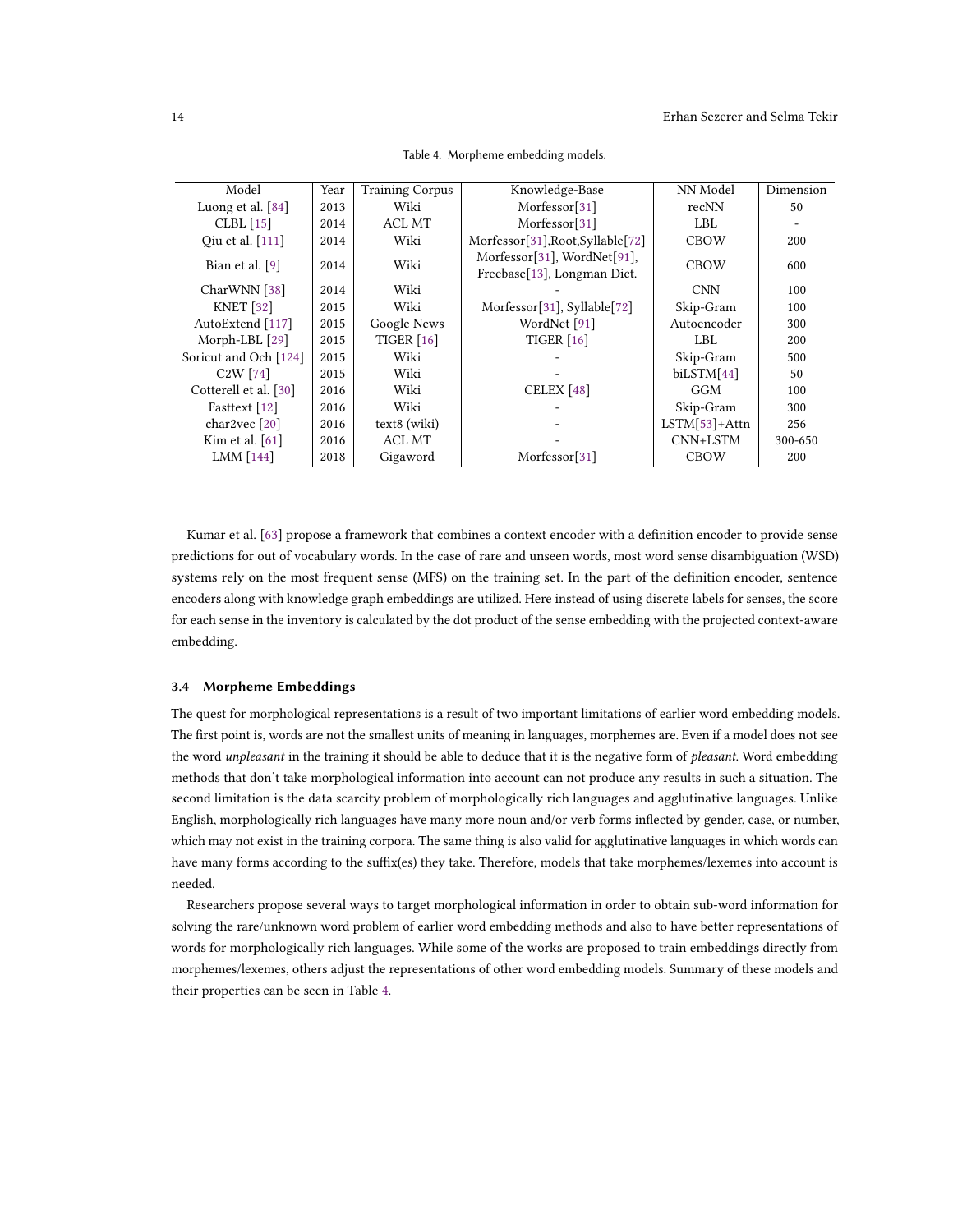Table 4. Morpheme embedding models.

| Model | Year | Training Corpus | Knowledge-Base | NN Model | Dimension |
|---|---|---|---|---|---|
| Luong et al. [84] | 2013 | Wiki | Morfessor[31] | recNN | 50 |
| CLBL [15] | 2014 | ACL MT | Morfessor[31] | LBL | - |
| Qiu et al. [111] | 2014 | Wiki | Morfessor[31],Root,Syllable[72] | CBOW | 200 |
| Bian et al. [9] | 2014 | Wiki | Morfessor[31], WordNet[91], Freebase[13], Longman Dict. | CBOW | 600 |
| CharWNN [38] | 2014 | Wiki | - | CNN | 100 |
| KNET [32] | 2015 | Wiki | Morfessor[31], Syllable[72] | Skip-Gram | 100 |
| AutoExtend [117] | 2015 | Google News | WordNet [91] | Autoencoder | 300 |
| Morph-LBL [29] | 2015 | TIGER [16] | TIGER [16] | LBL | 200 |
| Soricut and Och [124] | 2015 | Wiki | - | Skip-Gram | 500 |
| C2W [74] | 2015 | Wiki | - | biLSTM[44] | 50 |
| Cotterell et al. [30] | 2016 | Wiki | CELEX [48] | GGM | 100 |
| Fasttext [12] | 2016 | Wiki | - | Skip-Gram | 300 |
| char2vec [20] | 2016 | text8 (wiki) | - | LSTM[53]+Attn | 256 |
| Kim et al. [61] | 2016 | ACL MT | - | CNN+LSTM | 300-650 |
| LMM [144] | 2018 | Gigaword | Morfessor[31] | CBOW | 200 |

Kumar et al. [63] propose a framework that combines a context encoder with a definition encoder to provide sense predictions for out of vocabulary words. In the case of rare and unseen words, most word sense disambiguation (WSD) systems rely on the most frequent sense (MFS) on the training set. In the part of the definition encoder, sentence encoders along with knowledge graph embeddings are utilized. Here instead of using discrete labels for senses, the score for each sense in the inventory is calculated by the dot product of the sense embedding with the projected context-aware embedding.

### 3.4 Morpheme Embeddings

The quest for morphological representations is a result of two important limitations of earlier word embedding models. The first point is, words are not the smallest units of meaning in languages, morphemes are. Even if a model does not see the word *unpleasant* in the training it should be able to deduce that it is the negative form of *pleasant*. Word embedding methods that don't take morphological information into account can not produce any results in such a situation. The second limitation is the data scarcity problem of morphologically rich languages and agglutinative languages. Unlike English, morphologically rich languages have many more noun and/or verb forms inflected by gender, case, or number, which may not exist in the training corpora. The same thing is also valid for agglutinative languages in which words can have many forms according to the suffix(es) they take. Therefore, models that take morphemes/lexemes into account is needed.

Researchers propose several ways to target morphological information in order to obtain sub-word information for solving the rare/unknown word problem of earlier word embedding methods and also to have better representations of words for morphologically rich languages. While some of the works are proposed to train embeddings directly from morphemes/lexemes, others adjust the representations of other word embedding models. Summary of these models and their properties can be seen in Table 4.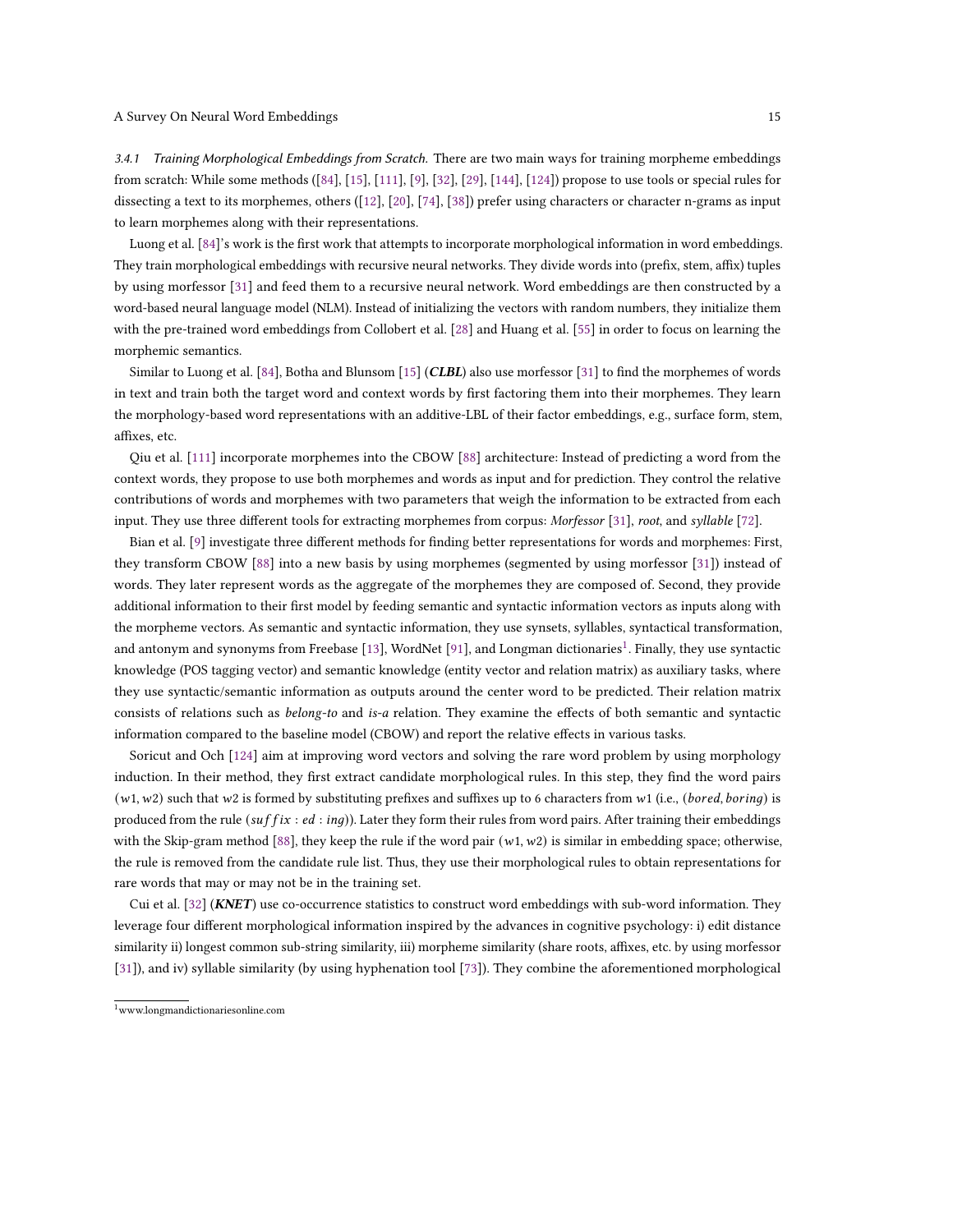#### 3.4.1 Training Morphological Embeddings from Scratch.

There are two main ways for training morpheme embeddings from scratch: While some methods ([84], [15], [111], [9], [32], [29], [144], [124]) propose to use tools or special rules for dissecting a text to its morphemes, others ([12], [20], [74], [38]) prefer using characters or character n-grams as input to learn morphemes along with their representations.

Luong et al. [84]'s work is the first work that attempts to incorporate morphological information in word embeddings. They train morphological embeddings with recursive neural networks. They divide words into (prefix, stem, affix) tuples by using morfessor [31] and feed them to a recursive neural network. Word embeddings are then constructed by a word-based neural language model (NLM). Instead of initializing the vectors with random numbers, they initialize them with the pre-trained word embeddings from Collobert et al. [28] and Huang et al. [55] in order to focus on learning the morphemic semantics.

Similar to Luong et al. [84], Botha and Blunsom [15] (***CLBL***) also use morfessor [31] to find the morphemes of words in text and train both the target word and context words by first factoring them into their morphemes. They learn the morphology-based word representations with an additive-LBL of their factor embeddings, e.g., surface form, stem, affixes, etc.

Qiu et al. [111] incorporate morphemes into the CBOW [88] architecture: Instead of predicting a word from the context words, they propose to use both morphemes and words as input and for prediction. They control the relative contributions of words and morphemes with two parameters that weigh the information to be extracted from each input. They use three different tools for extracting morphemes from corpus: *Morfessor* [31], *root*, and *syllable* [72].

Bian et al. [9] investigate three different methods for finding better representations for words and morphemes: First, they transform CBOW [88] into a new basis by using morphemes (segmented by using morfessor [31]) instead of words. They later represent words as the aggregate of the morphemes they are composed of. Second, they provide additional information to their first model by feeding semantic and syntactic information vectors as inputs along with the morpheme vectors. As semantic and syntactic information, they use synsets, syllables, syntactical transformation, and antonym and synonyms from Freebase [13], WordNet [91], and Longman dictionaries[1]. Finally, they use syntactic knowledge (POS tagging vector) and semantic knowledge (entity vector and relation matrix) as auxiliary tasks, where they use syntactic/semantic information as outputs around the center word to be predicted. Their relation matrix consists of relations such as *belong-to* and *is-a* relation. They examine the effects of both semantic and syntactic information compared to the baseline model (CBOW) and report the relative effects in various tasks.

Soricut and Och [124] aim at improving word vectors and solving the rare word problem by using morphology induction. In their method, they first extract candidate morphological rules. In this step, they find the word pairs $(w1, w2)$ such that $w2$ is formed by substituting prefixes and suffixes up to 6 characters from $w1$ (i.e., $(bored, boring)$ is produced from the rule $(suffix : ed : ing)$). Later they form their rules from word pairs. After training their embeddings with the Skip-gram method [88], they keep the rule if the word pair $(w1, w2)$ is similar in embedding space; otherwise, the rule is removed from the candidate rule list. Thus, they use their morphological rules to obtain representations for rare words that may or may not be in the training set.

Cui et al. [32] (***KNET***) use co-occurrence statistics to construct word embeddings with sub-word information. They leverage four different morphological information inspired by the advances in cognitive psychology: i) edit distance similarity ii) longest common sub-string similarity, iii) morpheme similarity (share roots, affixes, etc. by using morfessor [31]), and iv) syllable similarity (by using hyphenation tool [73]). They combine the aforementioned morphological

[1] www.longmandictionariesonline.com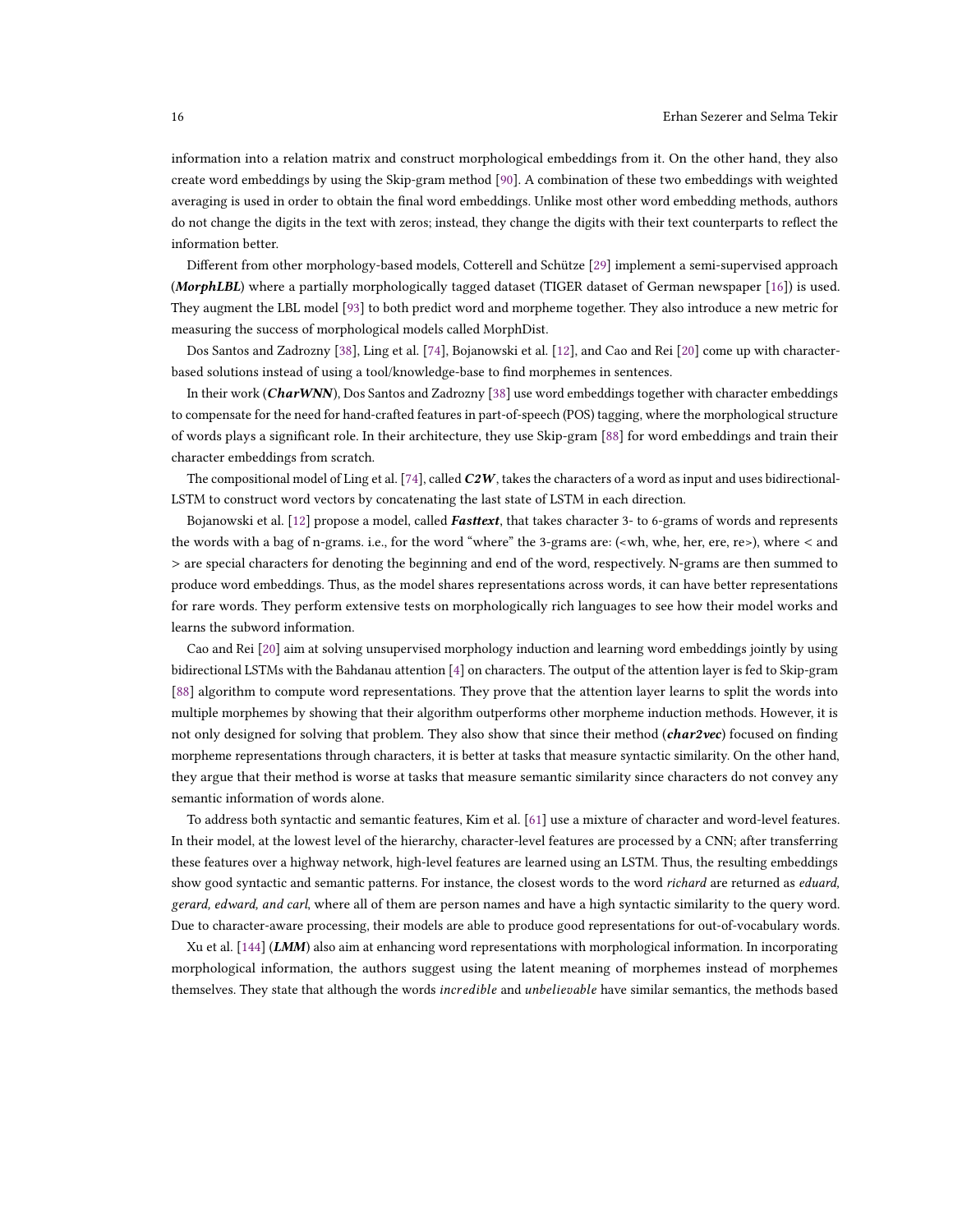information into a relation matrix and construct morphological embeddings from it. On the other hand, they also create word embeddings by using the Skip-gram method [90]. A combination of these two embeddings with weighted averaging is used in order to obtain the final word embeddings. Unlike most other word embedding methods, authors do not change the digits in the text with zeros; instead, they change the digits with their text counterparts to reflect the information better.

Different from other morphology-based models, Cotterell and Schütze [29] implement a semi-supervised approach (***MorphLBL***) where a partially morphologically tagged dataset (TIGER dataset of German newspaper [16]) is used. They augment the LBL model [93] to both predict word and morpheme together. They also introduce a new metric for measuring the success of morphological models called MorphDist.

Dos Santos and Zadrozny [38], Ling et al. [74], Bojanowski et al. [12], and Cao and Rei [20] come up with character-based solutions instead of using a tool/knowledge-base to find morphemes in sentences.

In their work (***CharWNN***), Dos Santos and Zadrozny [38] use word embeddings together with character embeddings to compensate for the need for hand-crafted features in part-of-speech (POS) tagging, where the morphological structure of words plays a significant role. In their architecture, they use Skip-gram [88] for word embeddings and train their character embeddings from scratch.

The compositional model of Ling et al. [74], called ***C2W***, takes the characters of a word as input and uses bidirectional-LSTM to construct word vectors by concatenating the last state of LSTM in each direction.

Bojanowski et al. [12] propose a model, called ***Fasttext***, that takes character 3- to 6-grams of words and represents the words with a bag of n-grams. i.e., for the word "where" the 3-grams are: (<wh, whe, her, ere, re>), where < and > are special characters for denoting the beginning and end of the word, respectively. N-grams are then summed to produce word embeddings. Thus, as the model shares representations across words, it can have better representations for rare words. They perform extensive tests on morphologically rich languages to see how their model works and learns the subword information.

Cao and Rei [20] aim at solving unsupervised morphology induction and learning word embeddings jointly by using bidirectional LSTMs with the Bahdanau attention [4] on characters. The output of the attention layer is fed to Skip-gram [88] algorithm to compute word representations. They prove that the attention layer learns to split the words into multiple morphemes by showing that their algorithm outperforms other morpheme induction methods. However, it is not only designed for solving that problem. They also show that since their method (***char2vec***) focused on finding morpheme representations through characters, it is better at tasks that measure syntactic similarity. On the other hand, they argue that their method is worse at tasks that measure semantic similarity since characters do not convey any semantic information of words alone.

To address both syntactic and semantic features, Kim et al. [61] use a mixture of character and word-level features. In their model, at the lowest level of the hierarchy, character-level features are processed by a CNN; after transferring these features over a highway network, high-level features are learned using an LSTM. Thus, the resulting embeddings show good syntactic and semantic patterns. For instance, the closest words to the word *richard* are returned as *eduard, gerard, edward, and carl*, where all of them are person names and have a high syntactic similarity to the query word. Due to character-aware processing, their models are able to produce good representations for out-of-vocabulary words.

Xu et al. [144] (***LMM***) also aim at enhancing word representations with morphological information. In incorporating morphological information, the authors suggest using the latent meaning of morphemes instead of morphemes themselves. They state that although the words *incredible* and *unbelievable* have similar semantics, the methods based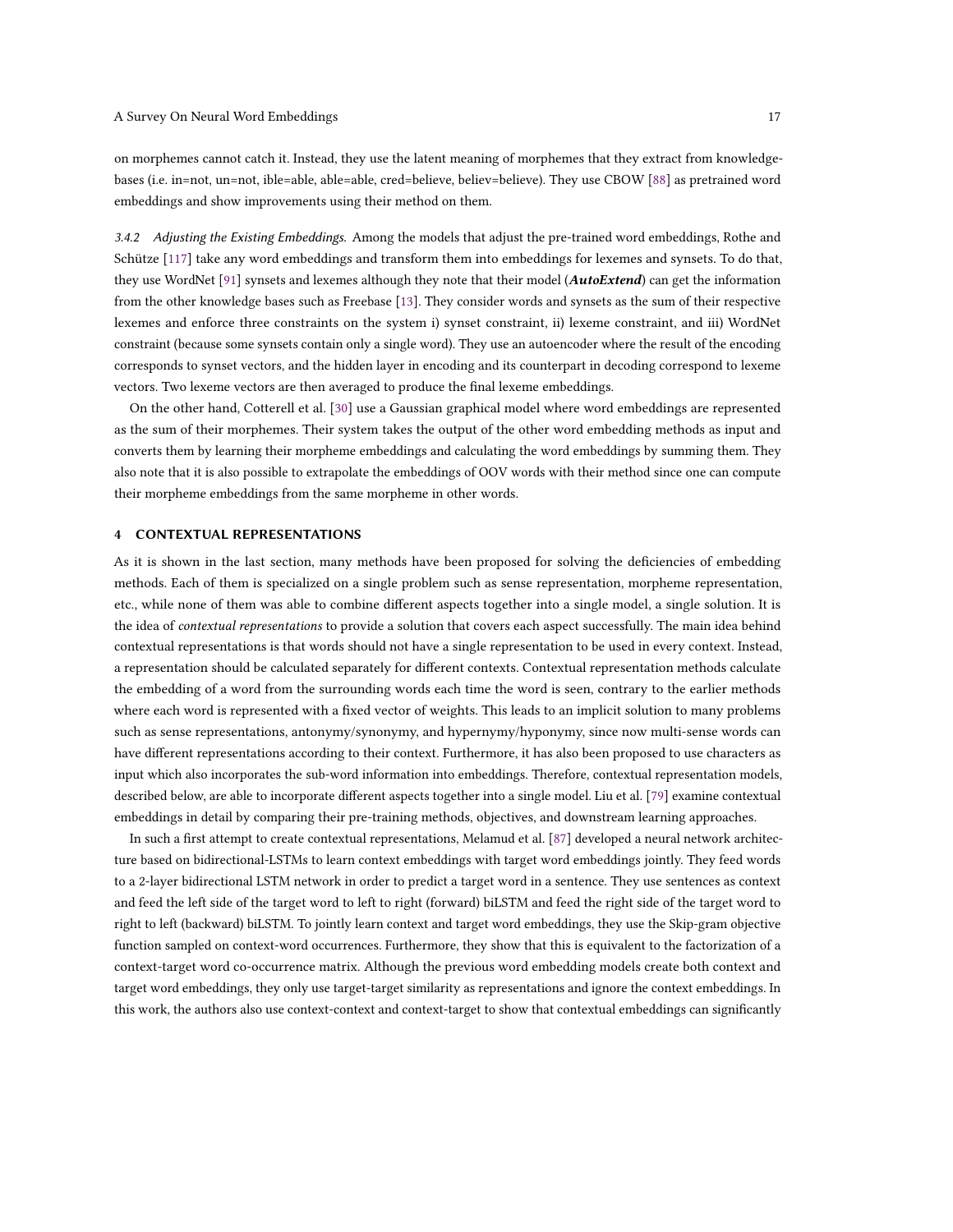on morphemes cannot catch it. Instead, they use the latent meaning of morphemes that they extract from knowledge-bases (i.e. in=not, un=not, ible=able, able=able, cred=believe, believ=believe). They use CBOW [88] as pretrained word embeddings and show improvements using their method on them.

#### 3.4.2 Adjusting the Existing Embeddings.

Among the models that adjust the pre-trained word embeddings, Rothe and Schütze [117] take any word embeddings and transform them into embeddings for lexemes and synsets. To do that, they use WordNet [91] synsets and lexemes although they note that their model (***AutoExtend***) can get the information from the other knowledge bases such as Freebase [13]. They consider words and synsets as the sum of their respective lexemes and enforce three constraints on the system i) synset constraint, ii) lexeme constraint, and iii) WordNet constraint (because some synsets contain only a single word). They use an autoencoder where the result of the encoding corresponds to synset vectors, and the hidden layer in encoding and its counterpart in decoding correspond to lexeme vectors. Two lexeme vectors are then averaged to produce the final lexeme embeddings.

On the other hand, Cotterell et al. [30] use a Gaussian graphical model where word embeddings are represented as the sum of their morphemes. Their system takes the output of the other word embedding methods as input and converts them by learning their morpheme embeddings and calculating the word embeddings by summing them. They also note that it is also possible to extrapolate the embeddings of OOV words with their method since one can compute their morpheme embeddings from the same morpheme in other words.

## 4 CONTEXTUAL REPRESENTATIONS

As it is shown in the last section, many methods have been proposed for solving the deficiencies of embedding methods. Each of them is specialized on a single problem such as sense representation, morpheme representation, etc., while none of them was able to combine different aspects together into a single model, a single solution. It is the idea of *contextual representations* to provide a solution that covers each aspect successfully. The main idea behind contextual representations is that words should not have a single representation to be used in every context. Instead, a representation should be calculated separately for different contexts. Contextual representation methods calculate the embedding of a word from the surrounding words each time the word is seen, contrary to the earlier methods where each word is represented with a fixed vector of weights. This leads to an implicit solution to many problems such as sense representations, antonymy/synonymy, and hypernymy/hyponymy, since now multi-sense words can have different representations according to their context. Furthermore, it has also been proposed to use characters as input which also incorporates the sub-word information into embeddings. Therefore, contextual representation models, described below, are able to incorporate different aspects together into a single model. Liu et al. [79] examine contextual embeddings in detail by comparing their pre-training methods, objectives, and downstream learning approaches.

In such a first attempt to create contextual representations, Melamud et al. [87] developed a neural network architecture based on bidirectional-LSTMs to learn context embeddings with target word embeddings jointly. They feed words to a 2-layer bidirectional LSTM network in order to predict a target word in a sentence. They use sentences as context and feed the left side of the target word to left to right (forward) biLSTM and feed the right side of the target word to right to left (backward) biLSTM. To jointly learn context and target word embeddings, they use the Skip-gram objective function sampled on context-word occurrences. Furthermore, they show that this is equivalent to the factorization of a context-target word co-occurrence matrix. Although the previous word embedding models create both context and target word embeddings, they only use target-target similarity as representations and ignore the context embeddings. In this work, the authors also use context-context and context-target to show that contextual embeddings can significantly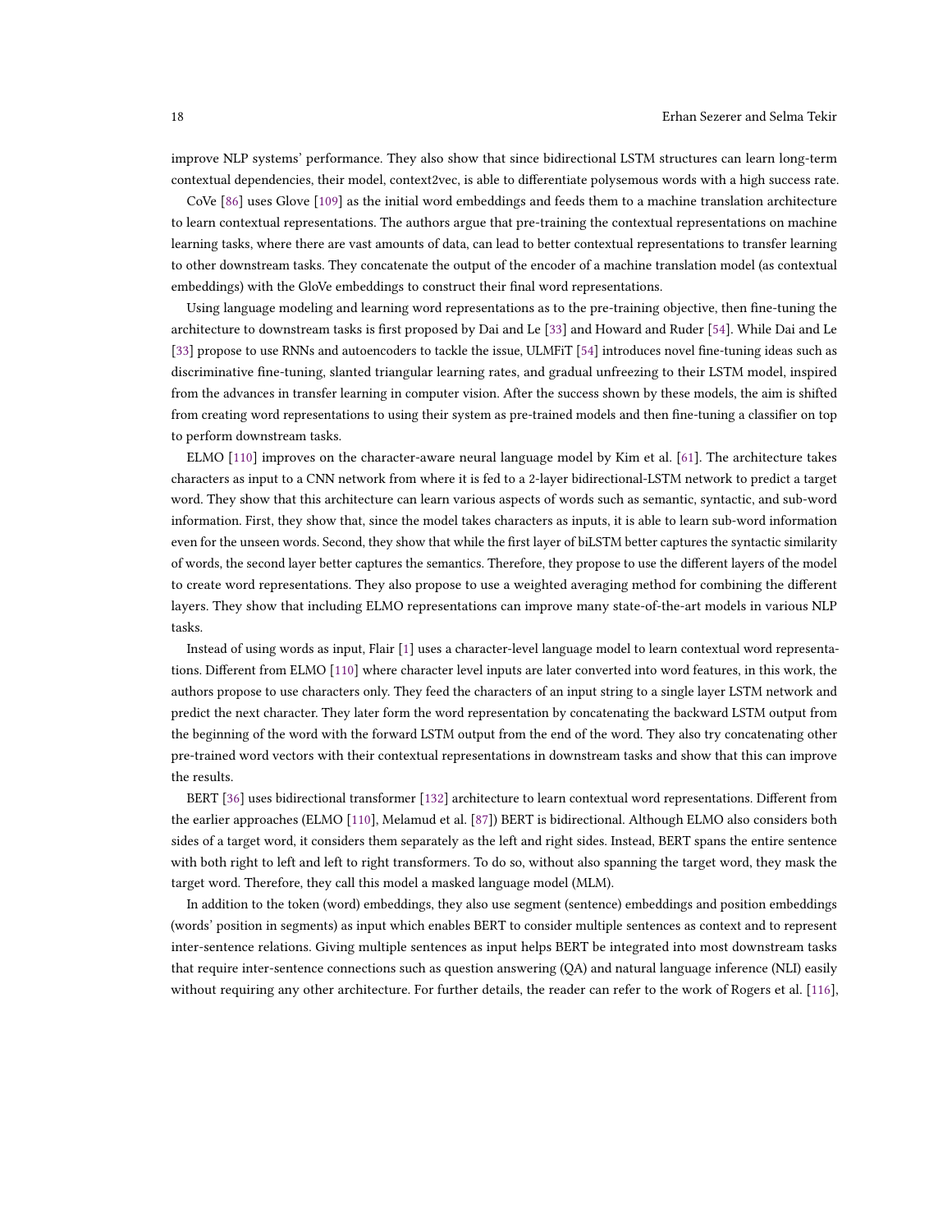improve NLP systems' performance. They also show that since bidirectional LSTM structures can learn long-term contextual dependencies, their model, context2vec, is able to differentiate polysemous words with a high success rate.

CoVe [86] uses Glove [109] as the initial word embeddings and feeds them to a machine translation architecture to learn contextual representations. The authors argue that pre-training the contextual representations on machine learning tasks, where there are vast amounts of data, can lead to better contextual representations to transfer learning to other downstream tasks. They concatenate the output of the encoder of a machine translation model (as contextual embeddings) with the GloVe embeddings to construct their final word representations.

Using language modeling and learning word representations as to the pre-training objective, then fine-tuning the architecture to downstream tasks is first proposed by Dai and Le [33] and Howard and Ruder [54]. While Dai and Le [33] propose to use RNNs and autoencoders to tackle the issue, ULMFiT [54] introduces novel fine-tuning ideas such as discriminative fine-tuning, slanted triangular learning rates, and gradual unfreezing to their LSTM model, inspired from the advances in transfer learning in computer vision. After the success shown by these models, the aim is shifted from creating word representations to using their system as pre-trained models and then fine-tuning a classifier on top to perform downstream tasks.

ELMO [110] improves on the character-aware neural language model by Kim et al. [61]. The architecture takes characters as input to a CNN network from where it is fed to a 2-layer bidirectional-LSTM network to predict a target word. They show that this architecture can learn various aspects of words such as semantic, syntactic, and sub-word information. First, they show that, since the model takes characters as inputs, it is able to learn sub-word information even for the unseen words. Second, they show that while the first layer of biLSTM better captures the syntactic similarity of words, the second layer better captures the semantics. Therefore, they propose to use the different layers of the model to create word representations. They also propose to use a weighted averaging method for combining the different layers. They show that including ELMO representations can improve many state-of-the-art models in various NLP tasks.

Instead of using words as input, Flair [1] uses a character-level language model to learn contextual word representations. Different from ELMO [110] where character level inputs are later converted into word features, in this work, the authors propose to use characters only. They feed the characters of an input string to a single layer LSTM network and predict the next character. They later form the word representation by concatenating the backward LSTM output from the beginning of the word with the forward LSTM output from the end of the word. They also try concatenating other pre-trained word vectors with their contextual representations in downstream tasks and show that this can improve the results.

BERT [36] uses bidirectional transformer [132] architecture to learn contextual word representations. Different from the earlier approaches (ELMO [110], Melamud et al. [87]) BERT is bidirectional. Although ELMO also considers both sides of a target word, it considers them separately as the left and right sides. Instead, BERT spans the entire sentence with both right to left and left to right transformers. To do so, without also spanning the target word, they mask the target word. Therefore, they call this model a masked language model (MLM).

In addition to the token (word) embeddings, they also use segment (sentence) embeddings and position embeddings (words' position in segments) as input which enables BERT to consider multiple sentences as context and to represent inter-sentence relations. Giving multiple sentences as input helps BERT be integrated into most downstream tasks that require inter-sentence connections such as question answering (QA) and natural language inference (NLI) easily without requiring any other architecture. For further details, the reader can refer to the work of Rogers et al. [116],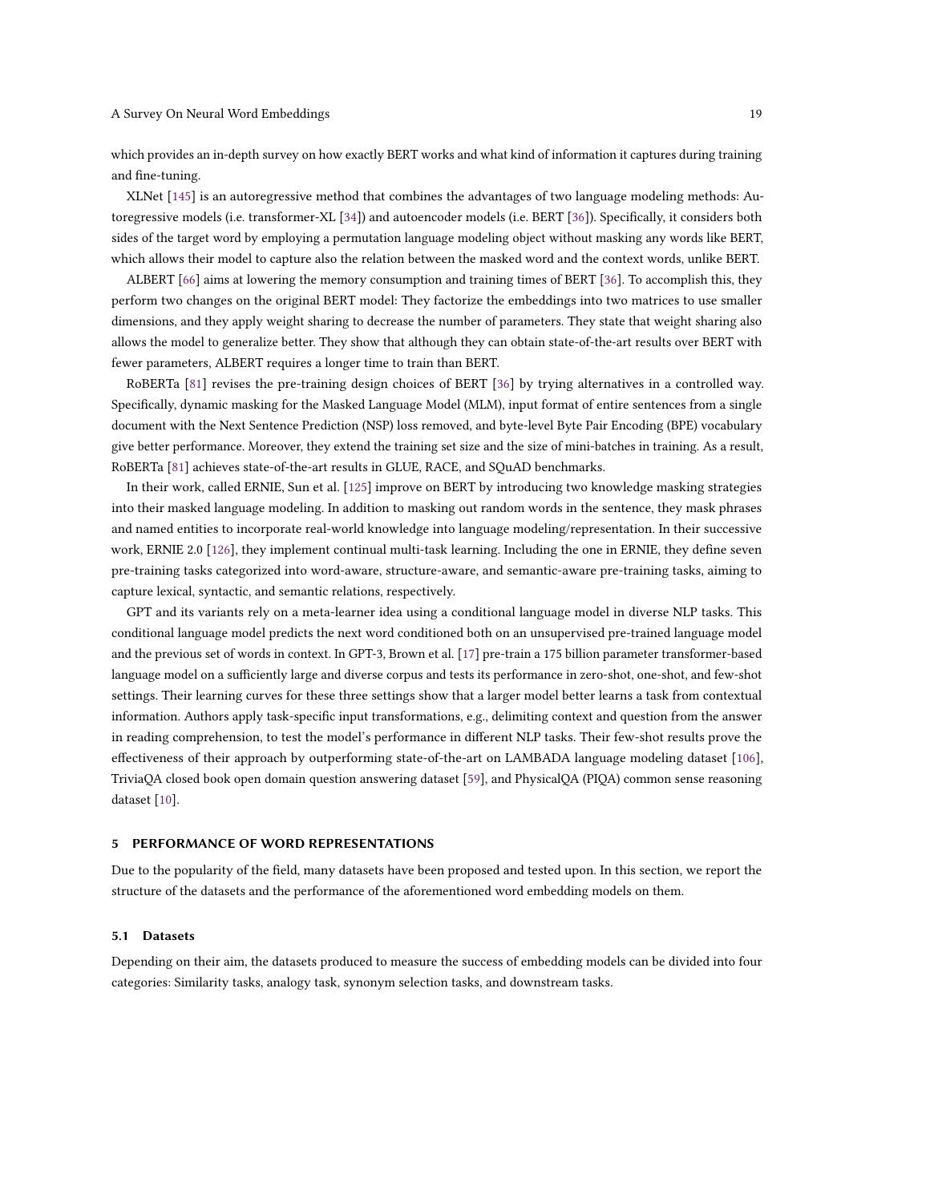which provides an in-depth survey on how exactly BERT works and what kind of information it captures during training and fine-tuning.

XLNet [145] is an autoregressive method that combines the advantages of two language modeling methods: Autoregressive models (i.e. transformer-XL [34]) and autoencoder models (i.e. BERT [36]). Specifically, it considers both sides of the target word by employing a permutation language modeling object without masking any words like BERT, which allows their model to capture also the relation between the masked word and the context words, unlike BERT.

ALBERT [66] aims at lowering the memory consumption and training times of BERT [36]. To accomplish this, they perform two changes on the original BERT model: They factorize the embeddings into two matrices to use smaller dimensions, and they apply weight sharing to decrease the number of parameters. They state that weight sharing also allows the model to generalize better. They show that although they can obtain state-of-the-art results over BERT with fewer parameters, ALBERT requires a longer time to train than BERT.

RoBERTa [81] revises the pre-training design choices of BERT [36] by trying alternatives in a controlled way. Specifically, dynamic masking for the Masked Language Model (MLM), input format of entire sentences from a single document with the Next Sentence Prediction (NSP) loss removed, and byte-level Byte Pair Encoding (BPE) vocabulary give better performance. Moreover, they extend the training set size and the size of mini-batches in training. As a result, RoBERTa [81] achieves state-of-the-art results in GLUE, RACE, and SQuAD benchmarks.

In their work, called ERNIE, Sun et al. [125] improve on BERT by introducing two knowledge masking strategies into their masked language modeling. In addition to masking out random words in the sentence, they mask phrases and named entities to incorporate real-world knowledge into language modeling/representation. In their successive work, ERNIE 2.0 [126], they implement continual multi-task learning. Including the one in ERNIE, they define seven pre-training tasks categorized into word-aware, structure-aware, and semantic-aware pre-training tasks, aiming to capture lexical, syntactic, and semantic relations, respectively.

GPT and its variants rely on a meta-learner idea using a conditional language model in diverse NLP tasks. This conditional language model predicts the next word conditioned both on an unsupervised pre-trained language model and the previous set of words in context. In GPT-3, Brown et al. [17] pre-train a 175 billion parameter transformer-based language model on a sufficiently large and diverse corpus and tests its performance in zero-shot, one-shot, and few-shot settings. Their learning curves for these three settings show that a larger model better learns a task from contextual information. Authors apply task-specific input transformations, e.g., delimiting context and question from the answer in reading comprehension, to test the model's performance in different NLP tasks. Their few-shot results prove the effectiveness of their approach by outperforming state-of-the-art on LAMBADA language modeling dataset [106], TriviaQA closed book open domain question answering dataset [59], and PhysicalQA (PIQA) common sense reasoning dataset [10].

## 5 PERFORMANCE OF WORD REPRESENTATIONS

Due to the popularity of the field, many datasets have been proposed and tested upon. In this section, we report the structure of the datasets and the performance of the aforementioned word embedding models on them.

### 5.1 Datasets

Depending on their aim, the datasets produced to measure the success of embedding models can be divided into four categories: Similarity tasks, analogy task, synonym selection tasks, and downstream tasks.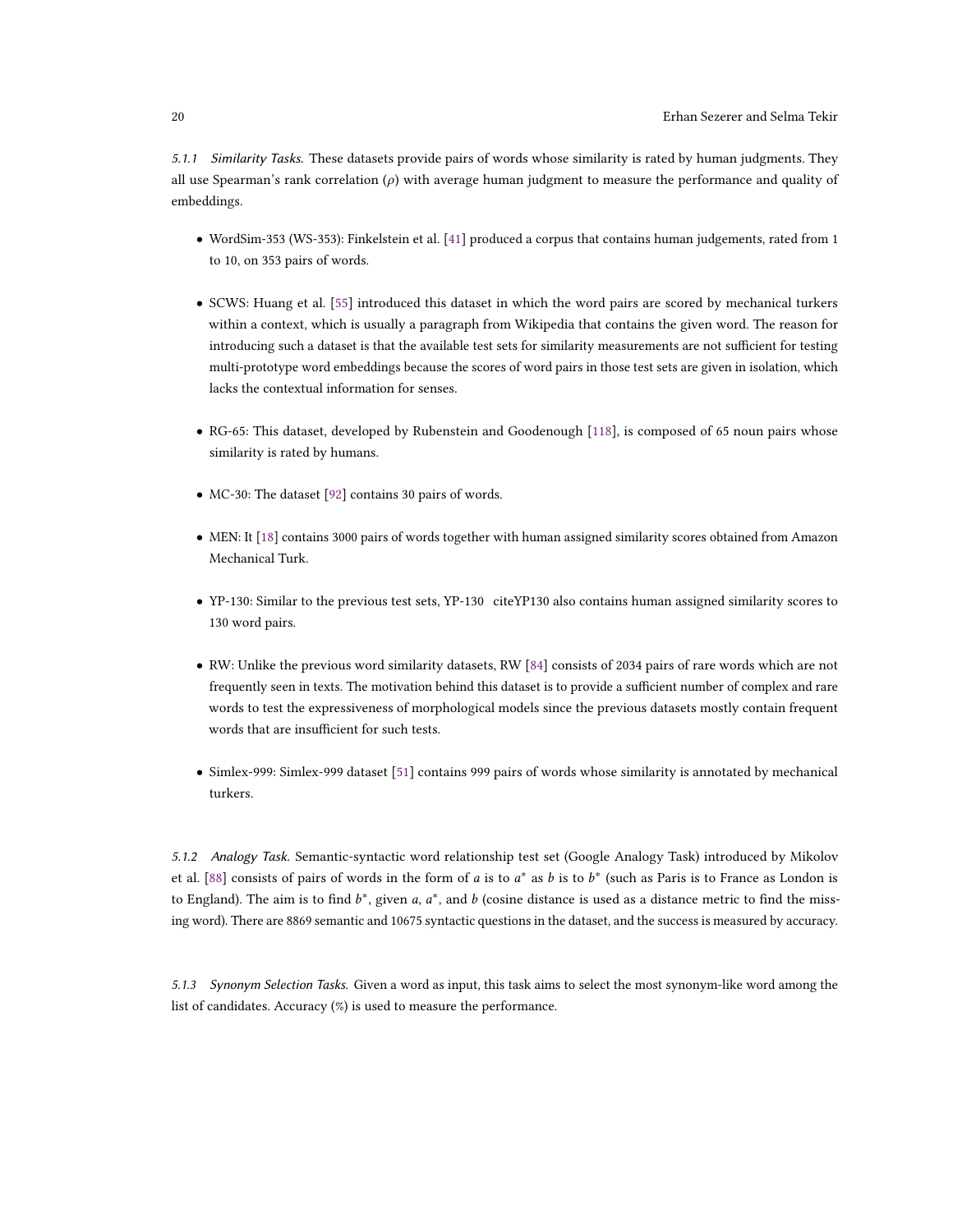#### 5.1.1 *Similarity Tasks.* 

These datasets provide pairs of words whose similarity is rated by human judgments. They all use Spearman's rank correlation ($\rho$) with average human judgment to measure the performance and quality of embeddings.

- WordSim-353 (WS-353): Finkelstein et al. [41] produced a corpus that contains human judgements, rated from 1 to 10, on 353 pairs of words.
- SCWS: Huang et al. [55] introduced this dataset in which the word pairs are scored by mechanical turkers within a context, which is usually a paragraph from Wikipedia that contains the given word. The reason for introducing such a dataset is that the available test sets for similarity measurements are not sufficient for testing multi-prototype word embeddings because the scores of word pairs in those test sets are given in isolation, which lacks the contextual information for senses.
- RG-65: This dataset, developed by Rubenstein and Goodenough [118], is composed of 65 noun pairs whose similarity is rated by humans.
- MC-30: The dataset [92] contains 30 pairs of words.
- MEN: It [18] contains 3000 pairs of words together with human assigned similarity scores obtained from Amazon Mechanical Turk.
- YP-130: Similar to the previous test sets, YP-130 citeYP130 also contains human assigned similarity scores to 130 word pairs.
- RW: Unlike the previous word similarity datasets, RW [84] consists of 2034 pairs of rare words which are not frequently seen in texts. The motivation behind this dataset is to provide a sufficient number of complex and rare words to test the expressiveness of morphological models since the previous datasets mostly contain frequent words that are insufficient for such tests.
- Simlex-999: Simlex-999 dataset [51] contains 999 pairs of words whose similarity is annotated by mechanical turkers.

#### 5.1.2 *Analogy Task.* 

Semantic-syntactic word relationship test set (Google Analogy Task) introduced by Mikolov et al. [88] consists of pairs of words in the form of $a$ is to $a^*$ as $b$ is to $b^*$ (such as Paris is to France as London is to England). The aim is to find $b^*$, given $a$, $a^*$, and $b$ (cosine distance is used as a distance metric to find the missing word). There are 8869 semantic and 10675 syntactic questions in the dataset, and the success is measured by accuracy.

#### 5.1.3 *Synonym Selection Tasks.* 

Given a word as input, this task aims to select the most synonym-like word among the list of candidates. Accuracy (%) is used to measure the performance.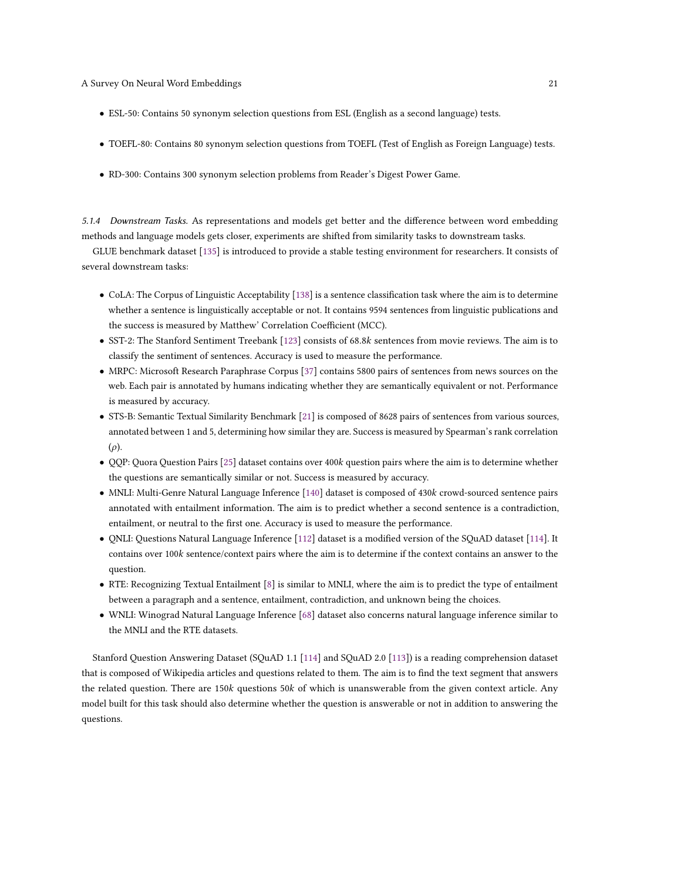- ESL-50: Contains 50 synonym selection questions from ESL (English as a second language) tests.
- TOEFL-80: Contains 80 synonym selection questions from TOEFL (Test of English as Foreign Language) tests.
- RD-300: Contains 300 synonym selection problems from Reader's Digest Power Game.

#### 5.1.4 *Downstream Tasks.*

As representations and models get better and the difference between word embedding methods and language models gets closer, experiments are shifted from similarity tasks to downstream tasks.

GLUE benchmark dataset [135] is introduced to provide a stable testing environment for researchers. It consists of several downstream tasks:

- CoLA: The Corpus of Linguistic Acceptability [138] is a sentence classification task where the aim is to determine whether a sentence is linguistically acceptable or not. It contains 9594 sentences from linguistic publications and the success is measured by Matthew' Correlation Coefficient (MCC).
- SST-2: The Stanford Sentiment Treebank [123] consists of 68.8$k$ sentences from movie reviews. The aim is to classify the sentiment of sentences. Accuracy is used to measure the performance.
- MRPC: Microsoft Research Paraphrase Corpus [37] contains 5800 pairs of sentences from news sources on the web. Each pair is annotated by humans indicating whether they are semantically equivalent or not. Performance is measured by accuracy.
- STS-B: Semantic Textual Similarity Benchmark [21] is composed of 8628 pairs of sentences from various sources, annotated between 1 and 5, determining how similar they are. Success is measured by Spearman's rank correlation ($\rho$).
- QQP: Quora Question Pairs [25] dataset contains over 400$k$ question pairs where the aim is to determine whether the questions are semantically similar or not. Success is measured by accuracy.
- MNLI: Multi-Genre Natural Language Inference [140] dataset is composed of 430$k$ crowd-sourced sentence pairs annotated with entailment information. The aim is to predict whether a second sentence is a contradiction, entailment, or neutral to the first one. Accuracy is used to measure the performance.
- QNLI: Questions Natural Language Inference [112] dataset is a modified version of the SQuAD dataset [114]. It contains over 100$k$ sentence/context pairs where the aim is to determine if the context contains an answer to the question.
- RTE: Recognizing Textual Entailment [8] is similar to MNLI, where the aim is to predict the type of entailment between a paragraph and a sentence, entailment, contradiction, and unknown being the choices.
- WNLI: Winograd Natural Language Inference [68] dataset also concerns natural language inference similar to the MNLI and the RTE datasets.

Stanford Question Answering Dataset (SQuAD 1.1 [114] and SQuAD 2.0 [113]) is a reading comprehension dataset that is composed of Wikipedia articles and questions related to them. The aim is to find the text segment that answers the related question. There are 150$k$ questions 50$k$ of which is unanswerable from the given context article. Any model built for this task should also determine whether the question is answerable or not in addition to answering the questions.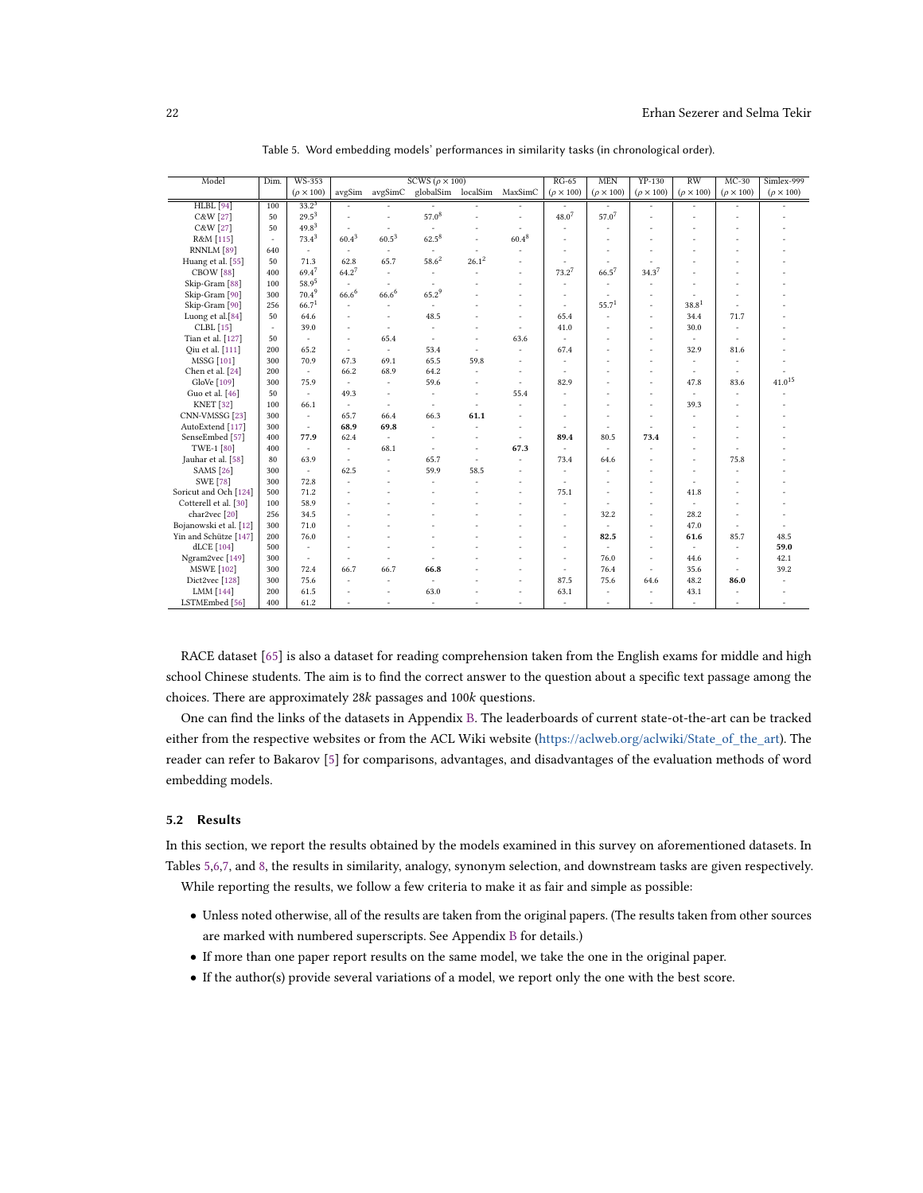Table 5. Word embedding models' performances in similarity tasks (in chronological order).

| Model | Dim. | WS-353 | SCWS ($\rho \times 100$) | | | | | | RG-65 | MEN | YP-130 | RW | MC-30 | Simlex-999 |
|---|---|---|---|---|---|---|---|---|---|---|---|---|---|---|
| | | ($\rho \times 100$) | avgSim | avgSimC | globalSim | localSim | MaxSimC | | ($\rho \times 100$) | ($\rho \times 100$) | ($\rho \times 100$) | ($\rho \times 100$) | ($\rho \times 100$) | ($\rho \times 100$) |
| HLBL [94] | 100 | 33.2[3] | - | - | - | - | - | | - | - | - | - | - | - |
| C&W [27] | 50 | 29.5[3] | - | - | 57.0[8] | - | - | | 48.0[7] | 57.0[7] | - | - | - | - |
| C&W [27] | 50 | 49.8[3] | - | - | - | - | - | | - | - | - | - | - | - |
| R&M [115] | - | 73.4[3] | 60.4[3] | 60.5[3] | 62.5[8] | - | 60.4[8] | | - | - | - | - | - | - |
| RNNLM [89] | 640 | - | - | - | - | - | - | | - | - | - | - | - | - |
| Huang et al. [55] | 50 | 71.3 | 62.8 | 65.7 | 58.6[2] | 26.1[2] | - | | - | - | - | - | - | - |
| CBOW [88] | 400 | 69.4[7] | 64.2[7] | - | - | - | - | | 73.2[7] | 66.5[7] | 34.3[7] | - | - | - |
| Skip-Gram [88] | 100 | 58.9[5] | - | - | - | - | - | | - | - | - | - | - | - |
| Skip-Gram [90] | 300 | 70.4[9] | 66.6[6] | 66.6[6] | 65.2[9] | - | - | | - | - | - | - | - | - |
| Skip-Gram [90] | 256 | 66.7[1] | - | - | - | - | - | | - | 55.7[1] | - | 38.8[1] | - | - |
| Luong et al.[84] | 50 | 64.6 | - | - | 48.5 | - | - | | 65.4 | - | - | 34.4 | 71.7 | - |
| CLBL [15] | - | 39.0 | - | - | - | - | - | | 41.0 | - | - | 30.0 | - | - |
| Tian et al. [127] | 50 | - | - | 65.4 | - | - | 63.6 | | - | - | - | - | - | - |
| Qiu et al. [111] | 200 | 65.2 | - | - | 53.4 | - | - | | 67.4 | - | - | 32.9 | 81.6 | - |
| MSSG [101] | 300 | 70.9 | 67.3 | 69.1 | 65.5 | 59.8 | - | | - | - | - | - | - | - |
| Chen et al. [24] | 200 | - | 66.2 | 68.9 | 64.2 | - | - | | - | - | - | - | - | - |
| GloVe [109] | 300 | 75.9 | - | - | 59.6 | - | - | | 82.9 | - | - | 47.8 | 83.6 | 41.0[15] |
| Guo et al. [46] | 50 | - | 49.3 | - | - | - | 55.4 | | - | - | - | - | - | - |
| KNET [32] | 100 | 66.1 | - | - | - | - | - | | - | - | - | 39.3 | - | - |
| CNN-VMSSG [23] | 300 | - | 65.7 | 66.4 | 66.3 | **61.1** | - | | - | - | - | - | - | - |
| AutoExtend [117] | 300 | - | **68.9** | **69.8** | - | - | - | | - | - | - | - | - | - |
| SenseEmbed [57] | 400 | **77.9** | 62.4 | - | - | - | - | | **89.4** | 80.5 | **73.4** | - | - | - |
| TWE-1 [80] | 400 | - | - | 68.1 | - | - | **67.3** | | - | - | - | - | - | - |
| Jauhar et al. [58] | 80 | 63.9 | - | - | 65.7 | - | - | | 73.4 | 64.6 | - | - | 75.8 | - |
| SAMS [26] | 300 | - | 62.5 | - | 59.9 | 58.5 | - | | - | - | - | - | - | - |
| SWE [78] | 300 | 72.8 | - | - | - | - | - | | - | - | - | - | - | - |
| Soricut and Och [124] | 500 | 71.2 | - | - | - | - | - | | 75.1 | - | - | 41.8 | - | - |
| Cotterell et al. [30] | 100 | 58.9 | - | - | - | - | - | | - | - | - | - | - | - |
| char2vec [20] | 256 | 34.5 | - | - | - | - | - | | - | 32.2 | - | 28.2 | - | - |
| Bojanowski et al. [12] | 300 | 71.0 | - | - | - | - | - | | - | - | - | 47.0 | - | - |
| Yin and Schütze [147] | 200 | 76.0 | - | - | - | - | - | | - | **82.5** | - | **61.6** | 85.7 | 48.5 |
| dLCE [104] | 500 | - | - | - | - | - | - | | - | - | - | - | - | **59.0** |
| Ngram2vec [149] | 300 | - | - | - | - | - | - | | - | 76.0 | - | 44.6 | - | 42.1 |
| MSWE [102] | 300 | 72.4 | 66.7 | 66.7 | **66.8** | - | - | | - | 76.4 | - | 35.6 | - | 39.2 |
| Dict2vec [128] | 300 | 75.6 | - | - | - | - | - | | 87.5 | 75.6 | 64.6 | 48.2 | **86.0** | - |
| LMM [144] | 200 | 61.5 | - | - | 63.0 | - | - | | 63.1 | - | - | 43.1 | - | - |
| LSTMEmbed [56] | 400 | 61.2 | - | - | - | - | - | | - | - | - | - | - | - |

RACE dataset [65] is also a dataset for reading comprehension taken from the English exams for middle and high school Chinese students. The aim is to find the correct answer to the question about a specific text passage among the choices. There are approximately $28k$ passages and $100k$ questions.

One can find the links of the datasets in Appendix B. The leaderboards of current state-ot-the-art can be tracked either from the respective websites or from the ACL Wiki website (https://aclweb.org/aclwiki/State_of_the_art). The reader can refer to Bakarov [5] for comparisons, advantages, and disadvantages of the evaluation methods of word embedding models.

### 5.2 Results

In this section, we report the results obtained by the models examined in this survey on aforementioned datasets. In Tables 5,6,7, and 8, the results in similarity, analogy, synonym selection, and downstream tasks are given respectively.

While reporting the results, we follow a few criteria to make it as fair and simple as possible:

- Unless noted otherwise, all of the results are taken from the original papers. (The results taken from other sources are marked with numbered superscripts. See Appendix B for details.)
- If more than one paper report results on the same model, we take the one in the original paper.
- If the author(s) provide several variations of a model, we report only the one with the best score.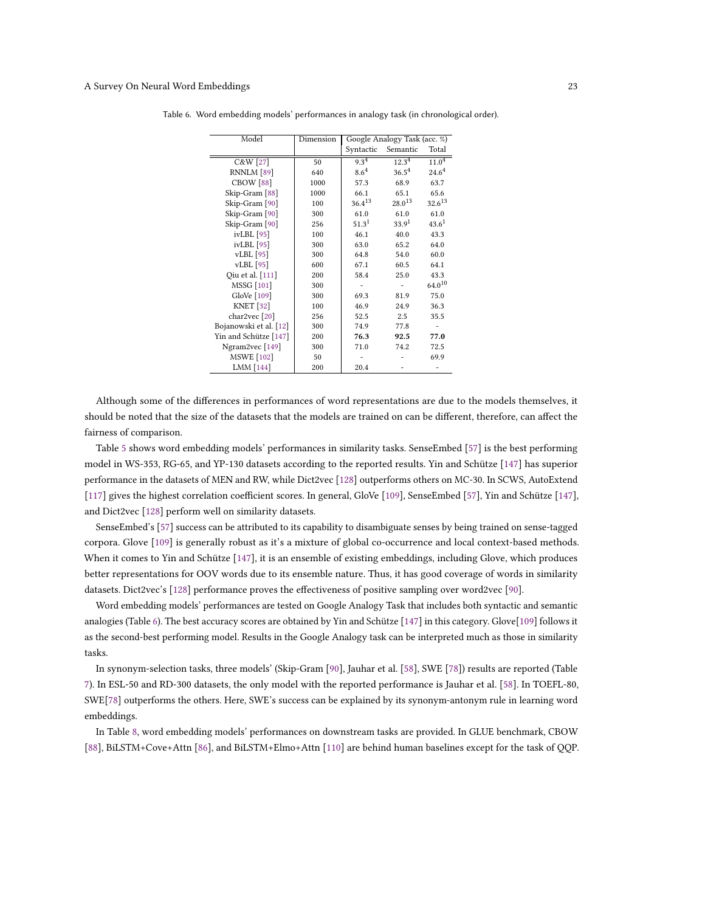Table 6. Word embedding models' performances in analogy task (in chronological order).

| Model | Dimension | Google Analogy Task (acc. %) | | |
|---|---|---|---|---|
| | | Syntactic | Semantic | Total |
| C&W [27] | 50 | 9.3[4] | 12.3[4] | 11.0[4] |
| RNNLM [89] | 640 | 8.6[4] | 36.5[4] | 24.6[4] |
| CBOW [88] | 1000 | 57.3 | 68.9 | 63.7 |
| Skip-Gram [88] | 1000 | 66.1 | 65.1 | 65.6 |
| Skip-Gram [90] | 100 | 36.4[13] | 28.0[13] | 32.6[13] |
| Skip-Gram [90] | 300 | 61.0 | 61.0 | 61.0 |
| Skip-Gram [90] | 256 | 51.3[1] | 33.9[1] | 43.6[1] |
| ivLBL [95] | 100 | 46.1 | 40.0 | 43.3 |
| ivLBL [95] | 300 | 63.0 | 65.2 | 64.0 |
| vLBL [95] | 300 | 64.8 | 54.0 | 60.0 |
| vLBL [95] | 600 | 67.1 | 60.5 | 64.1 |
| Qiu et al. [111] | 200 | 58.4 | 25.0 | 43.3 |
| MSSG [101] | 300 | - | - | 64.0[10] |
| GloVe [109] | 300 | 69.3 | 81.9 | 75.0 |
| KNET [32] | 100 | 46.9 | 24.9 | 36.3 |
| char2vec [20] | 256 | 52.5 | 2.5 | 35.5 |
| Bojanowski et al. [12] | 300 | 74.9 | 77.8 | - |
| Yin and Schütze [147] | 200 | **76.3** | **92.5** | **77.0** |
| Ngram2vec [149] | 300 | 71.0 | 74.2 | 72.5 |
| MSWE [102] | 50 | - | - | 69.9 |
| LMM [144] | 200 | 20.4 | - | - |

Although some of the differences in performances of word representations are due to the models themselves, it should be noted that the size of the datasets that the models are trained on can be different, therefore, can affect the fairness of comparison.

Table 5 shows word embedding models' performances in similarity tasks. SenseEmbed [57] is the best performing model in WS-353, RG-65, and YP-130 datasets according to the reported results. Yin and Schütze [147] has superior performance in the datasets of MEN and RW, while Dict2vec [128] outperforms others on MC-30. In SCWS, AutoExtend [117] gives the highest correlation coefficient scores. In general, GloVe [109], SenseEmbed [57], Yin and Schütze [147], and Dict2vec [128] perform well on similarity datasets.

SenseEmbed's [57] success can be attributed to its capability to disambiguate senses by being trained on sense-tagged corpora. Glove [109] is generally robust as it's a mixture of global co-occurrence and local context-based methods. When it comes to Yin and Schütze [147], it is an ensemble of existing embeddings, including Glove, which produces better representations for OOV words due to its ensemble nature. Thus, it has good coverage of words in similarity datasets. Dict2vec's [128] performance proves the effectiveness of positive sampling over word2vec [90].

Word embedding models' performances are tested on Google Analogy Task that includes both syntactic and semantic analogies (Table 6). The best accuracy scores are obtained by Yin and Schütze [147] in this category. Glove[109] follows it as the second-best performing model. Results in the Google Analogy task can be interpreted much as those in similarity tasks.

In synonym-selection tasks, three models' (Skip-Gram [90], Jauhar et al. [58], SWE [78]) results are reported (Table 7). In ESL-50 and RD-300 datasets, the only model with the reported performance is Jauhar et al. [58]. In TOEFL-80, SWE[78] outperforms the others. Here, SWE's success can be explained by its synonym-antonym rule in learning word embeddings.

In Table 8, word embedding models' performances on downstream tasks are provided. In GLUE benchmark, CBOW [88], BiLSTM+Cove+Attn [86], and BiLSTM+Elmo+Attn [110] are behind human baselines except for the task of QQP.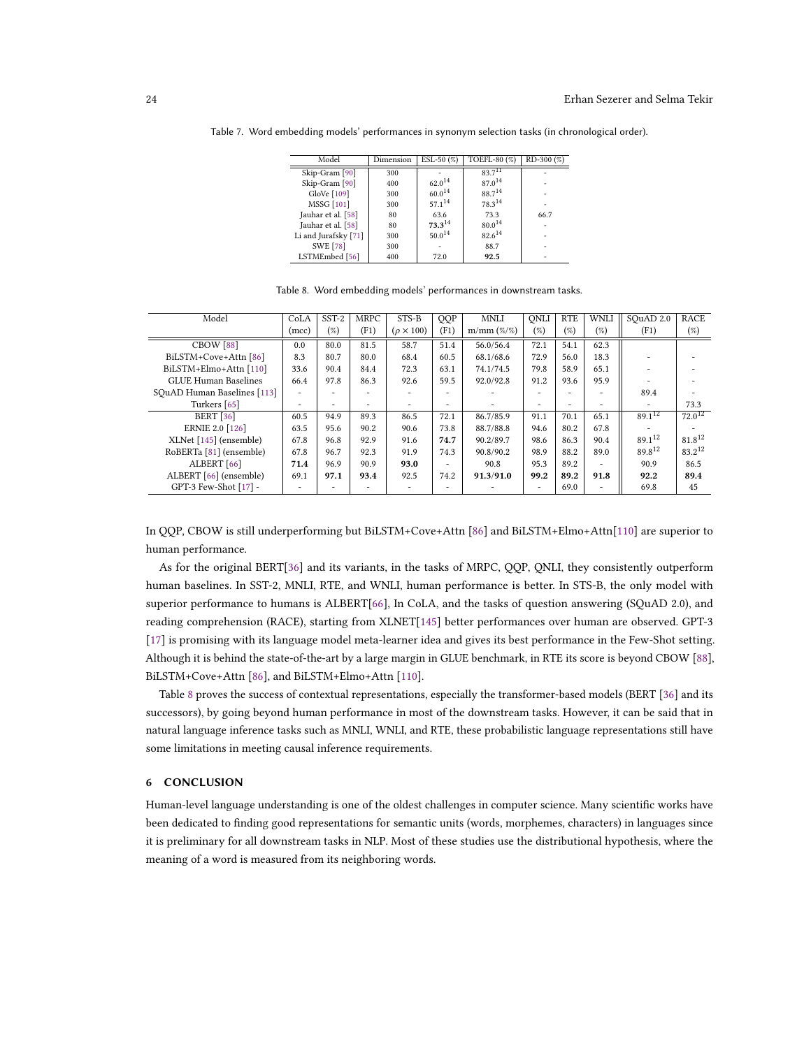Table 7. Word embedding models' performances in synonym selection tasks (in chronological order).

| Model | Dimension | ESL-50 (%) | TOEFL-80 (%) | RD-300 (%) |
|---|---|---|---|---|
| Skip-Gram [90] | 300 | - | 83.7[11] | - |
| Skip-Gram [90] | 400 | 62.0[14] | 87.0[14] | - |
| GloVe [109] | 300 | 60.0[14] | 88.7[14] | - |
| MSSG [101] | 300 | 57.1[14] | 78.3[14] | - |
| Jauhar et al. [58] | 80 | 63.6 | 73.3 | 66.7 |
| Jauhar et al. [58] | 80 | **73.3**[14] | 80.0[14] | - |
| Li and Jurafsky [71] | 300 | 50.0[14] | 82.6[14] | - |
| SWE [78] | 300 | - | 88.7 | - |
| LSTMEmbed [56] | 400 | 72.0 | **92.5** | - |

Table 8. Word embedding models' performances in downstream tasks.

| Model | CoLA (mcc) | SST-2 (%) | MRPC (F1) | STS-B ($\rho \times 100$) | QQP (F1) | MNLI m/mm (%/%) | QNLI (%) | RTE (%) | WNLI (%) | SQuAD 2.0 (F1) | RACE (%) |
|---|---|---|---|---|---|---|---|---|---|---|---|
| CBOW [88] | 0.0 | 80.0 | 81.5 | 58.7 | 51.4 | 56.0/56.4 | 72.1 | 54.1 | 62.3 | | |
| BiLSTM+Cove+Attn [86] | 8.3 | 80.7 | 80.0 | 68.4 | 60.5 | 68.1/68.6 | 72.9 | 56.0 | 18.3 | - | - |
| BiLSTM+Elmo+Attn [110] | 33.6 | 90.4 | 84.4 | 72.3 | 63.1 | 74.1/74.5 | 79.8 | 58.9 | 65.1 | - | - |
| GLUE Human Baselines | 66.4 | 97.8 | 86.3 | 92.6 | 59.5 | 92.0/92.8 | 91.2 | 93.6 | 95.9 | - | - |
| SQuAD Human Baselines [113] | - | - | - | - | - | - | - | - | - | 89.4 | - |
| Turkers [65] | - | - | - | - | - | - | - | - | - | - | 73.3 |
| BERT [36] | 60.5 | 94.9 | 89.3 | 86.5 | 72.1 | 86.7/85.9 | 91.1 | 70.1 | 65.1 | 89.1[12] | 72.0[12] |
| ERNIE 2.0 [126] | 63.5 | 95.6 | 90.2 | 90.6 | 73.8 | 88.7/88.8 | 94.6 | 80.2 | 67.8 | - | - |
| XLNet [145] (ensemble) | 67.8 | 96.8 | 92.9 | 91.6 | **74.7** | 90.2/89.7 | 98.6 | 86.3 | 90.4 | 89.1[12] | 81.8[12] |
| RoBERTa [81] (ensemble) | 67.8 | 96.7 | 92.3 | 91.9 | 74.3 | 90.8/90.2 | 98.9 | 88.2 | 89.0 | 89.8[12] | 83.2[12] |
| ALBERT [66] | **71.4** | 96.9 | 90.9 | **93.0** | - | 90.8 | 95.3 | 89.2 | - | 90.9 | 86.5 |
| ALBERT [66] (ensemble) | 69.1 | **97.1** | **93.4** | 92.5 | 74.2 | **91.3/91.0** | **99.2** | **89.2** | **91.8** | **92.2** | **89.4** |
| GPT-3 Few-Shot [17] - | - | - | - | - | - | - | - | 69.0 | - | 69.8 | 45 |

In QQP, CBOW is still underperforming but BiLSTM+Cove+Attn [86] and BiLSTM+Elmo+Attn[110] are superior to human performance.

As for the original BERT[36] and its variants, in the tasks of MRPC, QQP, QNLI, they consistently outperform human baselines. In SST-2, MNLI, RTE, and WNLI, human performance is better. In STS-B, the only model with superior performance to humans is ALBERT[66], In CoLA, and the tasks of question answering (SQuAD 2.0), and reading comprehension (RACE), starting from XLNET[145] better performances over human are observed. GPT-3 [17] is promising with its language model meta-learner idea and gives its best performance in the Few-Shot setting. Although it is behind the state-of-the-art by a large margin in GLUE benchmark, in RTE its score is beyond CBOW [88], BiLSTM+Cove+Attn [86], and BiLSTM+Elmo+Attn [110].

Table 8 proves the success of contextual representations, especially the transformer-based models (BERT [36] and its successors), by going beyond human performance in most of the downstream tasks. However, it can be said that in natural language inference tasks such as MNLI, WNLI, and RTE, these probabilistic language representations still have some limitations in meeting causal inference requirements.

## 6 CONCLUSION

Human-level language understanding is one of the oldest challenges in computer science. Many scientific works have been dedicated to finding good representations for semantic units (words, morphemes, characters) in languages since it is preliminary for all downstream tasks in NLP. Most of these studies use the distributional hypothesis, where the meaning of a word is measured from its neighboring words.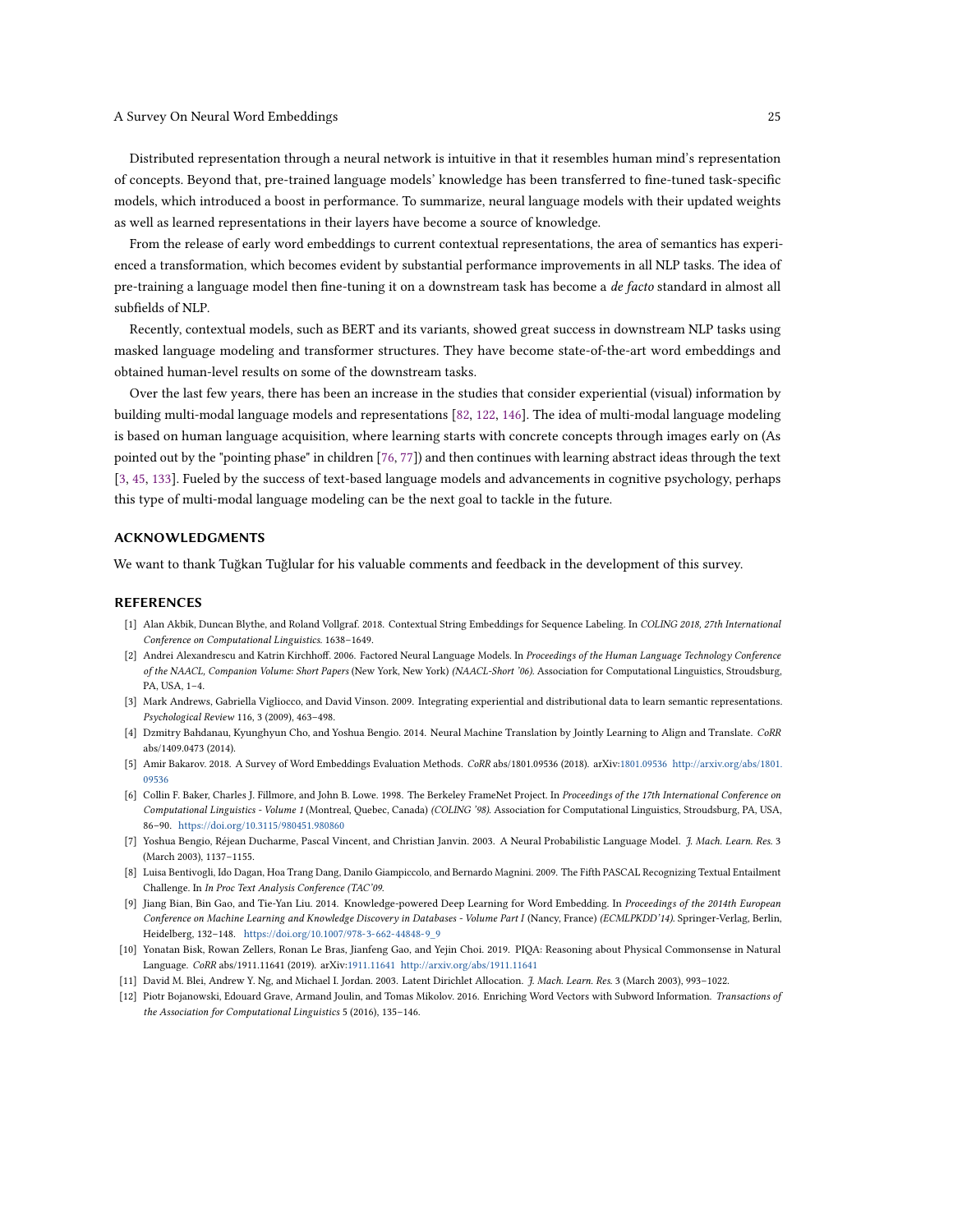Distributed representation through a neural network is intuitive in that it resembles human mind's representation of concepts. Beyond that, pre-trained language models' knowledge has been transferred to fine-tuned task-specific models, which introduced a boost in performance. To summarize, neural language models with their updated weights as well as learned representations in their layers have become a source of knowledge.

From the release of early word embeddings to current contextual representations, the area of semantics has experienced a transformation, which becomes evident by substantial performance improvements in all NLP tasks. The idea of pre-training a language model then fine-tuning it on a downstream task has become a *de facto* standard in almost all subfields of NLP.

Recently, contextual models, such as BERT and its variants, showed great success in downstream NLP tasks using masked language modeling and transformer structures. They have become state-of-the-art word embeddings and obtained human-level results on some of the downstream tasks.

Over the last few years, there has been an increase in the studies that consider experiential (visual) information by building multi-modal language models and representations [82, 122, 146]. The idea of multi-modal language modeling is based on human language acquisition, where learning starts with concrete concepts through images early on (As pointed out by the "pointing phase" in children [76, 77]) and then continues with learning abstract ideas through the text [3, 45, 133]. Fueled by the success of text-based language models and advancements in cognitive psychology, perhaps this type of multi-modal language modeling can be the next goal to tackle in the future.

## ACKNOWLEDGMENTS

We want to thank Tuğkan Tuğlular for his valuable comments and feedback in the development of this survey.

## REFERENCES

- [1] Alan Akbik, Duncan Blythe, and Roland Vollgraf. 2018. Contextual String Embeddings for Sequence Labeling. In *COLING 2018, 27th International Conference on Computational Linguistics*. 1638–1649.
- [2] Andrei Alexandrescu and Katrin Kirchhoff. 2006. Factored Neural Language Models. In *Proceedings of the Human Language Technology Conference of the NAACL, Companion Volume: Short Papers* (New York, New York) *(NAACL-Short '06)*. Association for Computational Linguistics, Stroudsburg, PA, USA, 1–4.
- [3] Mark Andrews, Gabriella Vigliocco, and David Vinson. 2009. Integrating experiential and distributional data to learn semantic representations. *Psychological Review* 116, 3 (2009), 463–498.
- [4] Dzmitry Bahdanau, Kyunghyun Cho, and Yoshua Bengio. 2014. Neural Machine Translation by Jointly Learning to Align and Translate. *CoRR* abs/1409.0473 (2014).
- [5] Amir Bakarov. 2018. A Survey of Word Embeddings Evaluation Methods. *CoRR* abs/1801.09536 (2018). arXiv:1801.09536 http://arxiv.org/abs/1801.09536
- [6] Collin F. Baker, Charles J. Fillmore, and John B. Lowe. 1998. The Berkeley FrameNet Project. In *Proceedings of the 17th International Conference on Computational Linguistics - Volume 1* (Montreal, Quebec, Canada) *(COLING '98)*. Association for Computational Linguistics, Stroudsburg, PA, USA, 86–90. https://doi.org/10.3115/980451.980860
- [7] Yoshua Bengio, Réjean Ducharme, Pascal Vincent, and Christian Janvin. 2003. A Neural Probabilistic Language Model. *J. Mach. Learn. Res.* 3 (March 2003), 1137–1155.
- [8] Luisa Bentivogli, Ido Dagan, Hoa Trang Dang, Danilo Giampiccolo, and Bernardo Magnini. 2009. The Fifth PASCAL Recognizing Textual Entailment Challenge. In *In Proc Text Analysis Conference (TAC'09*.
- [9] Jiang Bian, Bin Gao, and Tie-Yan Liu. 2014. Knowledge-powered Deep Learning for Word Embedding. In *Proceedings of the 2014th European Conference on Machine Learning and Knowledge Discovery in Databases - Volume Part I* (Nancy, France) *(ECMLPKDD'14)*. Springer-Verlag, Berlin, Heidelberg, 132–148. https://doi.org/10.1007/978-3-662-44848-9_9
- [10] Yonatan Bisk, Rowan Zellers, Ronan Le Bras, Jianfeng Gao, and Yejin Choi. 2019. PIQA: Reasoning about Physical Commonsense in Natural Language. *CoRR* abs/1911.11641 (2019). arXiv:1911.11641 http://arxiv.org/abs/1911.11641
- [11] David M. Blei, Andrew Y. Ng, and Michael I. Jordan. 2003. Latent Dirichlet Allocation. *J. Mach. Learn. Res.* 3 (March 2003), 993–1022.
- [12] Piotr Bojanowski, Edouard Grave, Armand Joulin, and Tomas Mikolov. 2016. Enriching Word Vectors with Subword Information. *Transactions of the Association for Computational Linguistics* 5 (2016), 135–146.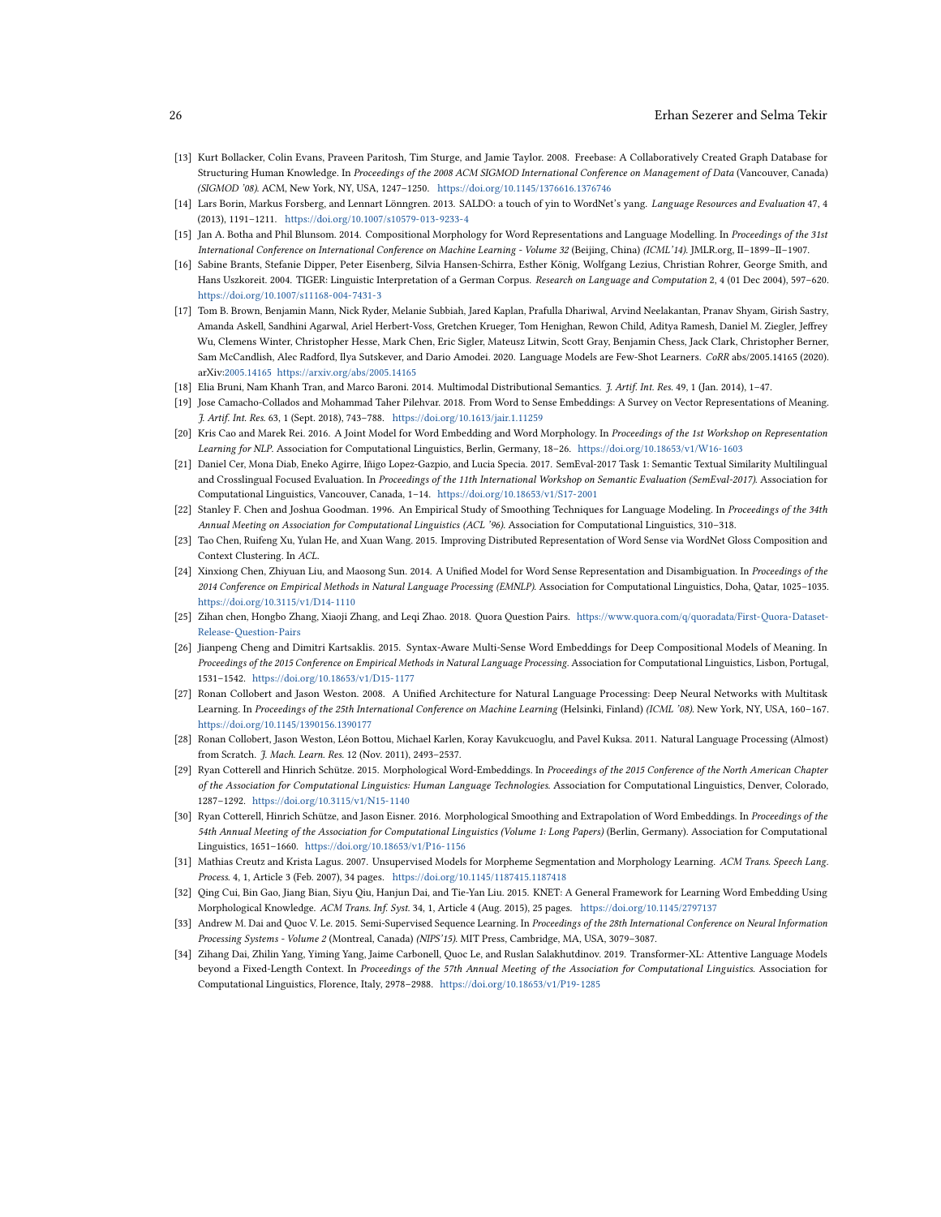[13] Kurt Bollacker, Colin Evans, Praveen Paritosh, Tim Sturge, and Jamie Taylor. 2008. Freebase: A Collaboratively Created Graph Database for Structuring Human Knowledge. In *Proceedings of the 2008 ACM SIGMOD International Conference on Management of Data* (Vancouver, Canada) *(SIGMOD '08)*. ACM, New York, NY, USA, 1247–1250. https://doi.org/10.1145/1376616.1376746

[14] Lars Borin, Markus Forsberg, and Lennart Lönngren. 2013. SALDO: a touch of yin to WordNet's yang. *Language Resources and Evaluation* 47, 4 (2013), 1191–1211. https://doi.org/10.1007/s10579-013-9233-4

[15] Jan A. Botha and Phil Blunsom. 2014. Compositional Morphology for Word Representations and Language Modelling. In *Proceedings of the 31st International Conference on International Conference on Machine Learning - Volume 32* (Beijing, China) *(ICML'14)*. JMLR.org, II–1899–II–1907.

[16] Sabine Brants, Stefanie Dipper, Peter Eisenberg, Silvia Hansen-Schirra, Esther König, Wolfgang Lezius, Christian Rohrer, George Smith, and Hans Uszkoreit. 2004. TIGER: Linguistic Interpretation of a German Corpus. *Research on Language and Computation* 2, 4 (01 Dec 2004), 597–620. https://doi.org/10.1007/s11168-004-7431-3

[17] Tom B. Brown, Benjamin Mann, Nick Ryder, Melanie Subbiah, Jared Kaplan, Prafulla Dhariwal, Arvind Neelakantan, Pranav Shyam, Girish Sastry, Amanda Askell, Sandhini Agarwal, Ariel Herbert-Voss, Gretchen Krueger, Tom Henighan, Rewon Child, Aditya Ramesh, Daniel M. Ziegler, Jeffrey Wu, Clemens Winter, Christopher Hesse, Mark Chen, Eric Sigler, Mateusz Litwin, Scott Gray, Benjamin Chess, Jack Clark, Christopher Berner, Sam McCandlish, Alec Radford, Ilya Sutskever, and Dario Amodei. 2020. Language Models are Few-Shot Learners. *CoRR* abs/2005.14165 (2020). arXiv:2005.14165 https://arxiv.org/abs/2005.14165

[18] Elia Bruni, Nam Khanh Tran, and Marco Baroni. 2014. Multimodal Distributional Semantics. *J. Artif. Int. Res.* 49, 1 (Jan. 2014), 1–47.

[19] Jose Camacho-Collados and Mohammad Taher Pilehvar. 2018. From Word to Sense Embeddings: A Survey on Vector Representations of Meaning. *J. Artif. Int. Res.* 63, 1 (Sept. 2018), 743–788. https://doi.org/10.1613/jair.1.11259

[20] Kris Cao and Marek Rei. 2016. A Joint Model for Word Embedding and Word Morphology. In *Proceedings of the 1st Workshop on Representation Learning for NLP*. Association for Computational Linguistics, Berlin, Germany, 18–26. https://doi.org/10.18653/v1/W16-1603

[21] Daniel Cer, Mona Diab, Eneko Agirre, Iñigo Lopez-Gazpio, and Lucia Specia. 2017. SemEval-2017 Task 1: Semantic Textual Similarity Multilingual and Crosslingual Focused Evaluation. In *Proceedings of the 11th International Workshop on Semantic Evaluation (SemEval-2017)*. Association for Computational Linguistics, Vancouver, Canada, 1–14. https://doi.org/10.18653/v1/S17-2001

[22] Stanley F. Chen and Joshua Goodman. 1996. An Empirical Study of Smoothing Techniques for Language Modeling. In *Proceedings of the 34th Annual Meeting on Association for Computational Linguistics (ACL '96)*. Association for Computational Linguistics, 310–318.

[23] Tao Chen, Ruifeng Xu, Yulan He, and Xuan Wang. 2015. Improving Distributed Representation of Word Sense via WordNet Gloss Composition and Context Clustering. In *ACL*.

[24] Xinxiong Chen, Zhiyuan Liu, and Maosong Sun. 2014. A Unified Model for Word Sense Representation and Disambiguation. In *Proceedings of the 2014 Conference on Empirical Methods in Natural Language Processing (EMNLP)*. Association for Computational Linguistics, Doha, Qatar, 1025–1035. https://doi.org/10.3115/v1/D14-1110

[25] Zihan chen, Hongbo Zhang, Xiaoji Zhang, and Leqi Zhao. 2018. Quora Question Pairs. https://www.quora.com/q/quoradata/First-Quora-Dataset-Release-Question-Pairs

[26] Jianpeng Cheng and Dimitri Kartsaklis. 2015. Syntax-Aware Multi-Sense Word Embeddings for Deep Compositional Models of Meaning. In *Proceedings of the 2015 Conference on Empirical Methods in Natural Language Processing*. Association for Computational Linguistics, Lisbon, Portugal, 1531–1542. https://doi.org/10.18653/v1/D15-1177

[27] Ronan Collobert and Jason Weston. 2008. A Unified Architecture for Natural Language Processing: Deep Neural Networks with Multitask Learning. In *Proceedings of the 25th International Conference on Machine Learning* (Helsinki, Finland) *(ICML '08)*. New York, NY, USA, 160–167. https://doi.org/10.1145/1390156.1390177

[28] Ronan Collobert, Jason Weston, Léon Bottou, Michael Karlen, Koray Kavukcuoglu, and Pavel Kuksa. 2011. Natural Language Processing (Almost) from Scratch. *J. Mach. Learn. Res.* 12 (Nov. 2011), 2493–2537.

[29] Ryan Cotterell and Hinrich Schütze. 2015. Morphological Word-Embeddings. In *Proceedings of the 2015 Conference of the North American Chapter of the Association for Computational Linguistics: Human Language Technologies*. Association for Computational Linguistics, Denver, Colorado, 1287–1292. https://doi.org/10.3115/v1/N15-1140

[30] Ryan Cotterell, Hinrich Schütze, and Jason Eisner. 2016. Morphological Smoothing and Extrapolation of Word Embeddings. In *Proceedings of the 54th Annual Meeting of the Association for Computational Linguistics (Volume 1: Long Papers)* (Berlin, Germany). Association for Computational Linguistics, 1651–1660. https://doi.org/10.18653/v1/P16-1156

[31] Mathias Creutz and Krista Lagus. 2007. Unsupervised Models for Morpheme Segmentation and Morphology Learning. *ACM Trans. Speech Lang. Process.* 4, 1, Article 3 (Feb. 2007), 34 pages. https://doi.org/10.1145/1187415.1187418

[32] Qing Cui, Bin Gao, Jiang Bian, Siyu Qiu, Hanjun Dai, and Tie-Yan Liu. 2015. KNET: A General Framework for Learning Word Embedding Using Morphological Knowledge. *ACM Trans. Inf. Syst.* 34, 1, Article 4 (Aug. 2015), 25 pages. https://doi.org/10.1145/2797137

[33] Andrew M. Dai and Quoc V. Le. 2015. Semi-Supervised Sequence Learning. In *Proceedings of the 28th International Conference on Neural Information Processing Systems - Volume 2* (Montreal, Canada) *(NIPS'15)*. MIT Press, Cambridge, MA, USA, 3079–3087.

[34] Zihang Dai, Zhilin Yang, Yiming Yang, Jaime Carbonell, Quoc Le, and Ruslan Salakhutdinov. 2019. Transformer-XL: Attentive Language Models beyond a Fixed-Length Context. In *Proceedings of the 57th Annual Meeting of the Association for Computational Linguistics*. Association for Computational Linguistics, Florence, Italy, 2978–2988. https://doi.org/10.18653/v1/P19-1285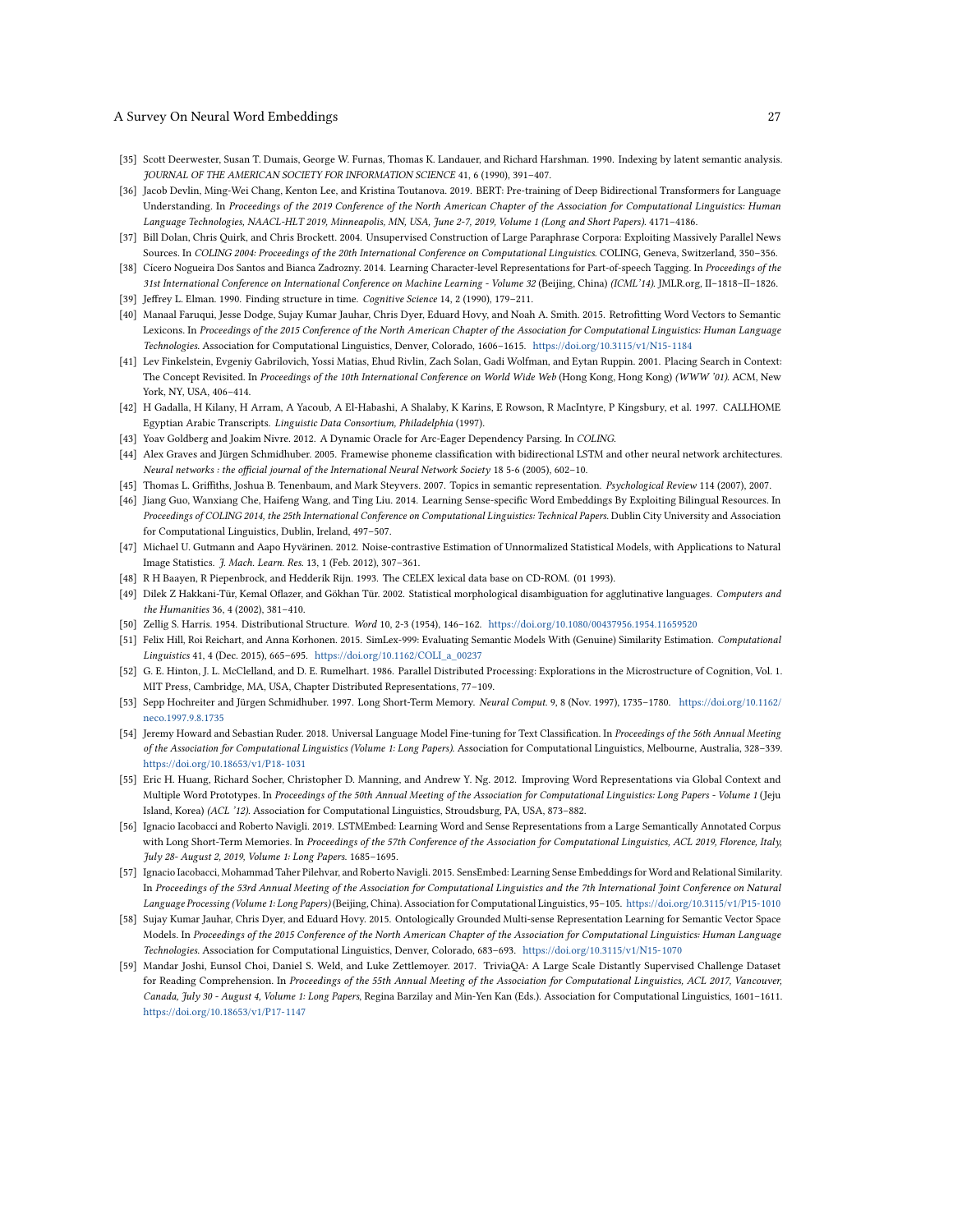[35] Scott Deerwester, Susan T. Dumais, George W. Furnas, Thomas K. Landauer, and Richard Harshman. 1990. Indexing by latent semantic analysis. *JOURNAL OF THE AMERICAN SOCIETY FOR INFORMATION SCIENCE* 41, 6 (1990), 391–407.

[36] Jacob Devlin, Ming-Wei Chang, Kenton Lee, and Kristina Toutanova. 2019. BERT: Pre-training of Deep Bidirectional Transformers for Language Understanding. In *Proceedings of the 2019 Conference of the North American Chapter of the Association for Computational Linguistics: Human Language Technologies, NAACL-HLT 2019, Minneapolis, MN, USA, June 2-7, 2019, Volume 1 (Long and Short Papers)*. 4171–4186.

[37] Bill Dolan, Chris Quirk, and Chris Brockett. 2004. Unsupervised Construction of Large Paraphrase Corpora: Exploiting Massively Parallel News Sources. In *COLING 2004: Proceedings of the 20th International Conference on Computational Linguistics*. COLING, Geneva, Switzerland, 350–356.

[38] Cícero Nogueira Dos Santos and Bianca Zadrozny. 2014. Learning Character-level Representations for Part-of-speech Tagging. In *Proceedings of the 31st International Conference on International Conference on Machine Learning - Volume 32* (Beijing, China) *(ICML'14)*. JMLR.org, II–1818–II–1826.

[39] Jeffrey L. Elman. 1990. Finding structure in time. *Cognitive Science* 14, 2 (1990), 179–211.

[40] Manaal Faruqui, Jesse Dodge, Sujay Kumar Jauhar, Chris Dyer, Eduard Hovy, and Noah A. Smith. 2015. Retrofitting Word Vectors to Semantic Lexicons. In *Proceedings of the 2015 Conference of the North American Chapter of the Association for Computational Linguistics: Human Language Technologies*. Association for Computational Linguistics, Denver, Colorado, 1606–1615. https://doi.org/10.3115/v1/N15-1184

[41] Lev Finkelstein, Evgeniy Gabrilovich, Yossi Matias, Ehud Rivlin, Zach Solan, Gadi Wolfman, and Eytan Ruppin. 2001. Placing Search in Context: The Concept Revisited. In *Proceedings of the 10th International Conference on World Wide Web* (Hong Kong, Hong Kong) *(WWW '01)*. ACM, New York, NY, USA, 406–414.

[42] H Gadalla, H Kilany, H Arram, A Yacoub, A El-Habashi, A Shalaby, K Karins, E Rowson, R MacIntyre, P Kingsbury, et al. 1997. CALLHOME Egyptian Arabic Transcripts. *Linguistic Data Consortium, Philadelphia* (1997).

[43] Yoav Goldberg and Joakim Nivre. 2012. A Dynamic Oracle for Arc-Eager Dependency Parsing. In *COLING*.

[44] Alex Graves and Jürgen Schmidhuber. 2005. Framewise phoneme classification with bidirectional LSTM and other neural network architectures. *Neural networks : the official journal of the International Neural Network Society* 18 5-6 (2005), 602–10.

[45] Thomas L. Griffiths, Joshua B. Tenenbaum, and Mark Steyvers. 2007. Topics in semantic representation. *Psychological Review* 114 (2007), 2007.

[46] Jiang Guo, Wanxiang Che, Haifeng Wang, and Ting Liu. 2014. Learning Sense-specific Word Embeddings By Exploiting Bilingual Resources. In *Proceedings of COLING 2014, the 25th International Conference on Computational Linguistics: Technical Papers*. Dublin City University and Association for Computational Linguistics, Dublin, Ireland, 497–507.

[47] Michael U. Gutmann and Aapo Hyvärinen. 2012. Noise-contrastive Estimation of Unnormalized Statistical Models, with Applications to Natural Image Statistics. *J. Mach. Learn. Res.* 13, 1 (Feb. 2012), 307–361.

[48] R H Baayen, R Piepenbrock, and Hedderik Rijn. 1993. The CELEX lexical data base on CD-ROM. (01 1993).

[49] Dilek Z Hakkani-Tür, Kemal Oflazer, and Gökhan Tür. 2002. Statistical morphological disambiguation for agglutinative languages. *Computers and the Humanities* 36, 4 (2002), 381–410.

[50] Zellig S. Harris. 1954. Distributional Structure. *Word* 10, 2-3 (1954), 146–162. https://doi.org/10.1080/00437956.1954.11659520

[51] Felix Hill, Roi Reichart, and Anna Korhonen. 2015. SimLex-999: Evaluating Semantic Models With (Genuine) Similarity Estimation. *Computational Linguistics* 41, 4 (Dec. 2015), 665–695. https://doi.org/10.1162/COLI_a_00237

[52] G. E. Hinton, J. L. McClelland, and D. E. Rumelhart. 1986. Parallel Distributed Processing: Explorations in the Microstructure of Cognition, Vol. 1. MIT Press, Cambridge, MA, USA, Chapter Distributed Representations, 77–109.

[53] Sepp Hochreiter and Jürgen Schmidhuber. 1997. Long Short-Term Memory. *Neural Comput.* 9, 8 (Nov. 1997), 1735–1780. https://doi.org/10.1162/neco.1997.9.8.1735

[54] Jeremy Howard and Sebastian Ruder. 2018. Universal Language Model Fine-tuning for Text Classification. In *Proceedings of the 56th Annual Meeting of the Association for Computational Linguistics (Volume 1: Long Papers)*. Association for Computational Linguistics, Melbourne, Australia, 328–339. https://doi.org/10.18653/v1/P18-1031

[55] Eric H. Huang, Richard Socher, Christopher D. Manning, and Andrew Y. Ng. 2012. Improving Word Representations via Global Context and Multiple Word Prototypes. In *Proceedings of the 50th Annual Meeting of the Association for Computational Linguistics: Long Papers - Volume 1* (Jeju Island, Korea) *(ACL '12)*. Association for Computational Linguistics, Stroudsburg, PA, USA, 873–882.

[56] Ignacio Iacobacci and Roberto Navigli. 2019. LSTMEmbed: Learning Word and Sense Representations from a Large Semantically Annotated Corpus with Long Short-Term Memories. In *Proceedings of the 57th Conference of the Association for Computational Linguistics, ACL 2019, Florence, Italy, July 28- August 2, 2019, Volume 1: Long Papers*. 1685–1695.

[57] Ignacio Iacobacci, Mohammad Taher Pilehvar, and Roberto Navigli. 2015. SensEmbed: Learning Sense Embeddings for Word and Relational Similarity. In *Proceedings of the 53rd Annual Meeting of the Association for Computational Linguistics and the 7th International Joint Conference on Natural Language Processing (Volume 1: Long Papers)* (Beijing, China). Association for Computational Linguistics, 95–105. https://doi.org/10.3115/v1/P15-1010

[58] Sujay Kumar Jauhar, Chris Dyer, and Eduard Hovy. 2015. Ontologically Grounded Multi-sense Representation Learning for Semantic Vector Space Models. In *Proceedings of the 2015 Conference of the North American Chapter of the Association for Computational Linguistics: Human Language Technologies*. Association for Computational Linguistics, Denver, Colorado, 683–693. https://doi.org/10.3115/v1/N15-1070

[59] Mandar Joshi, Eunsol Choi, Daniel S. Weld, and Luke Zettlemoyer. 2017. TriviaQA: A Large Scale Distantly Supervised Challenge Dataset for Reading Comprehension. In *Proceedings of the 55th Annual Meeting of the Association for Computational Linguistics, ACL 2017, Vancouver, Canada, July 30 - August 4, Volume 1: Long Papers*, Regina Barzilay and Min-Yen Kan (Eds.). Association for Computational Linguistics, 1601–1611. https://doi.org/10.18653/v1/P17-1147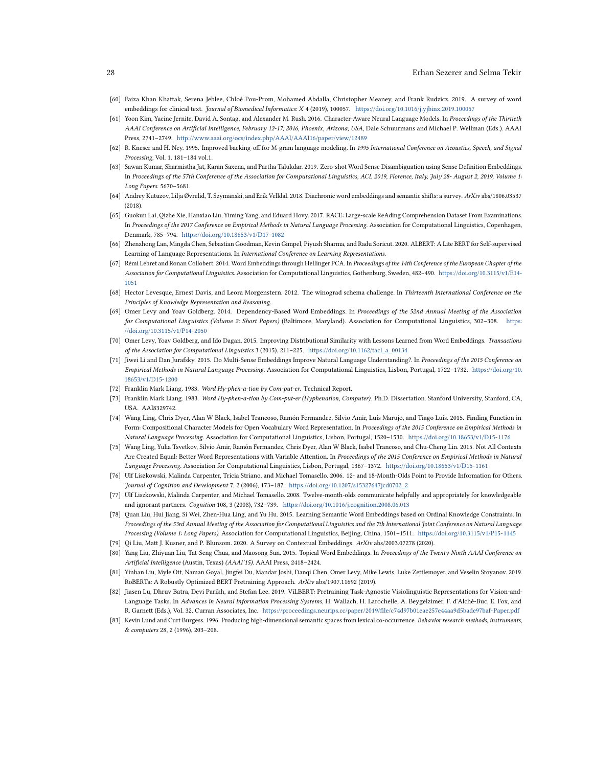[60] Faiza Khan Khattak, Serena Jeblee, Chloé Pou-Prom, Mohamed Abdalla, Christopher Meaney, and Frank Rudzicz. 2019. A survey of word embeddings for clinical text. *Journal of Biomedical Informatics: X* 4 (2019), 100057. https://doi.org/10.1016/j.yjbinx.2019.100057

[61] Yoon Kim, Yacine Jernite, David A. Sontag, and Alexander M. Rush. 2016. Character-Aware Neural Language Models. In *Proceedings of the Thirtieth AAAI Conference on Artificial Intelligence, February 12-17, 2016, Phoenix, Arizona, USA*, Dale Schuurmans and Michael P. Wellman (Eds.). AAAI Press, 2741–2749. http://www.aaai.org/ocs/index.php/AAAI/AAAI16/paper/view/12489

[62] R. Kneser and H. Ney. 1995. Improved backing-off for M-gram language modeling. In *1995 International Conference on Acoustics, Speech, and Signal Processing*, Vol. 1. 181–184 vol.1.

[63] Sawan Kumar, Sharmistha Jat, Karan Saxena, and Partha Talukdar. 2019. Zero-shot Word Sense Disambiguation using Sense Definition Embeddings. In *Proceedings of the 57th Conference of the Association for Computational Linguistics, ACL 2019, Florence, Italy, July 28- August 2, 2019, Volume 1: Long Papers*. 5670–5681.

[64] Andrey Kutuzov, Lilja Øvrelid, T. Szymanski, and Erik Velldal. 2018. Diachronic word embeddings and semantic shifts: a survey. *ArXiv* abs/1806.03537 (2018).

[65] Guokun Lai, Qizhe Xie, Hanxiao Liu, Yiming Yang, and Eduard Hovy. 2017. RACE: Large-scale ReAding Comprehension Dataset From Examinations. In *Proceedings of the 2017 Conference on Empirical Methods in Natural Language Processing*. Association for Computational Linguistics, Copenhagen, Denmark, 785–794. https://doi.org/10.18653/v1/D17-1082

[66] Zhenzhong Lan, Mingda Chen, Sebastian Goodman, Kevin Gimpel, Piyush Sharma, and Radu Soricut. 2020. ALBERT: A Lite BERT for Self-supervised Learning of Language Representations. In *International Conference on Learning Representations*.

[67] Rémi Lebret and Ronan Collobert. 2014. Word Embeddings through Hellinger PCA. In *Proceedings of the 14th Conference of the European Chapter of the Association for Computational Linguistics*. Association for Computational Linguistics, Gothenburg, Sweden, 482–490. https://doi.org/10.3115/v1/E14-1051

[68] Hector Levesque, Ernest Davis, and Leora Morgenstern. 2012. The winograd schema challenge. In *Thirteenth International Conference on the Principles of Knowledge Representation and Reasoning*.

[69] Omer Levy and Yoav Goldberg. 2014. Dependency-Based Word Embeddings. In *Proceedings of the 52nd Annual Meeting of the Association for Computational Linguistics (Volume 2: Short Papers)* (Baltimore, Maryland). Association for Computational Linguistics, 302–308. https://doi.org/10.3115/v1/P14-2050

[70] Omer Levy, Yoav Goldberg, and Ido Dagan. 2015. Improving Distributional Similarity with Lessons Learned from Word Embeddings. *Transactions of the Association for Computational Linguistics* 3 (2015), 211–225. https://doi.org/10.1162/tacl_a_00134

[71] Jiwei Li and Dan Jurafsky. 2015. Do Multi-Sense Embeddings Improve Natural Language Understanding?. In *Proceedings of the 2015 Conference on Empirical Methods in Natural Language Processing*. Association for Computational Linguistics, Lisbon, Portugal, 1722–1732. https://doi.org/10.18653/v1/D15-1200

[72] Franklin Mark Liang. 1983. *Word Hy-phen-a-tion by Com-put-er.* Technical Report.

[73] Franklin Mark Liang. 1983. *Word Hy-phen-a-tion by Com-put-er (Hyphenation, Computer).* Ph.D. Dissertation. Stanford University, Stanford, CA, USA. AAI8329742.

[74] Wang Ling, Chris Dyer, Alan W Black, Isabel Trancoso, Ramón Fermandez, Silvio Amir, Luís Marujo, and Tiago Luís. 2015. Finding Function in Form: Compositional Character Models for Open Vocabulary Word Representation. In *Proceedings of the 2015 Conference on Empirical Methods in Natural Language Processing*. Association for Computational Linguistics, Lisbon, Portugal, 1520–1530. https://doi.org/10.18653/v1/D15-1176

[75] Wang Ling, Yulia Tsvetkov, Silvio Amir, Ramón Fermandez, Chris Dyer, Alan W Black, Isabel Trancoso, and Chu-Cheng Lin. 2015. Not All Contexts Are Created Equal: Better Word Representations with Variable Attention. In *Proceedings of the 2015 Conference on Empirical Methods in Natural Language Processing*. Association for Computational Linguistics, Lisbon, Portugal, 1367–1372. https://doi.org/10.18653/v1/D15-1161

[76] Ulf Liszkowski, Malinda Carpenter, Tricia Striano, and Michael Tomasello. 2006. 12- and 18-Month-Olds Point to Provide Information for Others. *Journal of Cognition and Development* 7, 2 (2006), 173–187. https://doi.org/10.1207/s15327647jcd0702_2

[77] Ulf Liszkowski, Malinda Carpenter, and Michael Tomasello. 2008. Twelve-month-olds communicate helpfully and appropriately for knowledgeable and ignorant partners. *Cognition* 108, 3 (2008), 732–739. https://doi.org/10.1016/j.cognition.2008.06.013

[78] Quan Liu, Hui Jiang, Si Wei, Zhen-Hua Ling, and Yu Hu. 2015. Learning Semantic Word Embeddings based on Ordinal Knowledge Constraints. In *Proceedings of the 53rd Annual Meeting of the Association for Computational Linguistics and the 7th International Joint Conference on Natural Language Processing (Volume 1: Long Papers)*. Association for Computational Linguistics, Beijing, China, 1501–1511. https://doi.org/10.3115/v1/P15-1145

[79] Qi Liu, Matt J. Kusner, and P. Blunsom. 2020. A Survey on Contextual Embeddings. *ArXiv* abs/2003.07278 (2020).

[80] Yang Liu, Zhiyuan Liu, Tat-Seng Chua, and Maosong Sun. 2015. Topical Word Embeddings. In *Proceedings of the Twenty-Ninth AAAI Conference on Artificial Intelligence* (Austin, Texas) *(AAAI'15)*. AAAI Press, 2418–2424.

[81] Yinhan Liu, Myle Ott, Naman Goyal, Jingfei Du, Mandar Joshi, Danqi Chen, Omer Levy, Mike Lewis, Luke Zettlemoyer, and Veselin Stoyanov. 2019. RoBERTa: A Robustly Optimized BERT Pretraining Approach. *ArXiv* abs/1907.11692 (2019).

[82] Jiasen Lu, Dhruv Batra, Devi Parikh, and Stefan Lee. 2019. ViLBERT: Pretraining Task-Agnostic Visiolinguistic Representations for Vision-and-Language Tasks. In *Advances in Neural Information Processing Systems*, H. Wallach, H. Larochelle, A. Beygelzimer, F. d'Alché-Buc, E. Fox, and R. Garnett (Eds.), Vol. 32. Curran Associates, Inc. https://proceedings.neurips.cc/paper/2019/file/c74d97b01eae257e44aa9d5bade97baf-Paper.pdf

[83] Kevin Lund and Curt Burgess. 1996. Producing high-dimensional semantic spaces from lexical co-occurrence. *Behavior research methods, instruments, & computers* 28, 2 (1996), 203–208.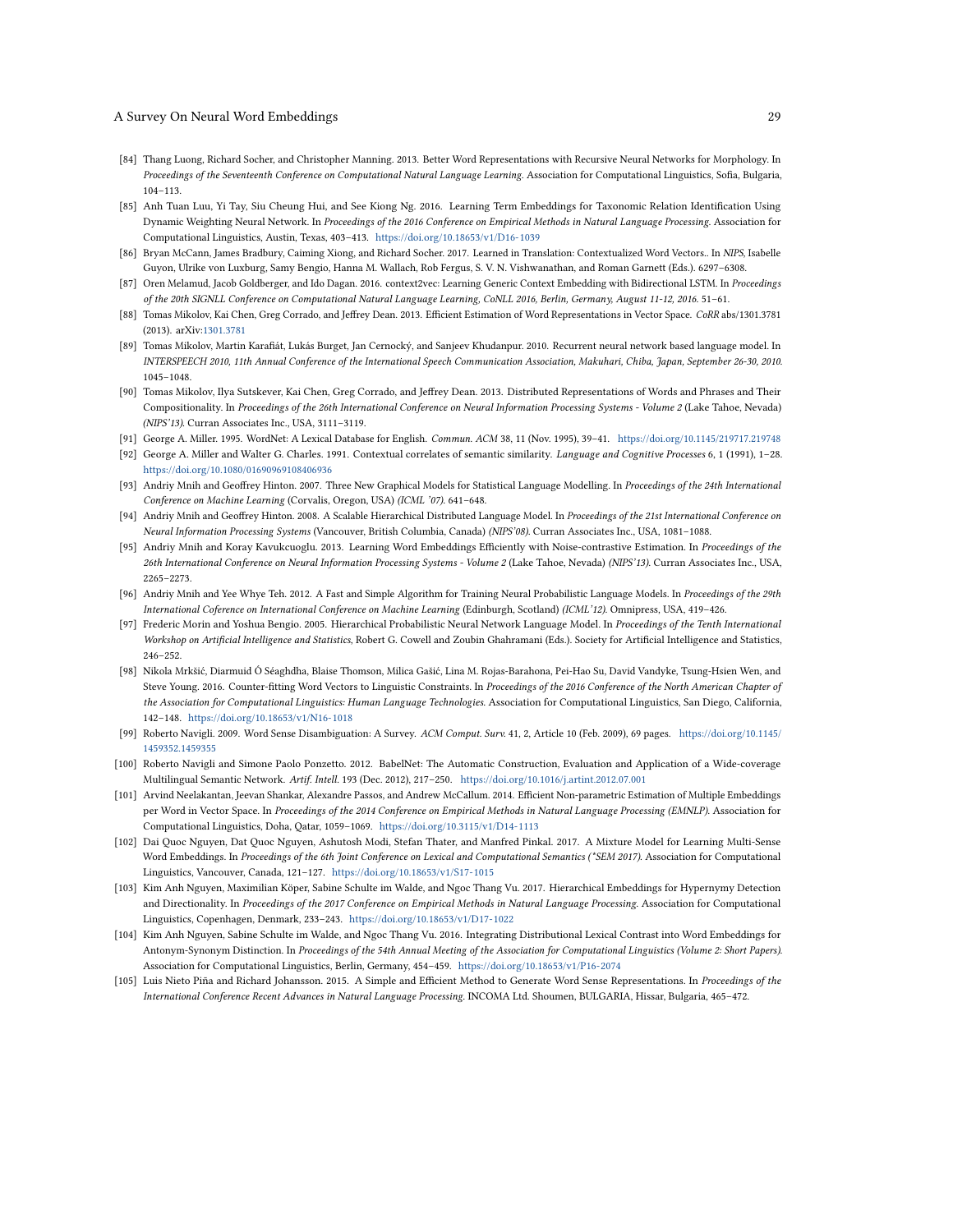[84] Thang Luong, Richard Socher, and Christopher Manning. 2013. Better Word Representations with Recursive Neural Networks for Morphology. In *Proceedings of the Seventeenth Conference on Computational Natural Language Learning*. Association for Computational Linguistics, Sofia, Bulgaria, 104–113.

[85] Anh Tuan Luu, Yi Tay, Siu Cheung Hui, and See Kiong Ng. 2016. Learning Term Embeddings for Taxonomic Relation Identification Using Dynamic Weighting Neural Network. In *Proceedings of the 2016 Conference on Empirical Methods in Natural Language Processing*. Association for Computational Linguistics, Austin, Texas, 403–413. https://doi.org/10.18653/v1/D16-1039

[86] Bryan McCann, James Bradbury, Caiming Xiong, and Richard Socher. 2017. Learned in Translation: Contextualized Word Vectors.. In *NIPS*, Isabelle Guyon, Ulrike von Luxburg, Samy Bengio, Hanna M. Wallach, Rob Fergus, S. V. N. Vishwanathan, and Roman Garnett (Eds.). 6297–6308.

[87] Oren Melamud, Jacob Goldberger, and Ido Dagan. 2016. context2vec: Learning Generic Context Embedding with Bidirectional LSTM. In *Proceedings of the 20th SIGNLL Conference on Computational Natural Language Learning, CoNLL 2016, Berlin, Germany, August 11-12, 2016*. 51–61.

[88] Tomas Mikolov, Kai Chen, Greg Corrado, and Jeffrey Dean. 2013. Efficient Estimation of Word Representations in Vector Space. *CoRR* abs/1301.3781 (2013). arXiv:1301.3781

[89] Tomas Mikolov, Martin Karafiát, Lukás Burget, Jan Cernocký, and Sanjeev Khudanpur. 2010. Recurrent neural network based language model. In *INTERSPEECH 2010, 11th Annual Conference of the International Speech Communication Association, Makuhari, Chiba, Japan, September 26-30, 2010*. 1045–1048.

[90] Tomas Mikolov, Ilya Sutskever, Kai Chen, Greg Corrado, and Jeffrey Dean. 2013. Distributed Representations of Words and Phrases and Their Compositionality. In *Proceedings of the 26th International Conference on Neural Information Processing Systems - Volume 2* (Lake Tahoe, Nevada) *(NIPS'13)*. Curran Associates Inc., USA, 3111–3119.

[91] George A. Miller. 1995. WordNet: A Lexical Database for English. *Commun. ACM* 38, 11 (Nov. 1995), 39–41. https://doi.org/10.1145/219717.219748

[92] George A. Miller and Walter G. Charles. 1991. Contextual correlates of semantic similarity. *Language and Cognitive Processes* 6, 1 (1991), 1–28. https://doi.org/10.1080/01690969108406936

[93] Andriy Mnih and Geoffrey Hinton. 2007. Three New Graphical Models for Statistical Language Modelling. In *Proceedings of the 24th International Conference on Machine Learning* (Corvalis, Oregon, USA) *(ICML '07)*. 641–648.

[94] Andriy Mnih and Geoffrey Hinton. 2008. A Scalable Hierarchical Distributed Language Model. In *Proceedings of the 21st International Conference on Neural Information Processing Systems* (Vancouver, British Columbia, Canada) *(NIPS'08)*. Curran Associates Inc., USA, 1081–1088.

[95] Andriy Mnih and Koray Kavukcuoglu. 2013. Learning Word Embeddings Efficiently with Noise-contrastive Estimation. In *Proceedings of the 26th International Conference on Neural Information Processing Systems - Volume 2* (Lake Tahoe, Nevada) *(NIPS'13)*. Curran Associates Inc., USA, 2265–2273.

[96] Andriy Mnih and Yee Whye Teh. 2012. A Fast and Simple Algorithm for Training Neural Probabilistic Language Models. In *Proceedings of the 29th International Coference on International Conference on Machine Learning* (Edinburgh, Scotland) *(ICML'12)*. Omnipress, USA, 419–426.

[97] Frederic Morin and Yoshua Bengio. 2005. Hierarchical Probabilistic Neural Network Language Model. In *Proceedings of the Tenth International Workshop on Artificial Intelligence and Statistics*, Robert G. Cowell and Zoubin Ghahramani (Eds.). Society for Artificial Intelligence and Statistics, 246–252.

[98] Nikola Mrkšić, Diarmuid Ó Séaghdha, Blaise Thomson, Milica Gašić, Lina M. Rojas-Barahona, Pei-Hao Su, David Vandyke, Tsung-Hsien Wen, and Steve Young. 2016. Counter-fitting Word Vectors to Linguistic Constraints. In *Proceedings of the 2016 Conference of the North American Chapter of the Association for Computational Linguistics: Human Language Technologies*. Association for Computational Linguistics, San Diego, California, 142–148. https://doi.org/10.18653/v1/N16-1018

[99] Roberto Navigli. 2009. Word Sense Disambiguation: A Survey. *ACM Comput. Surv.* 41, 2, Article 10 (Feb. 2009), 69 pages. https://doi.org/10.1145/1459352.1459355

[100] Roberto Navigli and Simone Paolo Ponzetto. 2012. BabelNet: The Automatic Construction, Evaluation and Application of a Wide-coverage Multilingual Semantic Network. *Artif. Intell.* 193 (Dec. 2012), 217–250. https://doi.org/10.1016/j.artint.2012.07.001

[101] Arvind Neelakantan, Jeevan Shankar, Alexandre Passos, and Andrew McCallum. 2014. Efficient Non-parametric Estimation of Multiple Embeddings per Word in Vector Space. In *Proceedings of the 2014 Conference on Empirical Methods in Natural Language Processing (EMNLP)*. Association for Computational Linguistics, Doha, Qatar, 1059–1069. https://doi.org/10.3115/v1/D14-1113

[102] Dai Quoc Nguyen, Dat Quoc Nguyen, Ashutosh Modi, Stefan Thater, and Manfred Pinkal. 2017. A Mixture Model for Learning Multi-Sense Word Embeddings. In *Proceedings of the 6th Joint Conference on Lexical and Computational Semantics (\*SEM 2017)*. Association for Computational Linguistics, Vancouver, Canada, 121–127. https://doi.org/10.18653/v1/S17-1015

[103] Kim Anh Nguyen, Maximilian Köper, Sabine Schulte im Walde, and Ngoc Thang Vu. 2017. Hierarchical Embeddings for Hypernymy Detection and Directionality. In *Proceedings of the 2017 Conference on Empirical Methods in Natural Language Processing*. Association for Computational Linguistics, Copenhagen, Denmark, 233–243. https://doi.org/10.18653/v1/D17-1022

[104] Kim Anh Nguyen, Sabine Schulte im Walde, and Ngoc Thang Vu. 2016. Integrating Distributional Lexical Contrast into Word Embeddings for Antonym-Synonym Distinction. In *Proceedings of the 54th Annual Meeting of the Association for Computational Linguistics (Volume 2: Short Papers)*. Association for Computational Linguistics, Berlin, Germany, 454–459. https://doi.org/10.18653/v1/P16-2074

[105] Luis Nieto Piña and Richard Johansson. 2015. A Simple and Efficient Method to Generate Word Sense Representations. In *Proceedings of the International Conference Recent Advances in Natural Language Processing*. INCOMA Ltd. Shoumen, BULGARIA, Hissar, Bulgaria, 465–472.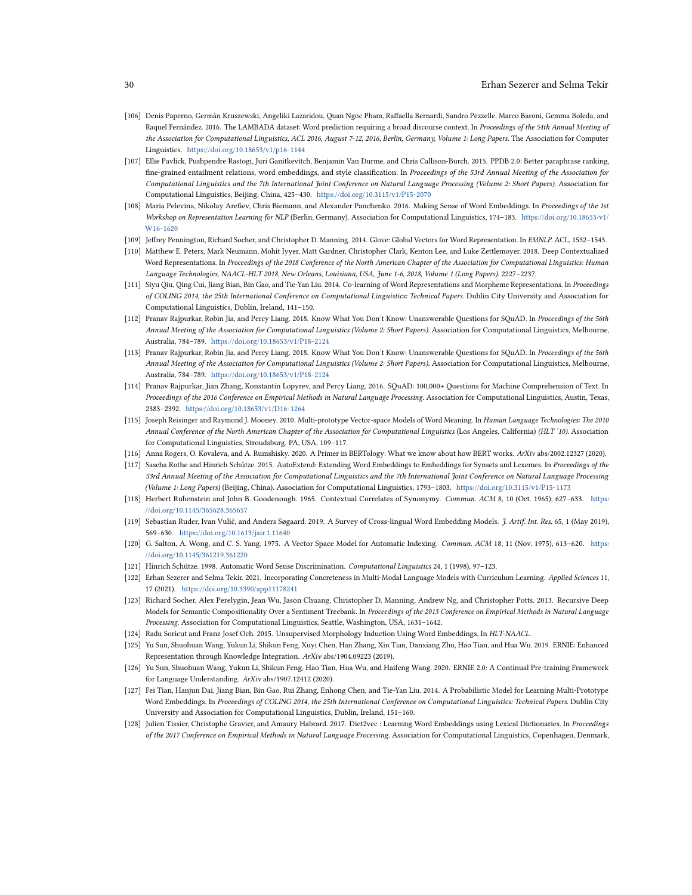[106] Denis Paperno, Germán Kruszewski, Angeliki Lazaridou, Quan Ngoc Pham, Raffaella Bernardi, Sandro Pezzelle, Marco Baroni, Gemma Boleda, and Raquel Fernández. 2016. The LAMBADA dataset: Word prediction requiring a broad discourse context. In *Proceedings of the 54th Annual Meeting of the Association for Computational Linguistics, ACL 2016, August 7-12, 2016, Berlin, Germany, Volume 1: Long Papers*. The Association for Computer Linguistics. https://doi.org/10.18653/v1/p16-1144

[107] Ellie Pavlick, Pushpendre Rastogi, Juri Ganitkevitch, Benjamin Van Durme, and Chris Callison-Burch. 2015. PPDB 2.0: Better paraphrase ranking, fine-grained entailment relations, word embeddings, and style classification. In *Proceedings of the 53rd Annual Meeting of the Association for Computational Linguistics and the 7th International Joint Conference on Natural Language Processing (Volume 2: Short Papers)*. Association for Computational Linguistics, Beijing, China, 425–430. https://doi.org/10.3115/v1/P15-2070

[108] Maria Pelevina, Nikolay Arefiev, Chris Biemann, and Alexander Panchenko. 2016. Making Sense of Word Embeddings. In *Proceedings of the 1st Workshop on Representation Learning for NLP* (Berlin, Germany). Association for Computational Linguistics, 174–183. https://doi.org/10.18653/v1/W16-1620

[109] Jeffrey Pennington, Richard Socher, and Christopher D. Manning. 2014. Glove: Global Vectors for Word Representation. In *EMNLP*. ACL, 1532–1543.

[110] Matthew E. Peters, Mark Neumann, Mohit Iyyer, Matt Gardner, Christopher Clark, Kenton Lee, and Luke Zettlemoyer. 2018. Deep Contextualized Word Representations. In *Proceedings of the 2018 Conference of the North American Chapter of the Association for Computational Linguistics: Human Language Technologies, NAACL-HLT 2018, New Orleans, Louisiana, USA, June 1-6, 2018, Volume 1 (Long Papers)*. 2227–2237.

[111] Siyu Qiu, Qing Cui, Jiang Bian, Bin Gao, and Tie-Yan Liu. 2014. Co-learning of Word Representations and Morpheme Representations. In *Proceedings of COLING 2014, the 25th International Conference on Computational Linguistics: Technical Papers*. Dublin City University and Association for Computational Linguistics, Dublin, Ireland, 141–150.

[112] Pranav Rajpurkar, Robin Jia, and Percy Liang. 2018. Know What You Don't Know: Unanswerable Questions for SQuAD. In *Proceedings of the 56th Annual Meeting of the Association for Computational Linguistics (Volume 2: Short Papers)*. Association for Computational Linguistics, Melbourne, Australia, 784–789. https://doi.org/10.18653/v1/P18-2124

[113] Pranav Rajpurkar, Robin Jia, and Percy Liang. 2018. Know What You Don't Know: Unanswerable Questions for SQuAD. In *Proceedings of the 56th Annual Meeting of the Association for Computational Linguistics (Volume 2: Short Papers)*. Association for Computational Linguistics, Melbourne, Australia, 784–789. https://doi.org/10.18653/v1/P18-2124

[114] Pranav Rajpurkar, Jian Zhang, Konstantin Lopyrev, and Percy Liang. 2016. SQuAD: 100,000+ Questions for Machine Comprehension of Text. In *Proceedings of the 2016 Conference on Empirical Methods in Natural Language Processing*. Association for Computational Linguistics, Austin, Texas, 2383–2392. https://doi.org/10.18653/v1/D16-1264

[115] Joseph Reisinger and Raymond J. Mooney. 2010. Multi-prototype Vector-space Models of Word Meaning. In *Human Language Technologies: The 2010 Annual Conference of the North American Chapter of the Association for Computational Linguistics* (Los Angeles, California) *(HLT '10)*. Association for Computational Linguistics, Stroudsburg, PA, USA, 109–117.

[116] Anna Rogers, O. Kovaleva, and A. Rumshisky. 2020. A Primer in BERTology: What we know about how BERT works. *ArXiv* abs/2002.12327 (2020).

[117] Sascha Rothe and Hinrich Schütze. 2015. AutoExtend: Extending Word Embeddings to Embeddings for Synsets and Lexemes. In *Proceedings of the 53rd Annual Meeting of the Association for Computational Linguistics and the 7th International Joint Conference on Natural Language Processing (Volume 1: Long Papers)* (Beijing, China). Association for Computational Linguistics, 1793–1803. https://doi.org/10.3115/v1/P15-1173

[118] Herbert Rubenstein and John B. Goodenough. 1965. Contextual Correlates of Synonymy. *Commun. ACM* 8, 10 (Oct. 1965), 627–633. https://doi.org/10.1145/365628.365657

[119] Sebastian Ruder, Ivan Vulić, and Anders Søgaard. 2019. A Survey of Cross-lingual Word Embedding Models. *J. Artif. Int. Res.* 65, 1 (May 2019), 569–630. https://doi.org/10.1613/jair.1.11640

[120] G. Salton, A. Wong, and C. S. Yang. 1975. A Vector Space Model for Automatic Indexing. *Commun. ACM* 18, 11 (Nov. 1975), 613–620. https://doi.org/10.1145/361219.361220

[121] Hinrich Schütze. 1998. Automatic Word Sense Discrimination. *Computational Linguistics* 24, 1 (1998), 97–123.

[122] Erhan Sezerer and Selma Tekir. 2021. Incorporating Concreteness in Multi-Modal Language Models with Curriculum Learning. *Applied Sciences* 11, 17 (2021). https://doi.org/10.3390/app11178241

[123] Richard Socher, Alex Perelygin, Jean Wu, Jason Chuang, Christopher D. Manning, Andrew Ng, and Christopher Potts. 2013. Recursive Deep Models for Semantic Compositionality Over a Sentiment Treebank. In *Proceedings of the 2013 Conference on Empirical Methods in Natural Language Processing*. Association for Computational Linguistics, Seattle, Washington, USA, 1631–1642.

[124] Radu Soricut and Franz Josef Och. 2015. Unsupervised Morphology Induction Using Word Embeddings. In *HLT-NAACL*.

[125] Yu Sun, Shuohuan Wang, Yukun Li, Shikun Feng, Xuyi Chen, Han Zhang, Xin Tian, Danxiang Zhu, Hao Tian, and Hua Wu. 2019. ERNIE: Enhanced Representation through Knowledge Integration. *ArXiv* abs/1904.09223 (2019).

[126] Yu Sun, Shuohuan Wang, Yukun Li, Shikun Feng, Hao Tian, Hua Wu, and Haifeng Wang. 2020. ERNIE 2.0: A Continual Pre-training Framework for Language Understanding. *ArXiv* abs/1907.12412 (2020).

[127] Fei Tian, Hanjun Dai, Jiang Bian, Bin Gao, Rui Zhang, Enhong Chen, and Tie-Yan Liu. 2014. A Probabilistic Model for Learning Multi-Prototype Word Embeddings. In *Proceedings of COLING 2014, the 25th International Conference on Computational Linguistics: Technical Papers*. Dublin City University and Association for Computational Linguistics, Dublin, Ireland, 151–160.

[128] Julien Tissier, Christophe Gravier, and Amaury Habrard. 2017. Dict2vec : Learning Word Embeddings using Lexical Dictionaries. In *Proceedings of the 2017 Conference on Empirical Methods in Natural Language Processing*. Association for Computational Linguistics, Copenhagen, Denmark,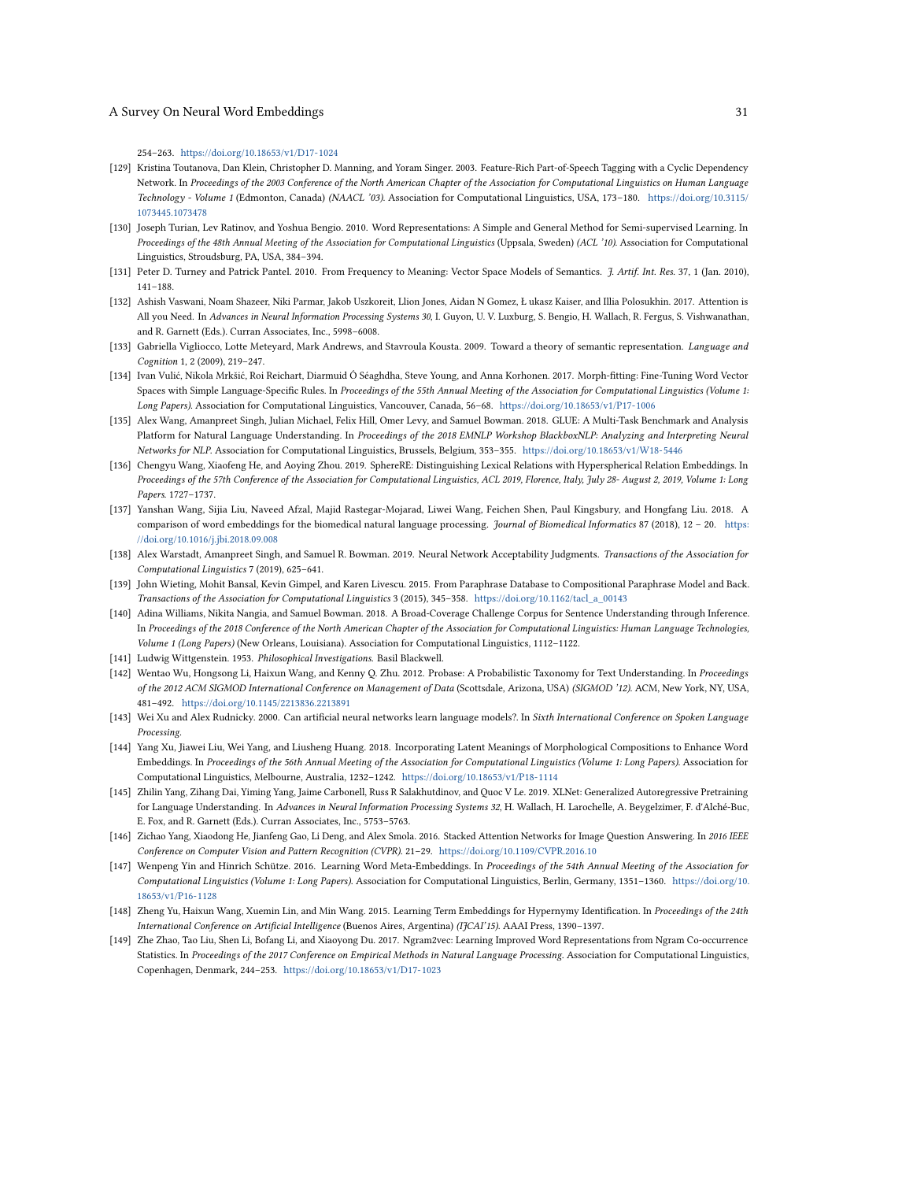254–263. https://doi.org/10.18653/v1/D17-1024

[129] Kristina Toutanova, Dan Klein, Christopher D. Manning, and Yoram Singer. 2003. Feature-Rich Part-of-Speech Tagging with a Cyclic Dependency Network. In *Proceedings of the 2003 Conference of the North American Chapter of the Association for Computational Linguistics on Human Language Technology - Volume 1* (Edmonton, Canada) *(NAACL '03)*. Association for Computational Linguistics, USA, 173–180. https://doi.org/10.3115/1073445.1073478

[130] Joseph Turian, Lev Ratinov, and Yoshua Bengio. 2010. Word Representations: A Simple and General Method for Semi-supervised Learning. In *Proceedings of the 48th Annual Meeting of the Association for Computational Linguistics* (Uppsala, Sweden) *(ACL '10)*. Association for Computational Linguistics, Stroudsburg, PA, USA, 384–394.

[131] Peter D. Turney and Patrick Pantel. 2010. From Frequency to Meaning: Vector Space Models of Semantics. *J. Artif. Int. Res.* 37, 1 (Jan. 2010), 141–188.

[132] Ashish Vaswani, Noam Shazeer, Niki Parmar, Jakob Uszkoreit, Llion Jones, Aidan N Gomez, Ł ukasz Kaiser, and Illia Polosukhin. 2017. Attention is All you Need. In *Advances in Neural Information Processing Systems 30*, I. Guyon, U. V. Luxburg, S. Bengio, H. Wallach, R. Fergus, S. Vishwanathan, and R. Garnett (Eds.). Curran Associates, Inc., 5998–6008.

[133] Gabriella Vigliocco, Lotte Meteyard, Mark Andrews, and Stavroula Kousta. 2009. Toward a theory of semantic representation. *Language and Cognition* 1, 2 (2009), 219–247.

[134] Ivan Vulić, Nikola Mrkšić, Roi Reichart, Diarmuid Ó Séaghdha, Steve Young, and Anna Korhonen. 2017. Morph-fitting: Fine-Tuning Word Vector Spaces with Simple Language-Specific Rules. In *Proceedings of the 55th Annual Meeting of the Association for Computational Linguistics (Volume 1: Long Papers)*. Association for Computational Linguistics, Vancouver, Canada, 56–68. https://doi.org/10.18653/v1/P17-1006

[135] Alex Wang, Amanpreet Singh, Julian Michael, Felix Hill, Omer Levy, and Samuel Bowman. 2018. GLUE: A Multi-Task Benchmark and Analysis Platform for Natural Language Understanding. In *Proceedings of the 2018 EMNLP Workshop BlackboxNLP: Analyzing and Interpreting Neural Networks for NLP*. Association for Computational Linguistics, Brussels, Belgium, 353–355. https://doi.org/10.18653/v1/W18-5446

[136] Chengyu Wang, Xiaofeng He, and Aoying Zhou. 2019. SphereRE: Distinguishing Lexical Relations with Hyperspherical Relation Embeddings. In *Proceedings of the 57th Conference of the Association for Computational Linguistics, ACL 2019, Florence, Italy, July 28- August 2, 2019, Volume 1: Long Papers*. 1727–1737.

[137] Yanshan Wang, Sijia Liu, Naveed Afzal, Majid Rastegar-Mojarad, Liwei Wang, Feichen Shen, Paul Kingsbury, and Hongfang Liu. 2018. A comparison of word embeddings for the biomedical natural language processing. *Journal of Biomedical Informatics* 87 (2018), 12 – 20. https://doi.org/10.1016/j.jbi.2018.09.008

[138] Alex Warstadt, Amanpreet Singh, and Samuel R. Bowman. 2019. Neural Network Acceptability Judgments. *Transactions of the Association for Computational Linguistics* 7 (2019), 625–641.

[139] John Wieting, Mohit Bansal, Kevin Gimpel, and Karen Livescu. 2015. From Paraphrase Database to Compositional Paraphrase Model and Back. *Transactions of the Association for Computational Linguistics* 3 (2015), 345–358. https://doi.org/10.1162/tacl_a_00143

[140] Adina Williams, Nikita Nangia, and Samuel Bowman. 2018. A Broad-Coverage Challenge Corpus for Sentence Understanding through Inference. In *Proceedings of the 2018 Conference of the North American Chapter of the Association for Computational Linguistics: Human Language Technologies, Volume 1 (Long Papers)* (New Orleans, Louisiana). Association for Computational Linguistics, 1112–1122.

[141] Ludwig Wittgenstein. 1953. *Philosophical Investigations*. Basil Blackwell.

[142] Wentao Wu, Hongsong Li, Haixun Wang, and Kenny Q. Zhu. 2012. Probase: A Probabilistic Taxonomy for Text Understanding. In *Proceedings of the 2012 ACM SIGMOD International Conference on Management of Data* (Scottsdale, Arizona, USA) *(SIGMOD '12)*. ACM, New York, NY, USA, 481–492. https://doi.org/10.1145/2213836.2213891

[143] Wei Xu and Alex Rudnicky. 2000. Can artificial neural networks learn language models?. In *Sixth International Conference on Spoken Language Processing*.

[144] Yang Xu, Jiawei Liu, Wei Yang, and Liusheng Huang. 2018. Incorporating Latent Meanings of Morphological Compositions to Enhance Word Embeddings. In *Proceedings of the 56th Annual Meeting of the Association for Computational Linguistics (Volume 1: Long Papers)*. Association for Computational Linguistics, Melbourne, Australia, 1232–1242. https://doi.org/10.18653/v1/P18-1114

[145] Zhilin Yang, Zihang Dai, Yiming Yang, Jaime Carbonell, Russ R Salakhutdinov, and Quoc V Le. 2019. XLNet: Generalized Autoregressive Pretraining for Language Understanding. In *Advances in Neural Information Processing Systems 32*, H. Wallach, H. Larochelle, A. Beygelzimer, F. d'Alché-Buc, E. Fox, and R. Garnett (Eds.). Curran Associates, Inc., 5753–5763.

[146] Zichao Yang, Xiaodong He, Jianfeng Gao, Li Deng, and Alex Smola. 2016. Stacked Attention Networks for Image Question Answering. In *2016 IEEE Conference on Computer Vision and Pattern Recognition (CVPR)*. 21–29. https://doi.org/10.1109/CVPR.2016.10

[147] Wenpeng Yin and Hinrich Schütze. 2016. Learning Word Meta-Embeddings. In *Proceedings of the 54th Annual Meeting of the Association for Computational Linguistics (Volume 1: Long Papers)*. Association for Computational Linguistics, Berlin, Germany, 1351–1360. https://doi.org/10.18653/v1/P16-1128

[148] Zheng Yu, Haixun Wang, Xuemin Lin, and Min Wang. 2015. Learning Term Embeddings for Hypernymy Identification. In *Proceedings of the 24th International Conference on Artificial Intelligence* (Buenos Aires, Argentina) *(IJCAI'15)*. AAAI Press, 1390–1397.

[149] Zhe Zhao, Tao Liu, Shen Li, Bofang Li, and Xiaoyong Du. 2017. Ngram2vec: Learning Improved Word Representations from Ngram Co-occurrence Statistics. In *Proceedings of the 2017 Conference on Empirical Methods in Natural Language Processing*. Association for Computational Linguistics, Copenhagen, Denmark, 244–253. https://doi.org/10.18653/v1/D17-1023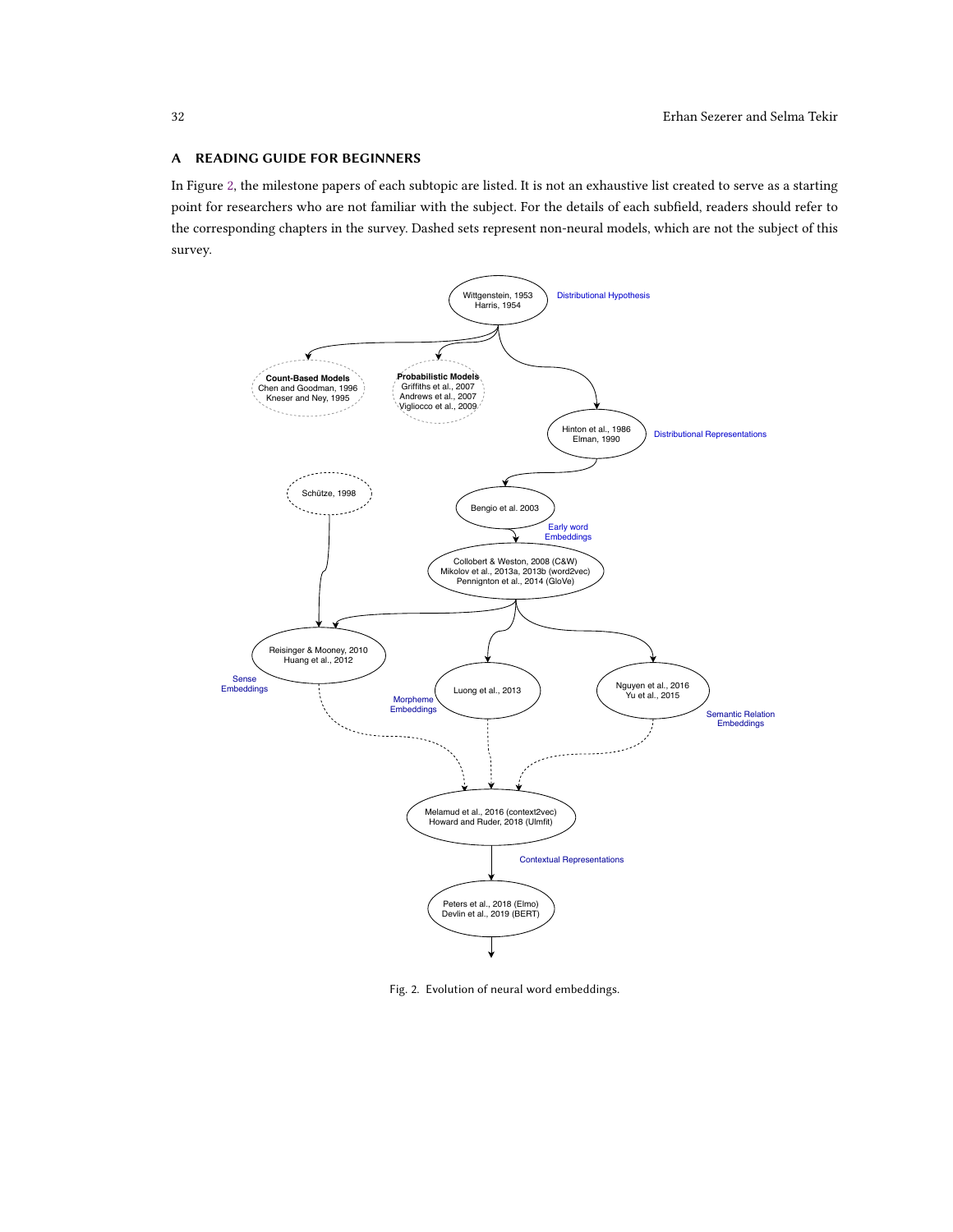## A READING GUIDE FOR BEGINNERS

In Figure 2, the milestone papers of each subtopic are listed. It is not an exhaustive list created to serve as a starting point for researchers who are not familiar with the subject. For the details of each subfield, readers should refer to the corresponding chapters in the survey. Dashed sets represent non-neural models, which are not the subject of this survey.

Fig. 2. Evolution of neural word embeddings.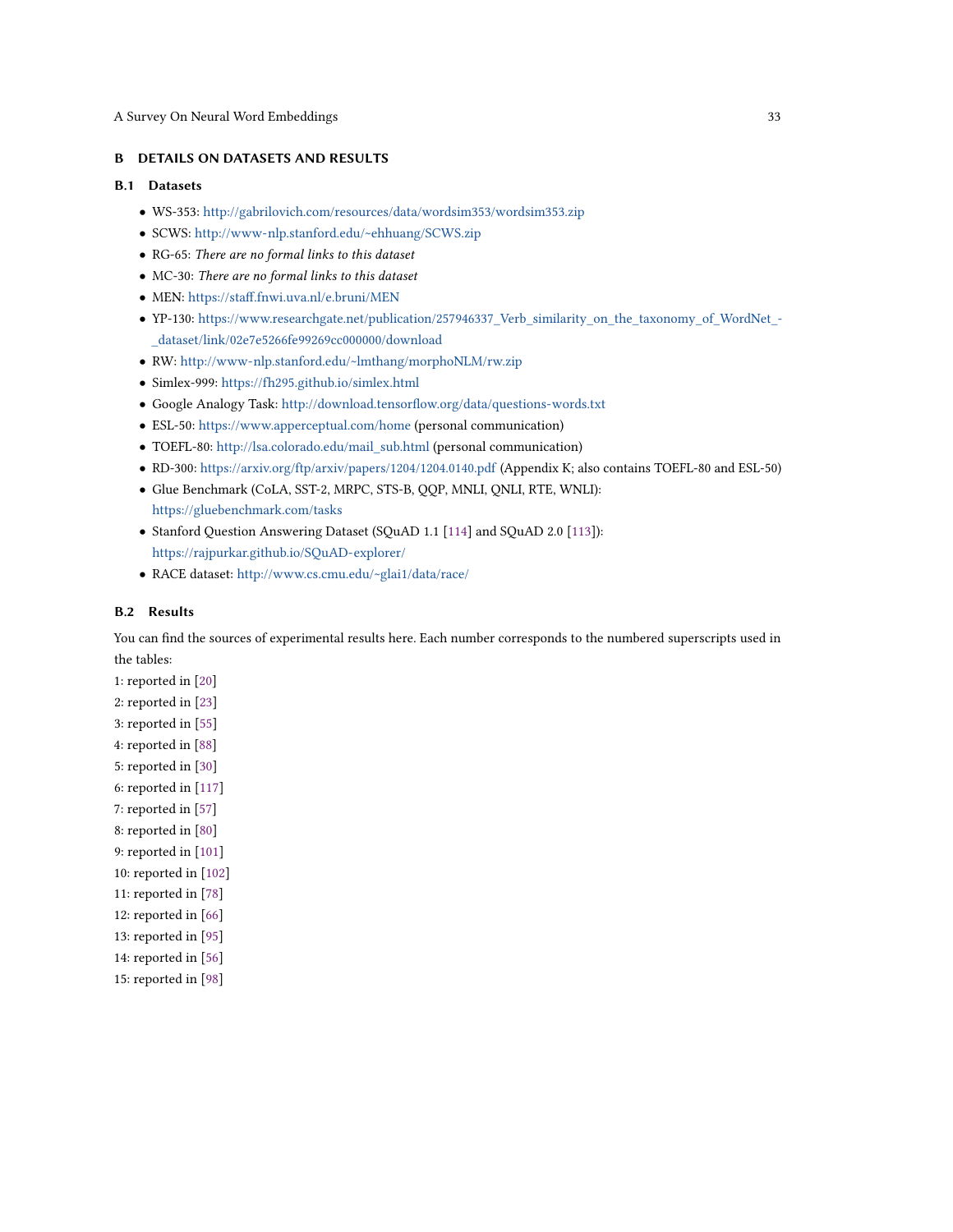## B DETAILS ON DATASETS AND RESULTS

### B.1 Datasets

- WS-353: http://gabrilovich.com/resources/data/wordsim353/wordsim353.zip
- SCWS: http://www-nlp.stanford.edu/~ehhuang/SCWS.zip
- RG-65: *There are no formal links to this dataset*
- MC-30: *There are no formal links to this dataset*
- MEN: https://staff.fnwi.uva.nl/e.bruni/MEN
- YP-130: https://www.researchgate.net/publication/257946337_Verb_similarity_on_the_taxonomy_of_WordNet_-_dataset/link/02e7e5266fe99269cc000000/download
- RW: http://www-nlp.stanford.edu/~lmthang/morphoNLM/rw.zip
- Simlex-999: https://fh295.github.io/simlex.html
- Google Analogy Task: http://download.tensorflow.org/data/questions-words.txt
- ESL-50: https://www.apperceptual.com/home (personal communication)
- TOEFL-80: http://lsa.colorado.edu/mail_sub.html (personal communication)
- RD-300: https://arxiv.org/ftp/arxiv/papers/1204/1204.0140.pdf (Appendix K; also contains TOEFL-80 and ESL-50)
- Glue Benchmark (CoLA, SST-2, MRPC, STS-B, QQP, MNLI, QNLI, RTE, WNLI): https://gluebenchmark.com/tasks
- Stanford Question Answering Dataset (SQuAD 1.1 [114] and SQuAD 2.0 [113]): https://rajpurkar.github.io/SQuAD-explorer/
- RACE dataset: http://www.cs.cmu.edu/~glai1/data/race/

### B.2 Results

You can find the sources of experimental results here. Each number corresponds to the numbered superscripts used in the tables:

1: reported in [20]
2: reported in [23]
3: reported in [55]
4: reported in [88]
5: reported in [30]
6: reported in [117]
7: reported in [57]
8: reported in [80]
9: reported in [101]
10: reported in [102]
11: reported in [78]
12: reported in [66]
13: reported in [95]
14: reported in [56]
15: reported in [98]